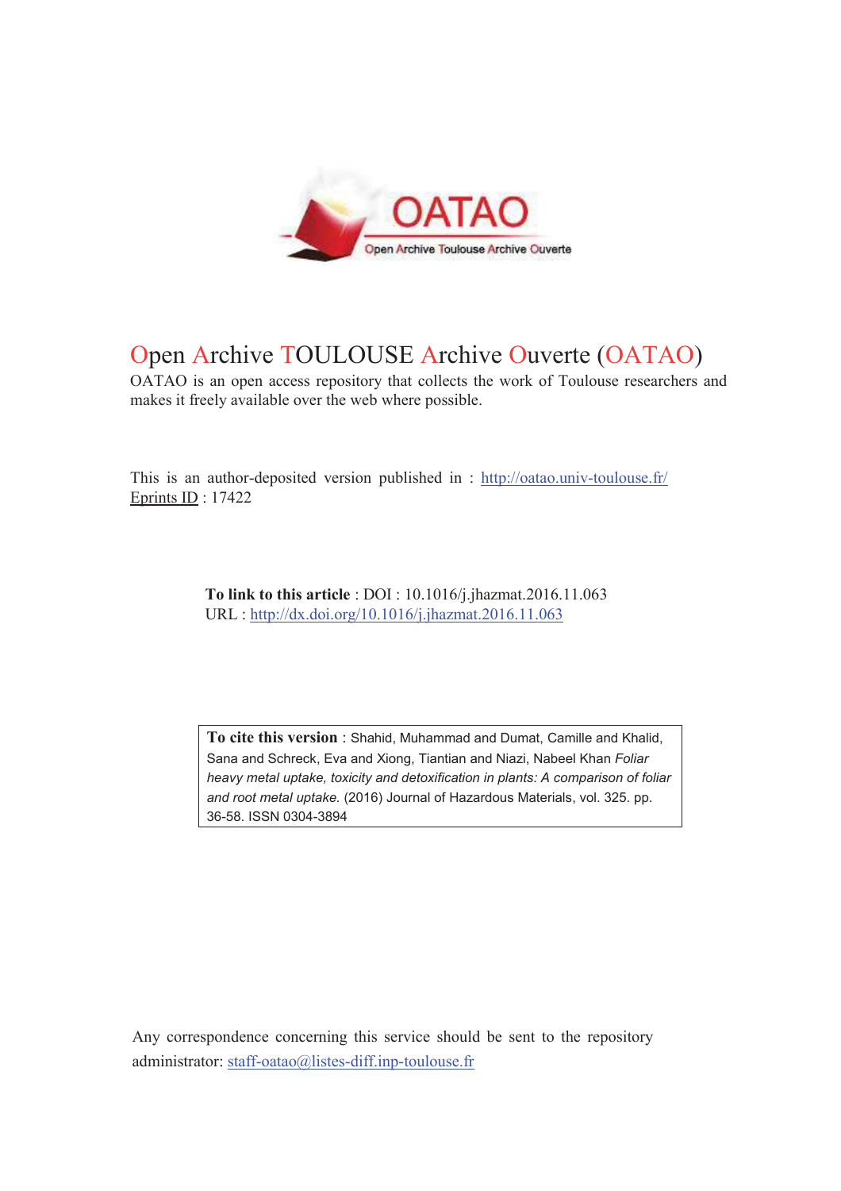OATAO

Open Archive Toulouse Archive Ouverte

# Open Archive TOULOUSE Archive Ouverte (OATAO)

OATAO is an open access repository that collects the work of Toulouse researchers and makes it freely available over the web where possible.

This is an author-deposited version published in : http://oatao.univ-toulouse.fr/
Eprints ID : 17422

**To link to this article** : DOI : 10.1016/j.jhazmat.2016.11.063
URL : http://dx.doi.org/10.1016/j.jhazmat.2016.11.063

**To cite this version** : Shahid, Muhammad and Dumat, Camille and Khalid, Sana and Schreck, Eva and Xiong, Tiantian and Niazi, Nabeel Khan *Foliar heavy metal uptake, toxicity and detoxification in plants: A comparison of foliar and root metal uptake.* (2016) Journal of Hazardous Materials, vol. 325. pp. 36-58. ISSN 0304-3894

Any correspondence concerning this service should be sent to the repository administrator: staff-oatao@listes-diff.inp-toulouse.fr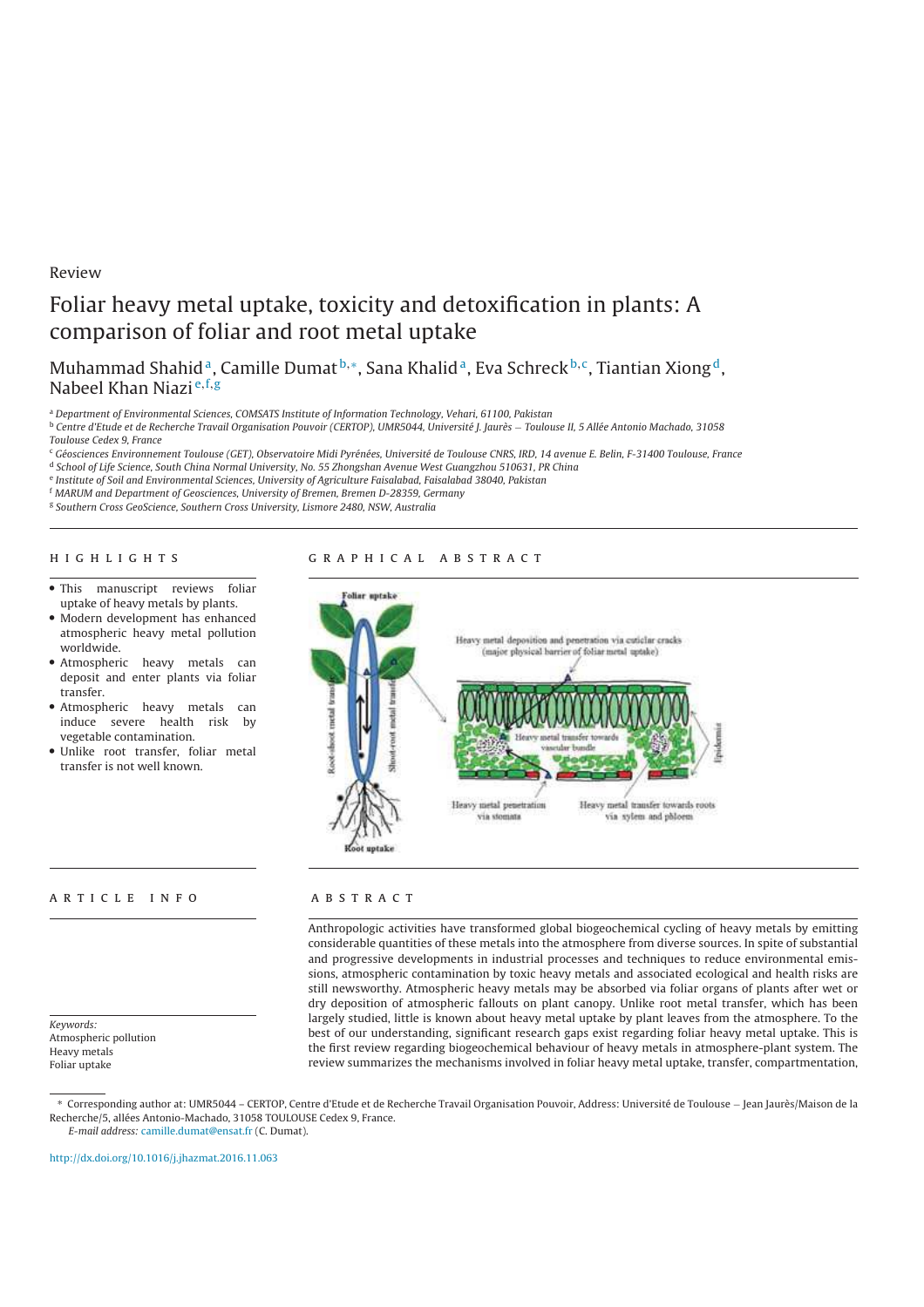Review

# Foliar heavy metal uptake, toxicity and detoxification in plants: A comparison of foliar and root metal uptake

Muhammad Shahid[a], Camille Dumat[b,*], Sana Khalid[a], Eva Schreck[b,c], Tiantian Xiong[d], Nabeel Khan Niazi[e,f,g]

[a] Department of Environmental Sciences, COMSATS Institute of Information Technology, Vehari, 61100, Pakistan
[b] Centre d'Etude et de Recherche Travail Organisation Pouvoir (CERTOP), UMR5044, Université J. Jaurès – Toulouse II, 5 Allée Antonio Machado, 31058 Toulouse Cedex 9, France
[c] Géosciences Environnement Toulouse (GET), Observatoire Midi Pyrénées, Université de Toulouse CNRS, IRD, 14 avenue E. Belin, F-31400 Toulouse, France
[d] School of Life Science, South China Normal University, No. 55 Zhongshan Avenue West Guangzhou 510631, PR China
[e] Institute of Soil and Environmental Sciences, University of Agriculture Faisalabad, Faisalabad 38040, Pakistan
[f] MARUM and Department of Geosciences, University of Bremen, Bremen D-28359, Germany
[g] Southern Cross GeoScience, Southern Cross University, Lismore 2480, NSW, Australia

## HIGHLIGHTS

- This manuscript reviews foliar uptake of heavy metals by plants.
- Modern development has enhanced atmospheric heavy metal pollution worldwide.
- Atmospheric heavy metals can deposit and enter plants via foliar transfer.
- Atmospheric heavy metals can induce severe health risk by vegetable contamination.
- Unlike root transfer, foliar metal transfer is not well known.

## GRAPHICAL ABSTRACT

## ARTICLE INFO

*Keywords:*
Atmospheric pollution
Heavy metals
Foliar uptake

## ABSTRACT

Anthropologic activities have transformed global biogeochemical cycling of heavy metals by emitting considerable quantities of these metals into the atmosphere from diverse sources. In spite of substantial and progressive developments in industrial processes and techniques to reduce environmental emissions, atmospheric contamination by toxic heavy metals and associated ecological and health risks are still newsworthy. Atmospheric heavy metals may be absorbed via foliar organs of plants after wet or dry deposition of atmospheric fallouts on plant canopy. Unlike root metal transfer, which has been largely studied, little is known about heavy metal uptake by plant leaves from the atmosphere. To the best of our understanding, significant research gaps exist regarding foliar heavy metal uptake. This is the first review regarding biogeochemical behaviour of heavy metals in atmosphere-plant system. The review summarizes the mechanisms involved in foliar heavy metal uptake, transfer, compartmentation,

\* Corresponding author at: UMR5044 – CERTOP, Centre d'Etude et de Recherche Travail Organisation Pouvoir, Address: Université de Toulouse – Jean Jaurès/Maison de la Recherche/5, allées Antonio-Machado, 31058 TOULOUSE Cedex 9, France.
*E-mail address:* camille.dumat@ensat.fr (C. Dumat).

http://dx.doi.org/10.1016/j.jhazmat.2016.11.063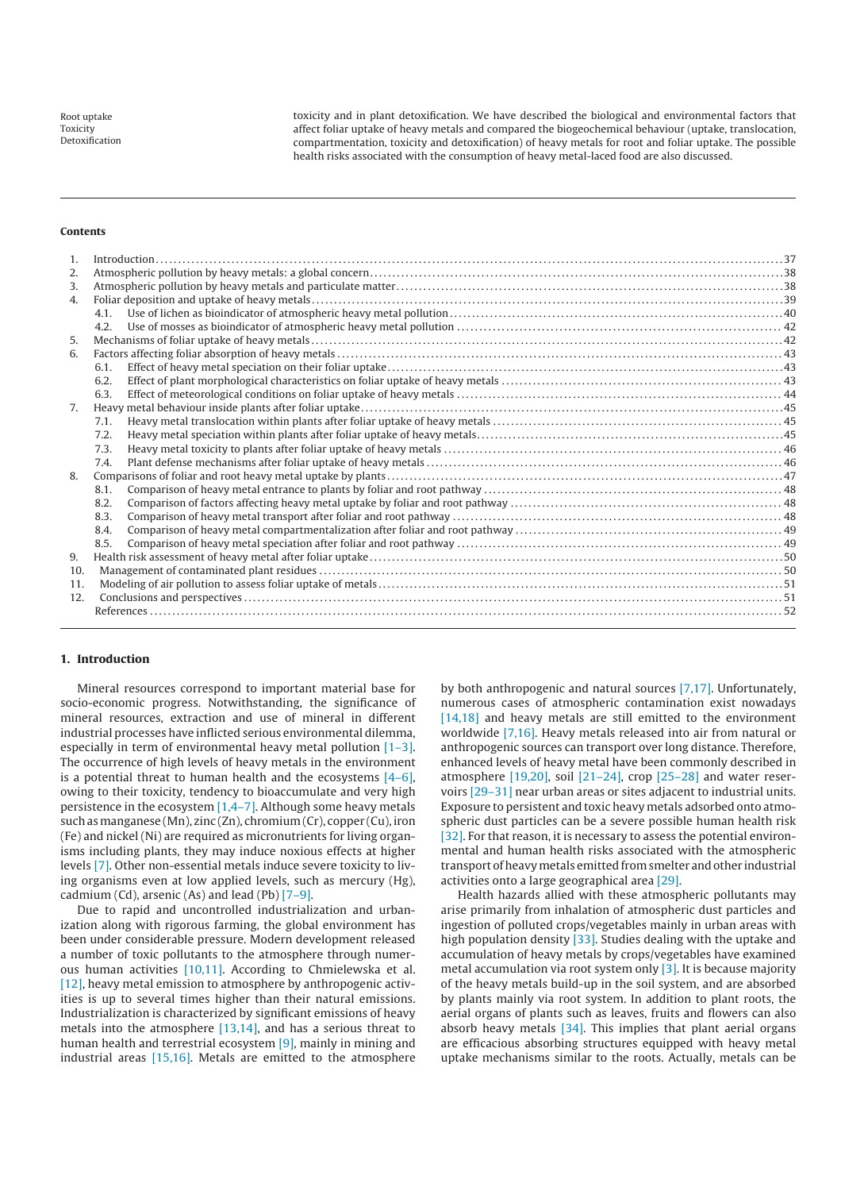Root uptake
Toxicity
Detoxification

toxicity and in plant detoxification. We have described the biological and environmental factors that affect foliar uptake of heavy metals and compared the biogeochemical behaviour (uptake, translocation, compartmentation, toxicity and detoxification) of heavy metals for root and foliar uptake. The possible health risks associated with the consumption of heavy metal-laced food are also discussed.

**Contents**

1. Introduction ..... 37
2. Atmospheric pollution by heavy metals: a global concern ..... 38
3. Atmospheric pollution by heavy metals and particulate matter ..... 38
4. Foliar deposition and uptake of heavy metals ..... 39
   - 4.1. Use of lichen as bioindicator of atmospheric heavy metal pollution ..... 40
   - 4.2. Use of mosses as bioindicator of atmospheric heavy metal pollution ..... 42
5. Mechanisms of foliar uptake of heavy metals ..... 42
6. Factors affecting foliar absorption of heavy metals ..... 43
   - 6.1. Effect of heavy metal speciation on their foliar uptake ..... 43
   - 6.2. Effect of plant morphological characteristics on foliar uptake of heavy metals ..... 43
   - 6.3. Effect of meteorological conditions on foliar uptake of heavy metals ..... 44
7. Heavy metal behaviour inside plants after foliar uptake ..... 45
   - 7.1. Heavy metal translocation within plants after foliar uptake of heavy metals ..... 45
   - 7.2. Heavy metal speciation within plants after foliar uptake of heavy metals ..... 45
   - 7.3. Heavy metal toxicity to plants after foliar uptake of heavy metals ..... 46
   - 7.4. Plant defense mechanisms after foliar uptake of heavy metals ..... 46
8. Comparisons of foliar and root heavy metal uptake by plants ..... 47
   - 8.1. Comparison of heavy metal entrance to plants by foliar and root pathway ..... 48
   - 8.2. Comparison of factors affecting heavy metal uptake by foliar and root pathway ..... 48
   - 8.3. Comparison of heavy metal transport after foliar and root pathway ..... 48
   - 8.4. Comparison of heavy metal compartmentalization after foliar and root pathway ..... 49
   - 8.5. Comparison of heavy metal speciation after foliar and root pathway ..... 49
9. Health risk assessment of heavy metal after foliar uptake ..... 50
10. Management of contaminated plant residues ..... 50
11. Modeling of air pollution to assess foliar uptake of metals ..... 51
12. Conclusions and perspectives ..... 51

References ..... 52

## 1. Introduction

Mineral resources correspond to important material base for socio-economic progress. Notwithstanding, the significance of mineral resources, extraction and use of mineral in different industrial processes have inflicted serious environmental dilemma, especially in term of environmental heavy metal pollution [1–3]. The occurrence of high levels of heavy metals in the environment is a potential threat to human health and the ecosystems [4–6], owing to their toxicity, tendency to bioaccumulate and very high persistence in the ecosystem [1,4–7]. Although some heavy metals such as manganese (Mn), zinc (Zn), chromium (Cr), copper (Cu), iron (Fe) and nickel (Ni) are required as micronutrients for living organisms including plants, they may induce noxious effects at higher levels [7]. Other non-essential metals induce severe toxicity to living organisms even at low applied levels, such as mercury (Hg), cadmium (Cd), arsenic (As) and lead (Pb) [7–9].

Due to rapid and uncontrolled industrialization and urbanization along with rigorous farming, the global environment has been under considerable pressure. Modern development released a number of toxic pollutants to the atmosphere through numerous human activities [10,11]. According to Chmielewska et al. [12], heavy metal emission to atmosphere by anthropogenic activities is up to several times higher than their natural emissions. Industrialization is characterized by significant emissions of heavy metals into the atmosphere [13,14], and has a serious threat to human health and terrestrial ecosystem [9], mainly in mining and industrial areas [15,16]. Metals are emitted to the atmosphere by both anthropogenic and natural sources [7,17]. Unfortunately, numerous cases of atmospheric contamination exist nowadays [14,18] and heavy metals are still emitted to the environment worldwide [7,16]. Heavy metals released into air from natural or anthropogenic sources can transport over long distance. Therefore, enhanced levels of heavy metal have been commonly described in atmosphere [19,20], soil [21–24], crop [25–28] and water reservoirs [29–31] near urban areas or sites adjacent to industrial units. Exposure to persistent and toxic heavy metals adsorbed onto atmospheric dust particles can be a severe possible human health risk [32]. For that reason, it is necessary to assess the potential environmental and human health risks associated with the atmospheric transport of heavy metals emitted from smelter and other industrial activities onto a large geographical area [29].

Health hazards allied with these atmospheric pollutants may arise primarily from inhalation of atmospheric dust particles and ingestion of polluted crops/vegetables mainly in urban areas with high population density [33]. Studies dealing with the uptake and accumulation of heavy metals by crops/vegetables have examined metal accumulation via root system only [3]. It is because majority of the heavy metals build-up in the soil system, and are absorbed by plants mainly via root system. In addition to plant roots, the aerial organs of plants such as leaves, fruits and flowers can also absorb heavy metals [34]. This implies that plant aerial organs are efficacious absorbing structures equipped with heavy metal uptake mechanisms similar to the roots. Actually, metals can be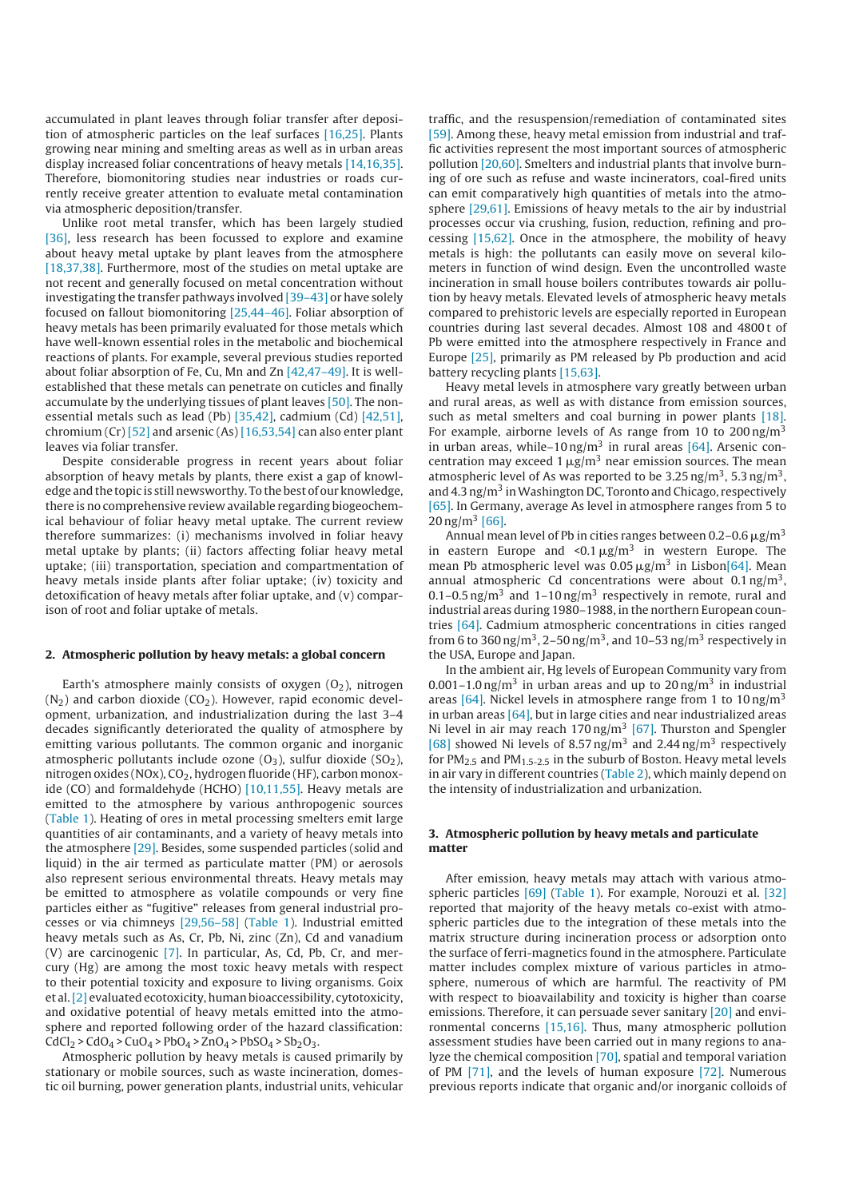accumulated in plant leaves through foliar transfer after deposition of atmospheric particles on the leaf surfaces [16,25]. Plants growing near mining and smelting areas as well as in urban areas display increased foliar concentrations of heavy metals [14,16,35]. Therefore, biomonitoring studies near industries or roads currently receive greater attention to evaluate metal contamination via atmospheric deposition/transfer.

Unlike root metal transfer, which has been largely studied [36], less research has been focussed to explore and examine about heavy metal uptake by plant leaves from the atmosphere [18,37,38]. Furthermore, most of the studies on metal uptake are not recent and generally focused on metal concentration without investigating the transfer pathways involved [39–43] or have solely focused on fallout biomonitoring [25,44–46]. Foliar absorption of heavy metals has been primarily evaluated for those metals which have well-known essential roles in the metabolic and biochemical reactions of plants. For example, several previous studies reported about foliar absorption of Fe, Cu, Mn and Zn [42,47–49]. It is well-established that these metals can penetrate on cuticles and finally accumulate by the underlying tissues of plant leaves [50]. The non-essential metals such as lead (Pb) [35,42], cadmium (Cd) [42,51], chromium (Cr) [52] and arsenic (As) [16,53,54] can also enter plant leaves via foliar transfer.

Despite considerable progress in recent years about foliar absorption of heavy metals by plants, there exist a gap of knowledge and the topic is still newsworthy. To the best of our knowledge, there is no comprehensive review available regarding biogeochemical behaviour of foliar heavy metal uptake. The current review therefore summarizes: (i) mechanisms involved in foliar heavy metal uptake by plants; (ii) factors affecting foliar heavy metal uptake; (iii) transportation, speciation and compartmentation of heavy metals inside plants after foliar uptake; (iv) toxicity and detoxification of heavy metals after foliar uptake, and (v) comparison of root and foliar uptake of metals.

## 2. Atmospheric pollution by heavy metals: a global concern

Earth's atmosphere mainly consists of oxygen ($O_2$), nitrogen ($N_2$) and carbon dioxide ($CO_2$). However, rapid economic development, urbanization, and industrialization during the last 3–4 decades significantly deteriorated the quality of atmosphere by emitting various pollutants. The common organic and inorganic atmospheric pollutants include ozone ($O_3$), sulfur dioxide ($SO_2$), nitrogen oxides (NOx), $CO_2$, hydrogen fluoride (HF), carbon monoxide (CO) and formaldehyde (HCHO) [10,11,55]. Heavy metals are emitted to the atmosphere by various anthropogenic sources (Table 1). Heating of ores in metal processing smelters emit large quantities of air contaminants, and a variety of heavy metals into the atmosphere [29]. Besides, some suspended particles (solid and liquid) in the air termed as particulate matter (PM) or aerosols also represent serious environmental threats. Heavy metals may be emitted to atmosphere as volatile compounds or very fine particles either as "fugitive" releases from general industrial processes or via chimneys [29,56–58] (Table 1). Industrial emitted heavy metals such as As, Cr, Pb, Ni, zinc (Zn), Cd and vanadium (V) are carcinogenic [7]. In particular, As, Cd, Pb, Cr, and mercury (Hg) are among the most toxic heavy metals with respect to their potential toxicity and exposure to living organisms. Goix et al. [2] evaluated ecotoxicity, human bioaccessibility, cytotoxicity, and oxidative potential of heavy metals emitted into the atmosphere and reported following order of the hazard classification: $CdCl_2 > CdO_4 > CuO_4 > PbO_4 > ZnO_4 > PbSO_4 > Sb_2O_3$.

Atmospheric pollution by heavy metals is caused primarily by stationary or mobile sources, such as waste incineration, domestic oil burning, power generation plants, industrial units, vehicular traffic, and the resuspension/remediation of contaminated sites [59]. Among these, heavy metal emission from industrial and traffic activities represent the most important sources of atmospheric pollution [20,60]. Smelters and industrial plants that involve burning of ore such as refuse and waste incinerators, coal-fired units can emit comparatively high quantities of metals into the atmosphere [29,61]. Emissions of heavy metals to the air by industrial processes occur via crushing, fusion, reduction, refining and processing [15,62]. Once in the atmosphere, the mobility of heavy metals is high: the pollutants can easily move on several kilometers in function of wind design. Even the uncontrolled waste incineration in small house boilers contributes towards air pollution by heavy metals. Elevated levels of atmospheric heavy metals compared to prehistoric levels are especially reported in European countries during last several decades. Almost 108 and 4800 t of Pb were emitted into the atmosphere respectively in France and Europe [25], primarily as PM released by Pb production and acid battery recycling plants [15,63].

Heavy metal levels in atmosphere vary greatly between urban and rural areas, as well as with distance from emission sources, such as metal smelters and coal burning in power plants [18]. For example, airborne levels of As range from 10 to 200 ng/m$^3$ in urban areas, while–10 ng/m$^3$ in rural areas [64]. Arsenic concentration may exceed 1 μg/m$^3$ near emission sources. The mean atmospheric level of As was reported to be 3.25 ng/m$^3$, 5.3 ng/m$^3$, and 4.3 ng/m$^3$ in Washington DC, Toronto and Chicago, respectively [65]. In Germany, average As level in atmosphere ranges from 5 to 20 ng/m$^3$ [66].

Annual mean level of Pb in cities ranges between 0.2–0.6 μg/m$^3$ in eastern Europe and <0.1 μg/m$^3$ in western Europe. The mean Pb atmospheric level was 0.05 μg/m$^3$ in Lisbon[64]. Mean annual atmospheric Cd concentrations were about 0.1 ng/m$^3$, 0.1–0.5 ng/m$^3$ and 1–10 ng/m$^3$ respectively in remote, rural and industrial areas during 1980–1988, in the northern European countries [64]. Cadmium atmospheric concentrations in cities ranged from 6 to 360 ng/m$^3$, 2–50 ng/m$^3$, and 10–53 ng/m$^3$ respectively in the USA, Europe and Japan.

In the ambient air, Hg levels of European Community vary from 0.001–1.0 ng/m$^3$ in urban areas and up to 20 ng/m$^3$ in industrial areas [64]. Nickel levels in atmosphere range from 1 to 10 ng/m$^3$ in urban areas [64], but in large cities and near industrialized areas Ni level in air may reach 170 ng/m$^3$ [67]. Thurston and Spengler [68] showed Ni levels of 8.57 ng/m$^3$ and 2.44 ng/m$^3$ respectively for $PM_{2.5}$ and $PM_{1.5\text{-}2.5}$ in the suburb of Boston. Heavy metal levels in air vary in different countries (Table 2), which mainly depend on the intensity of industrialization and urbanization.

## 3. Atmospheric pollution by heavy metals and particulate matter

After emission, heavy metals may attach with various atmospheric particles [69] (Table 1). For example, Norouzi et al. [32] reported that majority of the heavy metals co-exist with atmospheric particles due to the integration of these metals into the matrix structure during incineration process or adsorption onto the surface of ferri-magnetics found in the atmosphere. Particulate matter includes complex mixture of various particles in atmosphere, numerous of which are harmful. The reactivity of PM with respect to bioavailability and toxicity is higher than coarse emissions. Therefore, it can persuade sever sanitary [20] and environmental concerns [15,16]. Thus, many atmospheric pollution assessment studies have been carried out in many regions to analyze the chemical composition [70], spatial and temporal variation of PM [71], and the levels of human exposure [72]. Numerous previous reports indicate that organic and/or inorganic colloids of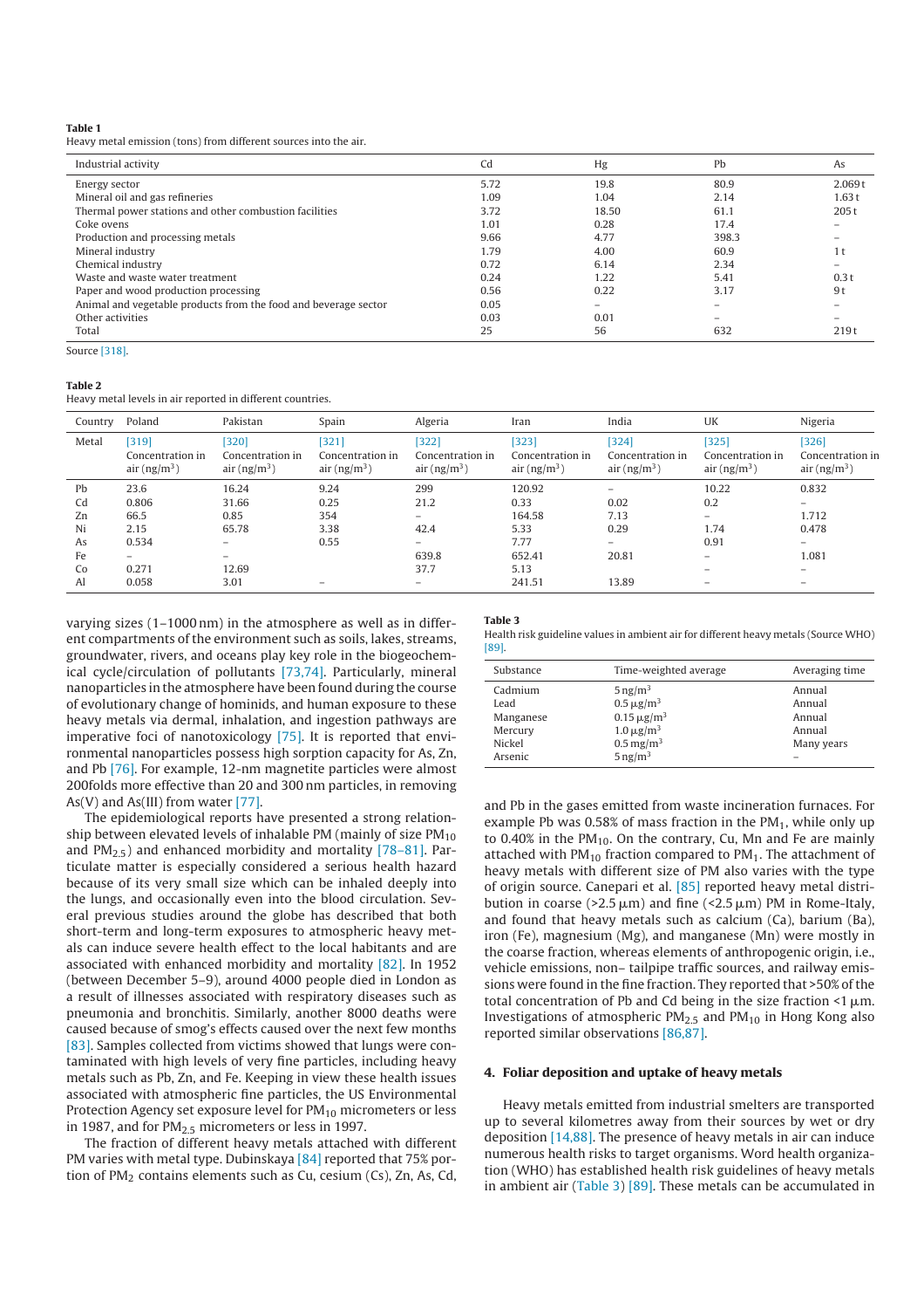**Table 1**
Heavy metal emission (tons) from different sources into the air.

| Industrial activity | Cd | Hg | Pb | As |
|---|---|---|---|---|
| Energy sector | 5.72 | 19.8 | 80.9 | 2.069 t |
| Mineral oil and gas refineries | 1.09 | 1.04 | 2.14 | 1.63 t |
| Thermal power stations and other combustion facilities | 3.72 | 18.50 | 61.1 | 205 t |
| Coke ovens | 1.01 | 0.28 | 17.4 | – |
| Production and processing metals | 9.66 | 4.77 | 398.3 | – |
| Mineral industry | 1.79 | 4.00 | 60.9 | 1 t |
| Chemical industry | 0.72 | 6.14 | 2.34 | – |
| Waste and waste water treatment | 0.24 | 1.22 | 5.41 | 0.3 t |
| Paper and wood production processing | 0.56 | 0.22 | 3.17 | 9 t |
| Animal and vegetable products from the food and beverage sector | 0.05 | – | – | – |
| Other activities | 0.03 | 0.01 | – | – |
| Total | 25 | 56 | 632 | 219 t |

Source [318].

**Table 2**
Heavy metal levels in air reported in different countries.

| Country | Poland | Pakistan | Spain | Algeria | Iran | India | UK | Nigeria |
|---|---|---|---|---|---|---|---|---|
| Metal | [319] Concentration in air (ng/m$^3$) | [320] Concentration in air (ng/m$^3$) | [321] Concentration in air (ng/m$^3$) | [322] Concentration in air (ng/m$^3$) | [323] Concentration in air (ng/m$^3$) | [324] Concentration in air (ng/m$^3$) | [325] Concentration in air (ng/m$^3$) | [326] Concentration in air (ng/m$^3$) |
| Pb | 23.6 | 16.24 | 9.24 | 299 | 120.92 | – | 10.22 | 0.832 |
| Cd | 0.806 | 31.66 | 0.25 | 21.2 | 0.33 | 0.02 | 0.2 | – |
| Zn | 66.5 | 0.85 | 354 | – | 164.58 | 7.13 | – | 1.712 |
| Ni | 2.15 | 65.78 | 3.38 | 42.4 | 5.33 | 0.29 | 1.74 | 0.478 |
| As | 0.534 | – | 0.55 | – | 7.77 | – | 0.91 | – |
| Fe | – | – | | 639.8 | 652.41 | 20.81 | – | 1.081 |
| Co | 0.271 | 12.69 | | 37.7 | 5.13 | | – | – |
| Al | 0.058 | 3.01 | – | – | 241.51 | 13.89 | – | – |

varying sizes (1–1000 nm) in the atmosphere as well as in different compartments of the environment such as soils, lakes, streams, groundwater, rivers, and oceans play key role in the biogeochemical cycle/circulation of pollutants [73,74]. Particularly, mineral nanoparticles in the atmosphere have been found during the course of evolutionary change of hominids, and human exposure to these heavy metals via dermal, inhalation, and ingestion pathways are imperative foci of nanotoxicology [75]. It is reported that environmental nanoparticles possess high sorption capacity for As, Zn, and Pb [76]. For example, 12-nm magnetite particles were almost 200folds more effective than 20 and 300 nm particles, in removing As(V) and As(III) from water [77].

The epidemiological reports have presented a strong relationship between elevated levels of inhalable PM (mainly of size $PM_{10}$ and $PM_{2.5}$) and enhanced morbidity and mortality [78–81]. Particulate matter is especially considered a serious health hazard because of its very small size which can be inhaled deeply into the lungs, and occasionally even into the blood circulation. Several previous studies around the globe has described that both short-term and long-term exposures to atmospheric heavy metals can induce severe health effect to the local habitants and are associated with enhanced morbidity and mortality [82]. In 1952 (between December 5–9), around 4000 people died in London as a result of illnesses associated with respiratory diseases such as pneumonia and bronchitis. Similarly, another 8000 deaths were caused because of smog's effects caused over the next few months [83]. Samples collected from victims showed that lungs were contaminated with high levels of very fine particles, including heavy metals such as Pb, Zn, and Fe. Keeping in view these health issues associated with atmospheric fine particles, the US Environmental Protection Agency set exposure level for $PM_{10}$ micrometers or less in 1987, and for $PM_{2.5}$ micrometers or less in 1997.

The fraction of different heavy metals attached with different PM varies with metal type. Dubinskaya [84] reported that 75% portion of $PM_2$ contains elements such as Cu, cesium (Cs), Zn, As, Cd, and Pb in the gases emitted from waste incineration furnaces. For example Pb was 0.58% of mass fraction in the $PM_1$, while only up to 0.40% in the $PM_{10}$. On the contrary, Cu, Mn and Fe are mainly attached with $PM_{10}$ fraction compared to $PM_1$. The attachment of heavy metals with different size of PM also varies with the type of origin source. Canepari et al. [85] reported heavy metal distribution in coarse (>2.5 μm) and fine (<2.5 μm) PM in Rome-Italy, and found that heavy metals such as calcium (Ca), barium (Ba), iron (Fe), magnesium (Mg), and manganese (Mn) were mostly in the coarse fraction, whereas elements of anthropogenic origin, i.e., vehicle emissions, non– tailpipe traffic sources, and railway emissions were found in the fine fraction. They reported that >50% of the total concentration of Pb and Cd being in the size fraction <1 μm. Investigations of atmospheric $PM_{2.5}$ and $PM_{10}$ in Hong Kong also reported similar observations [86,87].

**Table 3**
Health risk guideline values in ambient air for different heavy metals (Source WHO) [89].

| Substance | Time-weighted average | Averaging time |
|---|---|---|
| Cadmium | 5 ng/m$^3$ | Annual |
| Lead | 0.5 μg/m$^3$ | Annual |
| Manganese | 0.15 μg/m$^3$ | Annual |
| Mercury | 1.0 μg/m$^3$ | Annual |
| Nickel | 0.5 mg/m$^3$ | Many years |
| Arsenic | 5 ng/m$^3$ | – |

## 4. Foliar deposition and uptake of heavy metals

Heavy metals emitted from industrial smelters are transported up to several kilometres away from their sources by wet or dry deposition [14,88]. The presence of heavy metals in air can induce numerous health risks to target organisms. Word health organization (WHO) has established health risk guidelines of heavy metals in ambient air (Table 3) [89]. These metals can be accumulated in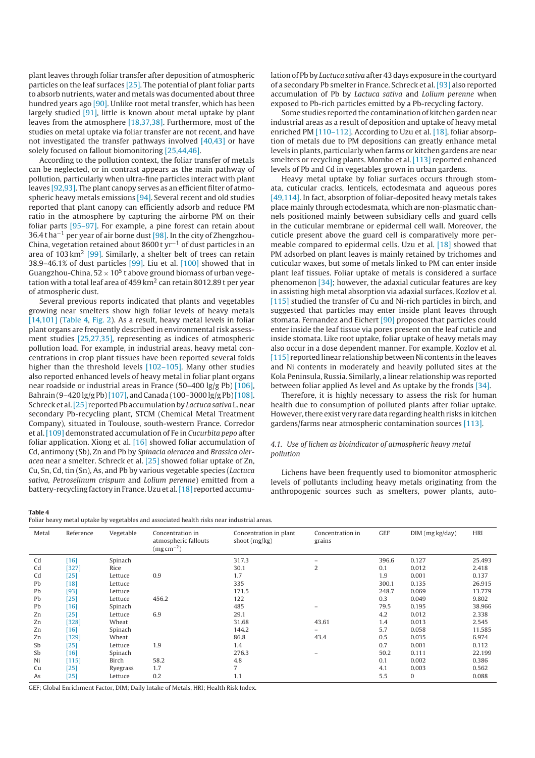plant leaves through foliar transfer after deposition of atmospheric particles on the leaf surfaces [25]. The potential of plant foliar parts to absorb nutrients, water and metals was documented about three hundred years ago [90]. Unlike root metal transfer, which has been largely studied [91], little is known about metal uptake by plant leaves from the atmosphere [18,37,38]. Furthermore, most of the studies on metal uptake via foliar transfer are not recent, and have not investigated the transfer pathways involved [40,43] or have solely focused on fallout biomonitoring [25,44,46].

According to the pollution context, the foliar transfer of metals can be neglected, or in contrast appears as the main pathway of pollution, particularly when ultra-fine particles interact with plant leaves [92,93]. The plant canopy serves as an efficient filter of atmospheric heavy metals emissions [94]. Several recent and old studies reported that plant canopy can efficiently adsorb and reduce PM ratio in the atmosphere by capturing the airborne PM on their foliar parts [95–97]. For example, a pine forest can retain about 36.4 t $ha^{-1}$ per year of air borne dust [98]. In the city of Zhengzhou-China, vegetation retained about 8600 t $yr^{-1}$ of dust particles in an area of 103 $km^2$ [99]. Similarly, a shelter belt of trees can retain 38.9–46.1% of dust particles [99]. Liu et al. [100] showed that in Guangzhou-China, $52 \times 10^5$ t above ground biomass of urban vegetation with a total leaf area of 459 $km^2$ can retain 8012.89 t per year of atmospheric dust.

Several previous reports indicated that plants and vegetables growing near smelters show high foliar levels of heavy metals [14,101] (Table 4, Fig. 2). As a result, heavy metal levels in foliar plant organs are frequently described in environmental risk assessment studies [25,27,35], representing as indices of atmospheric pollution load. For example, in industrial areas, heavy metal concentrations in crop plant tissues have been reported several folds higher than the threshold levels [102–105]. Many other studies also reported enhanced levels of heavy metal in foliar plant organs near roadside or industrial areas in France (50–400 lg/g Pb) [106], Bahrain (9–420 lg/g Pb) [107], and Canada (100–3000 lg/g Pb) [108]. Schreck et al. [25] reported Pb accumulation by *Lactuca sativa* L. near secondary Pb-recycling plant, STCM (Chemical Metal Treatment Company), situated in Toulouse, south-western France. Corredor et al. [109] demonstrated accumulation of Fe in *Cucurbita pepo* after foliar application. Xiong et al. [16] showed foliar accumulation of Cd, antimony (Sb), Zn and Pb by *Spinacia oleracea* and *Brassica oleracea* near a smelter. Schreck et al. [25] showed foliar uptake of Zn, Cu, Sn, Cd, tin (Sn), As, and Pb by various vegetable species (*Lactuca sativa, Petroselinum crispum* and *Lolium perenne*) emitted from a battery-recycling factory in France. Uzu et al. [18] reported accumulation of Pb by *Lactuca sativa* after 43 days exposure in the courtyard of a secondary Pb smelter in France. Schreck et al. [93] also reported accumulation of Pb by *Lactuca sativa* and *Lolium perenne* when exposed to Pb-rich particles emitted by a Pb-recycling factory.

Some studies reported the contamination of kitchen garden near industrial areas as a result of deposition and uptake of heavy metal enriched PM [110–112]. According to Uzu et al. [18], foliar absorption of metals due to PM depositions can greatly enhance metal levels in plants, particularly when farms or kitchen gardens are near smelters or recycling plants. Mombo et al. [113] reported enhanced levels of Pb and Cd in vegetables grown in urban gardens.

Heavy metal uptake by foliar surfaces occurs through stomata, cuticular cracks, lenticels, ectodesmata and aqueous pores [49,114]. In fact, absorption of foliar-deposited heavy metals takes place mainly through ectodesmata, which are non-plasmatic channels positioned mainly between subsidiary cells and guard cells in the cuticular membrane or epidermal cell wall. Moreover, the cuticle present above the guard cell is comparatively more permeable compared to epidermal cells. Uzu et al. [18] showed that PM adsorbed on plant leaves is mainly retained by trichomes and cuticular waxes, but some of metals linked to PM can enter inside plant leaf tissues. Foliar uptake of metals is considered a surface phenomenon [34]; however, the adaxial cuticular features are key in assisting high metal absorption via adaxial surfaces. Kozlov et al. [115] studied the transfer of Cu and Ni-rich particles in birch, and suggested that particles may enter inside plant leaves through stomata. Fernandez and Eichert [90] proposed that particles could enter inside the leaf tissue via pores present on the leaf cuticle and inside stomata. Like root uptake, foliar uptake of heavy metals may also occur in a dose dependent manner. For example, Kozlov et al. [115] reported linear relationship between Ni contents in the leaves and Ni contents in moderately and heavily polluted sites at the Kola Peninsula, Russia. Similarly, a linear relationship was reported between foliar applied As level and As uptake by the fronds [34].

Therefore, it is highly necessary to assess the risk for human health due to consumption of polluted plants after foliar uptake. However, there exist very rare data regarding health risks in kitchen gardens/farms near atmospheric contamination sources [113].

### 4.1. Use of lichen as bioindicator of atmospheric heavy metal pollution

Lichens have been frequently used to biomonitor atmospheric levels of pollutants including heavy metals originating from the anthropogenic sources such as smelters, power plants, auto-

**Table 4**
Foliar heavy metal uptake by vegetables and associated health risks near industrial areas.

| Metal | Reference | Vegetable | Concentration in atmospheric fallouts ($mg\,cm^{-2}$) | Concentration in plant shoot (mg/kg) | Concentration in grains | GEF | DIM (mg kg/day) | HRI |
|---|---|---|---|---|---|---|---|---|
| Cd | [16] | Spinach | | 317.3 | – | 396.6 | 0.127 | 25.493 |
| Cd | [327] | Rice | | 30.1 | 2 | 0.1 | 0.012 | 2.418 |
| Cd | [25] | Lettuce | 0.9 | 1.7 | | 1.9 | 0.001 | 0.137 |
| Pb | [18] | Lettuce | | 335 | | 300.1 | 0.135 | 26.915 |
| Pb | [93] | Lettuce | | 171.5 | | 248.7 | 0.069 | 13.779 |
| Pb | [25] | Lettuce | 456.2 | 122 | | 0.3 | 0.049 | 9.802 |
| Pb | [16] | Spinach | | 485 | – | 79.5 | 0.195 | 38.966 |
| Zn | [25] | Lettuce | 6.9 | 29.1 | | 4.2 | 0.012 | 2.338 |
| Zn | [328] | Wheat | | 31.68 | 43.61 | 1.4 | 0.013 | 2.545 |
| Zn | [16] | Spinach | | 144.2 | – | 5.7 | 0.058 | 11.585 |
| Zn | [329] | Wheat | | 86.8 | 43.4 | 0.5 | 0.035 | 6.974 |
| Sb | [25] | Lettuce | 1.9 | 1.4 | | 0.7 | 0.001 | 0.112 |
| Sb | [16] | Spinach | | 276.3 | – | 50.2 | 0.111 | 22.199 |
| Ni | [115] | Birch | 58.2 | 4.8 | | 0.1 | 0.002 | 0.386 |
| Cu | [25] | Ryegrass | 1.7 | 7 | | 4.1 | 0.003 | 0.562 |
| As | [25] | Lettuce | 0.2 | 1.1 | | 5.5 | 0 | 0.088 |

GEF; Global Enrichment Factor, DIM; Daily Intake of Metals, HRI; Health Risk Index.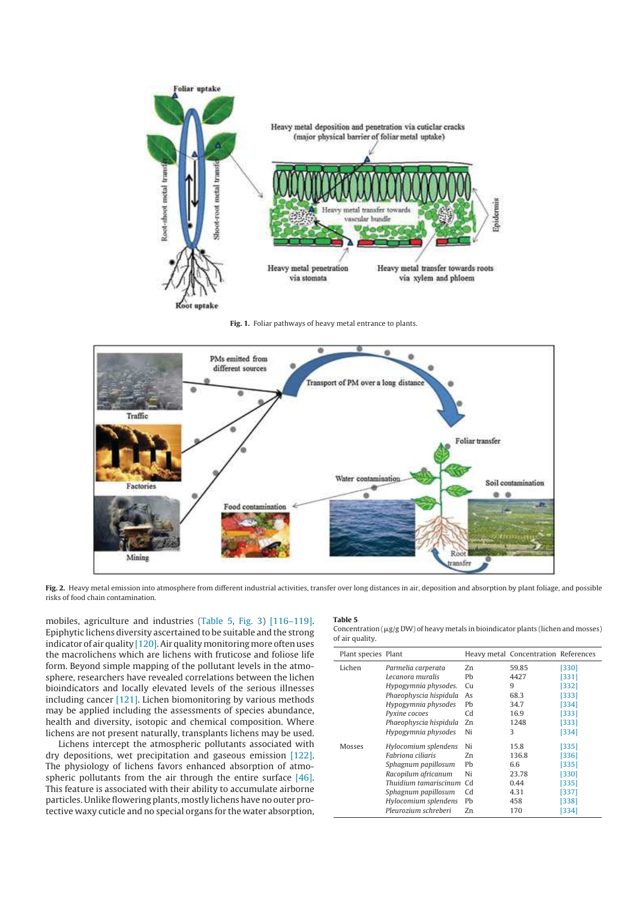Fig. 1. Foliar pathways of heavy metal entrance to plants.

Fig. 2. Heavy metal emission into atmosphere from different industrial activities, transfer over long distances in air, deposition and absorption by plant foliage, and possible risks of food chain contamination.

mobiles, agriculture and industries (Table 5, Fig. 3) [116–119]. Epiphytic lichens diversity ascertained to be suitable and the strong indicator of air quality [120]. Air quality monitoring more often uses the macrolichens which are lichens with fruticose and foliose life form. Beyond simple mapping of the pollutant levels in the atmosphere, researchers have revealed correlations between the lichen bioindicators and locally elevated levels of the serious illnesses including cancer [121]. Lichen biomonitoring by various methods may be applied including the assessments of species abundance, health and diversity, isotopic and chemical composition. Where lichens are not present naturally, transplants lichens may be used.

Lichens intercept the atmospheric pollutants associated with dry depositions, wet precipitation and gaseous emission [122]. The physiology of lichens favors enhanced absorption of atmospheric pollutants from the air through the entire surface [46]. This feature is associated with their ability to accumulate airborne particles. Unlike flowering plants, mostly lichens have no outer protective waxy cuticle and no special organs for the water absorption,

**Table 5**
Concentration (μg/g DW) of heavy metals in bioindicator plants (lichen and mosses) of air quality.

| Plant species | Plant | Heavy metal | Concentration | References |
|---|---|---|---|---|
| Lichen | *Parmelia carperata* | Zn | 59.85 | [330] |
| | *Lecanora muralis* | Pb | 4427 | [331] |
| | *Hypogymnia physodes.* | Cu | 9 | [332] |
| | *Phaeophyscia hispidula* | As | 68.3 | [333] |
| | *Hypogymnia physodes* | Pb | 34.7 | [334] |
| | *Pyxine cocoes* | Cd | 16.9 | [333] |
| | *Phaeophyscia hispidula* | Zn | 1248 | [333] |
| | *Hypogymnia physodes* | Ni | 3 | [334] |
| Mosses | *Hylocomium splendens* | Ni | 15.8 | [335] |
| | *Fabriona ciliaris* | Zn | 136.8 | [336] |
| | *Sphagnum papillosum* | Pb | 6.6 | [335] |
| | *Racopilum africanum* | Ni | 23.78 | [330] |
| | *Thuidium tamariscinum* | Cd | 0.44 | [335] |
| | *Sphagnum papillosum* | Cd | 4.31 | [337] |
| | *Hylocomium splendens* | Pb | 458 | [338] |
| | *Pleurozium schreberi* | Zn | 170 | [334] |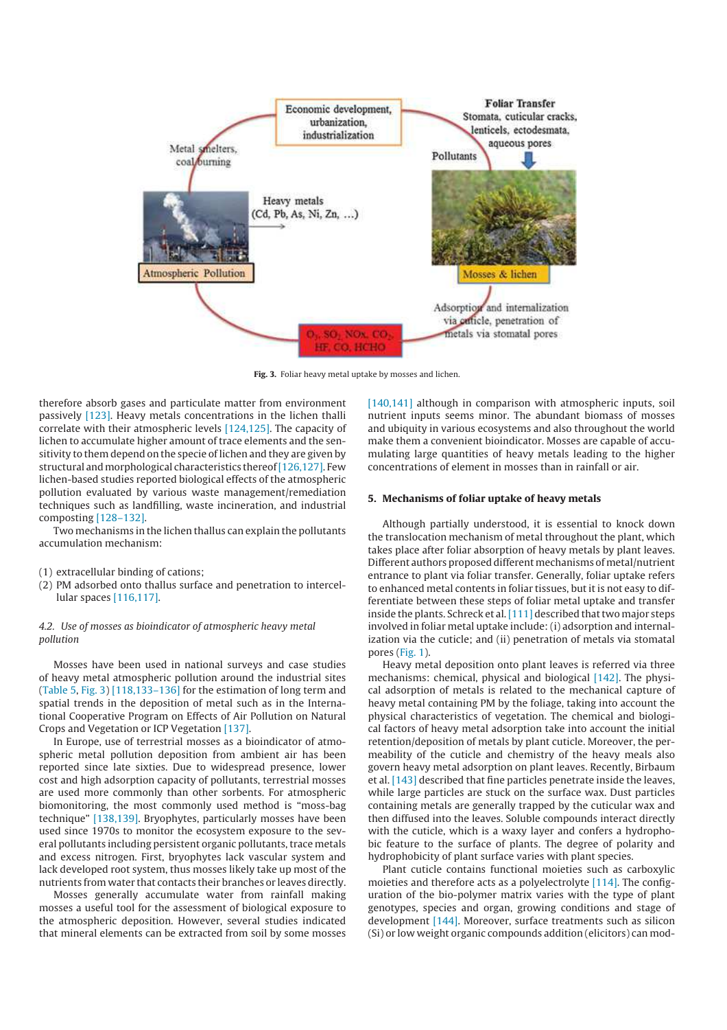Fig. 3. Foliar heavy metal uptake by mosses and lichen.

therefore absorb gases and particulate matter from environment passively [123]. Heavy metals concentrations in the lichen thalli correlate with their atmospheric levels [124,125]. The capacity of lichen to accumulate higher amount of trace elements and the sensitivity to them depend on the specie of lichen and they are given by structural and morphological characteristics thereof [126,127]. Few lichen-based studies reported biological effects of the atmospheric pollution evaluated by various waste management/remediation techniques such as landfilling, waste incineration, and industrial composting [128–132].

Two mechanisms in the lichen thallus can explain the pollutants accumulation mechanism:

(1) extracellular binding of cations;
(2) PM adsorbed onto thallus surface and penetration to intercellular spaces [116,117].

### 4.2. Use of mosses as bioindicator of atmospheric heavy metal pollution

Mosses have been used in national surveys and case studies of heavy metal atmospheric pollution around the industrial sites (Table 5, Fig. 3) [118,133–136] for the estimation of long term and spatial trends in the deposition of metal such as in the International Cooperative Program on Effects of Air Pollution on Natural Crops and Vegetation or ICP Vegetation [137].

In Europe, use of terrestrial mosses as a bioindicator of atmospheric metal pollution deposition from ambient air has been reported since late sixties. Due to widespread presence, lower cost and high adsorption capacity of pollutants, terrestrial mosses are used more commonly than other sorbents. For atmospheric biomonitoring, the most commonly used method is "moss-bag technique" [138,139]. Bryophytes, particularly mosses have been used since 1970s to monitor the ecosystem exposure to the several pollutants including persistent organic pollutants, trace metals and excess nitrogen. First, bryophytes lack vascular system and lack developed root system, thus mosses likely take up most of the nutrients from water that contacts their branches or leaves directly.

Mosses generally accumulate water from rainfall making mosses a useful tool for the assessment of biological exposure to the atmospheric deposition. However, several studies indicated that mineral elements can be extracted from soil by some mosses [140,141] although in comparison with atmospheric inputs, soil nutrient inputs seems minor. The abundant biomass of mosses and ubiquity in various ecosystems and also throughout the world make them a convenient bioindicator. Mosses are capable of accumulating large quantities of heavy metals leading to the higher concentrations of element in mosses than in rainfall or air.

## 5. Mechanisms of foliar uptake of heavy metals

Although partially understood, it is essential to knock down the translocation mechanism of metal throughout the plant, which takes place after foliar absorption of heavy metals by plant leaves. Different authors proposed different mechanisms of metal/nutrient entrance to plant via foliar transfer. Generally, foliar uptake refers to enhanced metal contents in foliar tissues, but it is not easy to differentiate between these steps of foliar metal uptake and transfer inside the plants. Schreck et al. [111] described that two major steps involved in foliar metal uptake include: (i) adsorption and internalization via the cuticle; and (ii) penetration of metals via stomatal pores (Fig. 1).

Heavy metal deposition onto plant leaves is referred via three mechanisms: chemical, physical and biological [142]. The physical adsorption of metals is related to the mechanical capture of heavy metal containing PM by the foliage, taking into account the physical characteristics of vegetation. The chemical and biological factors of heavy metal adsorption take into account the initial retention/deposition of metals by plant cuticle. Moreover, the permeability of the cuticle and chemistry of the heavy meals also govern heavy metal adsorption on plant leaves. Recently, Birbaum et al. [143] described that fine particles penetrate inside the leaves, while large particles are stuck on the surface wax. Dust particles containing metals are generally trapped by the cuticular wax and then diffused into the leaves. Soluble compounds interact directly with the cuticle, which is a waxy layer and confers a hydrophobic feature to the surface of plants. The degree of polarity and hydrophobicity of plant surface varies with plant species.

Plant cuticle contains functional moieties such as carboxylic moieties and therefore acts as a polyelectrolyte [114]. The configuration of the bio-polymer matrix varies with the type of plant genotypes, species and organ, growing conditions and stage of development [144]. Moreover, surface treatments such as silicon (Si) or low weight organic compounds addition (elicitors) can mod-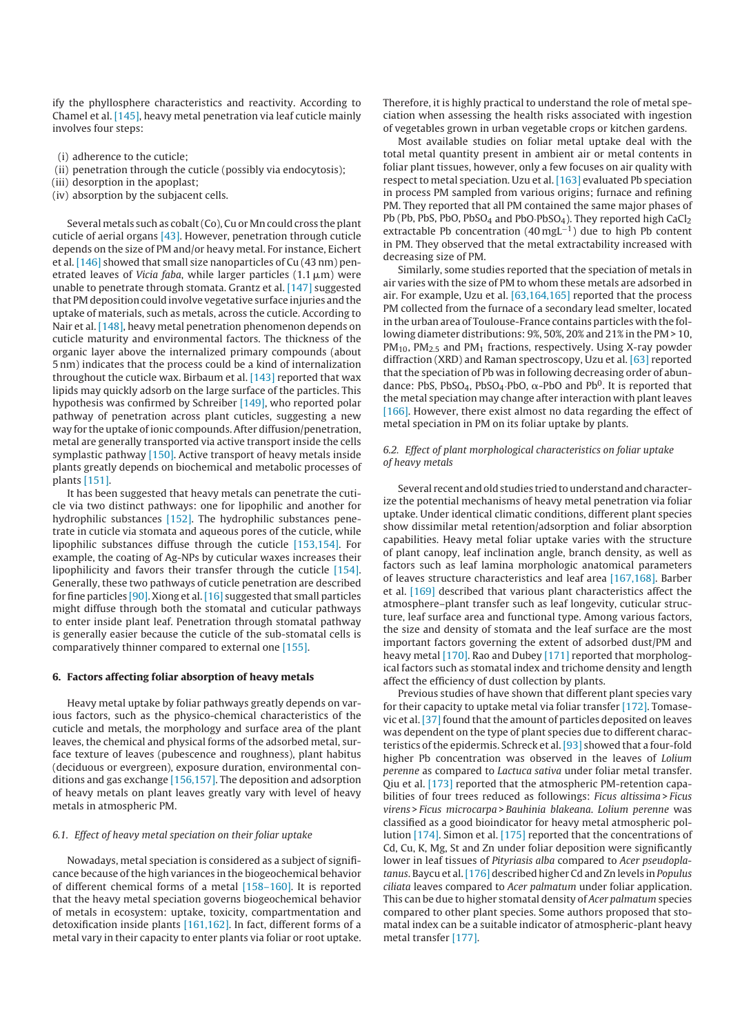ify the phyllosphere characteristics and reactivity. According to Chamel et al. [145], heavy metal penetration via leaf cuticle mainly involves four steps:

(i) adherence to the cuticle;
(ii) penetration through the cuticle (possibly via endocytosis);
(iii) desorption in the apoplast;
(iv) absorption by the subjacent cells.

Several metals such as cobalt (Co), Cu or Mn could cross the plant cuticle of aerial organs [43]. However, penetration through cuticle depends on the size of PM and/or heavy metal. For instance, Eichert et al. [146] showed that small size nanoparticles of Cu (43 nm) penetrated leaves of *Vicia faba*, while larger particles (1.1 μm) were unable to penetrate through stomata. Grantz et al. [147] suggested that PM deposition could involve vegetative surface injuries and the uptake of materials, such as metals, across the cuticle. According to Nair et al. [148], heavy metal penetration phenomenon depends on cuticle maturity and environmental factors. The thickness of the organic layer above the internalized primary compounds (about 5 nm) indicates that the process could be a kind of internalization throughout the cuticle wax. Birbaum et al. [143] reported that wax lipids may quickly adsorb on the large surface of the particles. This hypothesis was confirmed by Schreiber [149], who reported polar pathway of penetration across plant cuticles, suggesting a new way for the uptake of ionic compounds. After diffusion/penetration, metal are generally transported via active transport inside the cells symplastic pathway [150]. Active transport of heavy metals inside plants greatly depends on biochemical and metabolic processes of plants [151].

It has been suggested that heavy metals can penetrate the cuticle via two distinct pathways: one for lipophilic and another for hydrophilic substances [152]. The hydrophilic substances penetrate in cuticle via stomata and aqueous pores of the cuticle, while lipophilic substances diffuse through the cuticle [153,154]. For example, the coating of Ag-NPs by cuticular waxes increases their lipophilicity and favors their transfer through the cuticle [154]. Generally, these two pathways of cuticle penetration are described for fine particles [90]. Xiong et al. [16] suggested that small particles might diffuse through both the stomatal and cuticular pathways to enter inside plant leaf. Penetration through stomatal pathway is generally easier because the cuticle of the sub-stomatal cells is comparatively thinner compared to external one [155].

## 6. Factors affecting foliar absorption of heavy metals

Heavy metal uptake by foliar pathways greatly depends on various factors, such as the physico-chemical characteristics of the cuticle and metals, the morphology and surface area of the plant leaves, the chemical and physical forms of the adsorbed metal, surface texture of leaves (pubescence and roughness), plant habitus (deciduous or evergreen), exposure duration, environmental conditions and gas exchange [156,157]. The deposition and adsorption of heavy metals on plant leaves greatly vary with level of heavy metals in atmospheric PM.

### 6.1. Effect of heavy metal speciation on their foliar uptake

Nowadays, metal speciation is considered as a subject of significance because of the high variances in the biogeochemical behavior of different chemical forms of a metal [158–160]. It is reported that the heavy metal speciation governs biogeochemical behavior of metals in ecosystem: uptake, toxicity, compartmentation and detoxification inside plants [161,162]. In fact, different forms of a metal vary in their capacity to enter plants via foliar or root uptake. Therefore, it is highly practical to understand the role of metal speciation when assessing the health risks associated with ingestion of vegetables grown in urban vegetable crops or kitchen gardens.

Most available studies on foliar metal uptake deal with the total metal quantity present in ambient air or metal contents in foliar plant tissues, however, only a few focuses on air quality with respect to metal speciation. Uzu et al. [163] evaluated Pb speciation in process PM sampled from various origins; furnace and refining PM. They reported that all PM contained the same major phases of Pb (Pb, PbS, PbO, $PbSO_4$ and $PbO{\cdot}PbSO_4$). They reported high $CaCl_2$ extractable Pb concentration (40 $mgL^{-1}$) due to high Pb content in PM. They observed that the metal extractability increased with decreasing size of PM.

Similarly, some studies reported that the speciation of metals in air varies with the size of PM to whom these metals are adsorbed in air. For example, Uzu et al. [63,164,165] reported that the process PM collected from the furnace of a secondary lead smelter, located in the urban area of Toulouse-France contains particles with the following diameter distributions: 9%, 50%, 20% and 21% in the PM > 10, $PM_{10}$, $PM_{2.5}$ and $PM_1$ fractions, respectively. Using X-ray powder diffraction (XRD) and Raman spectroscopy, Uzu et al. [63] reported that the speciation of Pb was in following decreasing order of abundance: PbS, $PbSO_4$, $PbSO_4{\cdot}PbO$, α-PbO and $Pb^0$. It is reported that the metal speciation may change after interaction with plant leaves [166]. However, there exist almost no data regarding the effect of metal speciation in PM on its foliar uptake by plants.

### 6.2. Effect of plant morphological characteristics on foliar uptake of heavy metals

Several recent and old studies tried to understand and characterize the potential mechanisms of heavy metal penetration via foliar uptake. Under identical climatic conditions, different plant species show dissimilar metal retention/adsorption and foliar absorption capabilities. Heavy metal foliar uptake varies with the structure of plant canopy, leaf inclination angle, branch density, as well as factors such as leaf lamina morphologic anatomical parameters of leaves structure characteristics and leaf area [167,168]. Barber et al. [169] described that various plant characteristics affect the atmosphere–plant transfer such as leaf longevity, cuticular structure, leaf surface area and functional type. Among various factors, the size and density of stomata and the leaf surface are the most important factors governing the extent of adsorbed dust/PM and heavy metal [170]. Rao and Dubey [171] reported that morphological factors such as stomatal index and trichome density and length affect the efficiency of dust collection by plants.

Previous studies of have shown that different plant species vary for their capacity to uptake metal via foliar transfer [172]. Tomasevic et al. [37] found that the amount of particles deposited on leaves was dependent on the type of plant species due to different characteristics of the epidermis. Schreck et al. [93] showed that a four-fold higher Pb concentration was observed in the leaves of *Lolium perenne* as compared to *Lactuca sativa* under foliar metal transfer. Qiu et al. [173] reported that the atmospheric PM-retention capabilities of four trees reduced as followings: *Ficus altissima* > *Ficus virens* > *Ficus microcarpa* > *Bauhinia blakeana*. *Lolium perenne* was classified as a good bioindicator for heavy metal atmospheric pollution [174]. Simon et al. [175] reported that the concentrations of Cd, Cu, K, Mg, St and Zn under foliar deposition were significantly lower in leaf tissues of *Pityriasis alba* compared to *Acer pseudoplatanus*. Baycu et al. [176] described higher Cd and Zn levels in *Populus ciliata* leaves compared to *Acer palmatum* under foliar application. This can be due to higher stomatal density of *Acer palmatum* species compared to other plant species. Some authors proposed that stomatal index can be a suitable indicator of atmospheric-plant heavy metal transfer [177].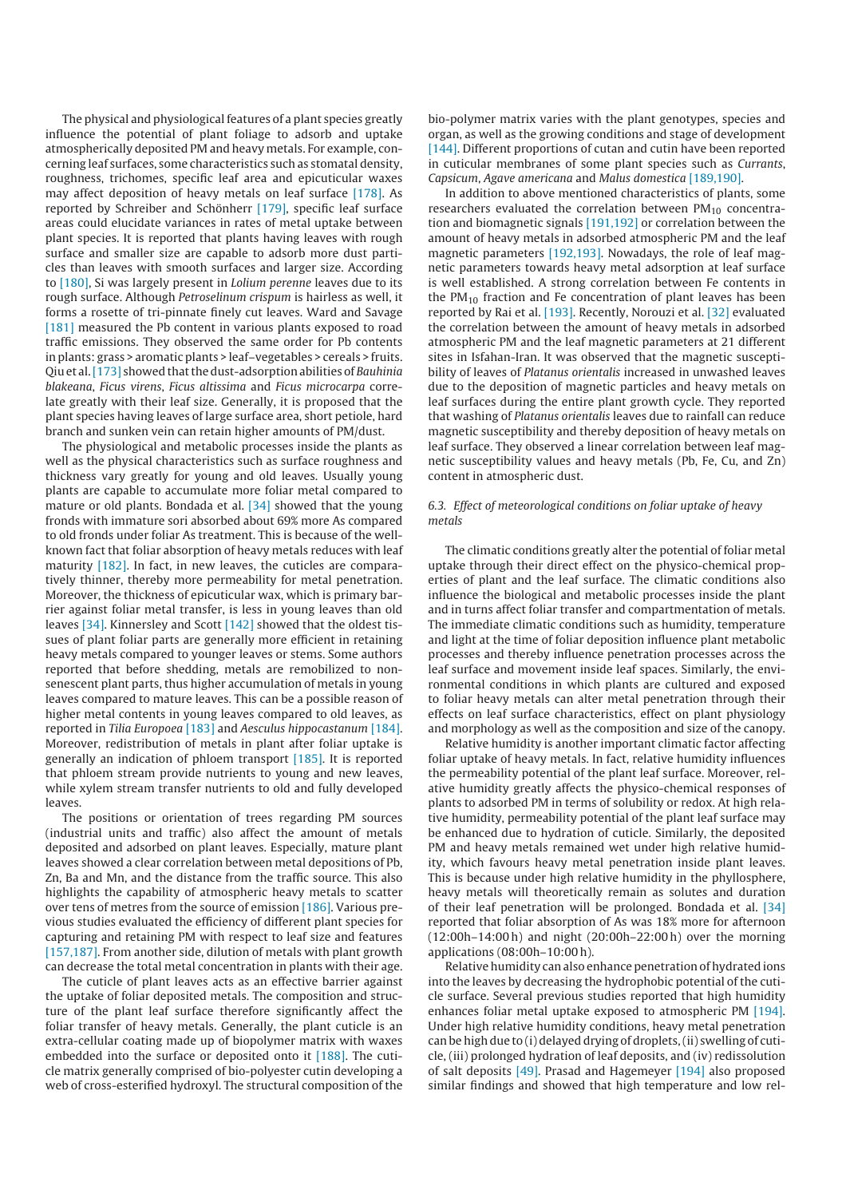The physical and physiological features of a plant species greatly influence the potential of plant foliage to adsorb and uptake atmospherically deposited PM and heavy metals. For example, concerning leaf surfaces, some characteristics such as stomatal density, roughness, trichomes, specific leaf area and epicuticular waxes may affect deposition of heavy metals on leaf surface [178]. As reported by Schreiber and Schönherr [179], specific leaf surface areas could elucidate variances in rates of metal uptake between plant species. It is reported that plants having leaves with rough surface and smaller size are capable to adsorb more dust particles than leaves with smooth surfaces and larger size. According to [180], Si was largely present in *Lolium perenne* leaves due to its rough surface. Although *Petroselinum crispum* is hairless as well, it forms a rosette of tri-pinnate finely cut leaves. Ward and Savage [181] measured the Pb content in various plants exposed to road traffic emissions. They observed the same order for Pb contents in plants: grass > aromatic plants > leaf–vegetables > cereals > fruits. Qiu et al. [173] showed that the dust-adsorption abilities of *Bauhinia blakeana*, *Ficus virens*, *Ficus altissima* and *Ficus microcarpa* correlate greatly with their leaf size. Generally, it is proposed that the plant species having leaves of large surface area, short petiole, hard branch and sunken vein can retain higher amounts of PM/dust.

The physiological and metabolic processes inside the plants as well as the physical characteristics such as surface roughness and thickness vary greatly for young and old leaves. Usually young plants are capable to accumulate more foliar metal compared to mature or old plants. Bondada et al. [34] showed that the young fronds with immature sori absorbed about 69% more As compared to old fronds under foliar As treatment. This is because of the well-known fact that foliar absorption of heavy metals reduces with leaf maturity [182]. In fact, in new leaves, the cuticles are comparatively thinner, thereby more permeability for metal penetration. Moreover, the thickness of epicuticular wax, which is primary barrier against foliar metal transfer, is less in young leaves than old leaves [34]. Kinnersley and Scott [142] showed that the oldest tissues of plant foliar parts are generally more efficient in retaining heavy metals compared to younger leaves or stems. Some authors reported that before shedding, metals are remobilized to non-senescent plant parts, thus higher accumulation of metals in young leaves compared to mature leaves. This can be a possible reason of higher metal contents in young leaves compared to old leaves, as reported in *Tilia Europoea* [183] and *Aesculus hippocastanum* [184]. Moreover, redistribution of metals in plant after foliar uptake is generally an indication of phloem transport [185]. It is reported that phloem stream provide nutrients to young and new leaves, while xylem stream transfer nutrients to old and fully developed leaves.

The positions or orientation of trees regarding PM sources (industrial units and traffic) also affect the amount of metals deposited and adsorbed on plant leaves. Especially, mature plant leaves showed a clear correlation between metal depositions of Pb, Zn, Ba and Mn, and the distance from the traffic source. This also highlights the capability of atmospheric heavy metals to scatter over tens of metres from the source of emission [186]. Various previous studies evaluated the efficiency of different plant species for capturing and retaining PM with respect to leaf size and features [157,187]. From another side, dilution of metals with plant growth can decrease the total metal concentration in plants with their age.

The cuticle of plant leaves acts as an effective barrier against the uptake of foliar deposited metals. The composition and structure of the plant leaf surface therefore significantly affect the foliar transfer of heavy metals. Generally, the plant cuticle is an extra-cellular coating made up of biopolymer matrix with waxes embedded into the surface or deposited onto it [188]. The cuticle matrix generally comprised of bio-polyester cutin developing a web of cross-esterified hydroxyl. The structural composition of the bio-polymer matrix varies with the plant genotypes, species and organ, as well as the growing conditions and stage of development [144]. Different proportions of cutan and cutin have been reported in cuticular membranes of some plant species such as *Currants*, *Capsicum*, *Agave americana* and *Malus domestica* [189,190].

In addition to above mentioned characteristics of plants, some researchers evaluated the correlation between $PM_{10}$ concentration and biomagnetic signals [191,192] or correlation between the amount of heavy metals in adsorbed atmospheric PM and the leaf magnetic parameters [192,193]. Nowadays, the role of leaf magnetic parameters towards heavy metal adsorption at leaf surface is well established. A strong correlation between Fe contents in the $PM_{10}$ fraction and Fe concentration of plant leaves has been reported by Rai et al. [193]. Recently, Norouzi et al. [32] evaluated the correlation between the amount of heavy metals in adsorbed atmospheric PM and the leaf magnetic parameters at 21 different sites in Isfahan-Iran. It was observed that the magnetic susceptibility of leaves of *Platanus orientalis* increased in unwashed leaves due to the deposition of magnetic particles and heavy metals on leaf surfaces during the entire plant growth cycle. They reported that washing of *Platanus orientalis* leaves due to rainfall can reduce magnetic susceptibility and thereby deposition of heavy metals on leaf surface. They observed a linear correlation between leaf magnetic susceptibility values and heavy metals (Pb, Fe, Cu, and Zn) content in atmospheric dust.

### 6.3. Effect of meteorological conditions on foliar uptake of heavy metals

The climatic conditions greatly alter the potential of foliar metal uptake through their direct effect on the physico-chemical properties of plant and the leaf surface. The climatic conditions also influence the biological and metabolic processes inside the plant and in turns affect foliar transfer and compartmentation of metals. The immediate climatic conditions such as humidity, temperature and light at the time of foliar deposition influence plant metabolic processes and thereby influence penetration processes across the leaf surface and movement inside leaf spaces. Similarly, the environmental conditions in which plants are cultured and exposed to foliar heavy metals can alter metal penetration through their effects on leaf surface characteristics, effect on plant physiology and morphology as well as the composition and size of the canopy.

Relative humidity is another important climatic factor affecting foliar uptake of heavy metals. In fact, relative humidity influences the permeability potential of the plant leaf surface. Moreover, relative humidity greatly affects the physico-chemical responses of plants to adsorbed PM in terms of solubility or redox. At high relative humidity, permeability potential of the plant leaf surface may be enhanced due to hydration of cuticle. Similarly, the deposited PM and heavy metals remained wet under high relative humidity, which favours heavy metal penetration inside plant leaves. This is because under high relative humidity in the phyllosphere, heavy metals will theoretically remain as solutes and duration of their leaf penetration will be prolonged. Bondada et al. [34] reported that foliar absorption of As was 18% more for afternoon (12:00h–14:00 h) and night (20:00h–22:00 h) over the morning applications (08:00h–10:00 h).

Relative humidity can also enhance penetration of hydrated ions into the leaves by decreasing the hydrophobic potential of the cuticle surface. Several previous studies reported that high humidity enhances foliar metal uptake exposed to atmospheric PM [194]. Under high relative humidity conditions, heavy metal penetration can be high due to (i) delayed drying of droplets, (ii) swelling of cuticle, (iii) prolonged hydration of leaf deposits, and (iv) redissolution of salt deposits [49]. Prasad and Hagemeyer [194] also proposed similar findings and showed that high temperature and low rel-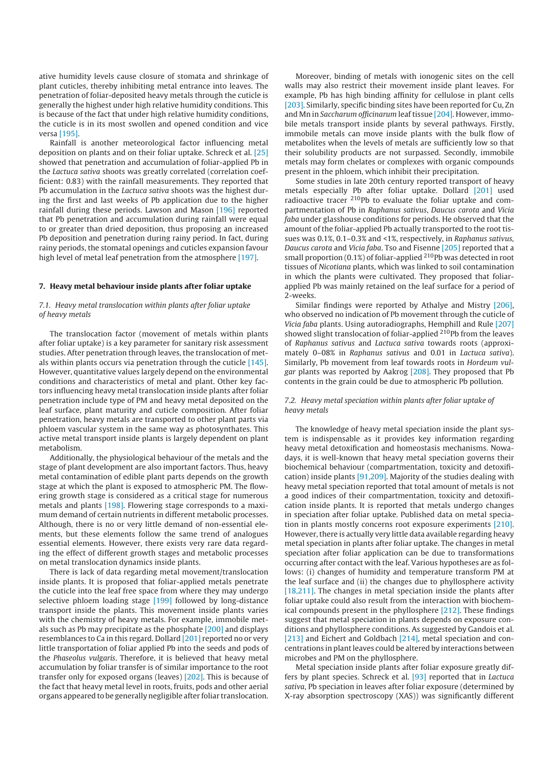ative humidity levels cause closure of stomata and shrinkage of plant cuticles, thereby inhibiting metal entrance into leaves. The penetration of foliar-deposited heavy metals through the cuticle is generally the highest under high relative humidity conditions. This is because of the fact that under high relative humidity conditions, the cuticle is in its most swollen and opened condition and vice versa [195].

Rainfall is another meteorological factor influencing metal deposition on plants and on their foliar uptake. Schreck et al. [25] showed that penetration and accumulation of foliar-applied Pb in the *Lactuca sativa* shoots was greatly correlated (correlation coefficient: 0.83) with the rainfall measurements. They reported that Pb accumulation in the *Lactuca sativa* shoots was the highest during the first and last weeks of Pb application due to the higher rainfall during these periods. Lawson and Mason [196] reported that Pb penetration and accumulation during rainfall were equal to or greater than dried deposition, thus proposing an increased Pb deposition and penetration during rainy period. In fact, during rainy periods, the stomatal openings and cuticles expansion favour high level of metal leaf penetration from the atmosphere [197].

## 7. Heavy metal behaviour inside plants after foliar uptake

### 7.1. Heavy metal translocation within plants after foliar uptake of heavy metals

The translocation factor (movement of metals within plants after foliar uptake) is a key parameter for sanitary risk assessment studies. After penetration through leaves, the translocation of metals within plants occurs via penetration through the cuticle [145]. However, quantitative values largely depend on the environmental conditions and characteristics of metal and plant. Other key factors influencing heavy metal translocation inside plants after foliar penetration include type of PM and heavy metal deposited on the leaf surface, plant maturity and cuticle composition. After foliar penetration, heavy metals are transported to other plant parts via phloem vascular system in the same way as photosynthates. This active metal transport inside plants is largely dependent on plant metabolism.

Additionally, the physiological behaviour of the metals and the stage of plant development are also important factors. Thus, heavy metal contamination of edible plant parts depends on the growth stage at which the plant is exposed to atmospheric PM. The flowering growth stage is considered as a critical stage for numerous metals and plants [198]. Flowering stage corresponds to a maximum demand of certain nutrients in different metabolic processes. Although, there is no or very little demand of non-essential elements, but these elements follow the same trend of analogues essential elements. However, there exists very rare data regarding the effect of different growth stages and metabolic processes on metal translocation dynamics inside plants.

There is lack of data regarding metal movement/translocation inside plants. It is proposed that foliar-applied metals penetrate the cuticle into the leaf free space from where they may undergo selective phloem loading stage [199] followed by long-distance transport inside the plants. This movement inside plants varies with the chemistry of heavy metals. For example, immobile metals such as Pb may precipitate as the phosphate [200] and displays resemblances to Ca in this regard. Dollard [201] reported no or very little transportation of foliar applied Pb into the seeds and pods of the *Phaseolus vulgaris*. Therefore, it is believed that heavy metal accumulation by foliar transfer is of similar importance to the root transfer only for exposed organs (leaves) [202]. This is because of the fact that heavy metal level in roots, fruits, pods and other aerial organs appeared to be generally negligible after foliar translocation.

Moreover, binding of metals with ionogenic sites on the cell walls may also restrict their movement inside plant leaves. For example, Pb has high binding affinity for cellulose in plant cells [203]. Similarly, specific binding sites have been reported for Cu, Zn and Mn in *Saccharum officinarum* leaf tissue [204]. However, immobile metals transport inside plants by several pathways. Firstly, immobile metals can move inside plants with the bulk flow of metabolites when the levels of metals are sufficiently low so that their solubility products are not surpassed. Secondly, immobile metals may form chelates or complexes with organic compounds present in the phloem, which inhibit their precipitation.

Some studies in late 20th century reported transport of heavy metals especially Pb after foliar uptake. Dollard [201] used radioactive tracer $^{210}$Pb to evaluate the foliar uptake and compartmentation of Pb in *Raphanus sativus*, *Daucus carota* and *Vicia faba* under glasshouse conditions for periods. He observed that the amount of the foliar-applied Pb actually transported to the root tissues was 0.1%, 0.1–0.3% and <1%, respectively, in *Raphanus sativus, Daucus carota* and *Vicia faba*. Tso and Fisenne [205] reported that a small proportion (0.1%) of foliar-applied $^{210}$Pb was detected in root tissues of *Nicotiana* plants, which was linked to soil contamination in which the plants were cultivated. They proposed that foliar-applied Pb was mainly retained on the leaf surface for a period of 2-weeks.

Similar findings were reported by Athalye and Mistry [206], who observed no indication of Pb movement through the cuticle of *Vicia faba* plants. Using autoradiographs, Hemphill and Rule [207] showed slight translocation of foliar-applied $^{210}$Pb from the leaves of *Raphanus sativus* and *Lactuca sativa* towards roots (approximately 0–08% in *Raphanus sativus* and 0.01 in *Lactuca sativa*). Similarly, Pb movement from leaf towards roots in *Hordeum vulgar* plants was reported by Aakrog [208]. They proposed that Pb contents in the grain could be due to atmospheric Pb pollution.

### 7.2. Heavy metal speciation within plants after foliar uptake of heavy metals

The knowledge of heavy metal speciation inside the plant system is indispensable as it provides key information regarding heavy metal detoxification and homeostasis mechanisms. Nowadays, it is well-known that heavy metal speciation governs their biochemical behaviour (compartmentation, toxicity and detoxification) inside plants [91,209]. Majority of the studies dealing with heavy metal speciation reported that total amount of metals is not a good indices of their compartmentation, toxicity and detoxification inside plants. It is reported that metals undergo changes in speciation after foliar uptake. Published data on metal speciation in plants mostly concerns root exposure experiments [210]. However, there is actually very little data available regarding heavy metal speciation in plants after foliar uptake. The changes in metal speciation after foliar application can be due to transformations occurring after contact with the leaf. Various hypotheses are as follows: (i) changes of humidity and temperature transform PM at the leaf surface and (ii) the changes due to phyllosphere activity [18,211]. The changes in metal speciation inside the plants after foliar uptake could also result from the interaction with biochemical compounds present in the phyllosphere [212]. These findings suggest that metal speciation in plants depends on exposure conditions and phyllosphere conditions. As suggested by Gandois et al. [213] and Eichert and Goldbach [214], metal speciation and concentrations in plant leaves could be altered by interactions between microbes and PM on the phyllosphere.

Metal speciation inside plants after foliar exposure greatly differs by plant species. Schreck et al. [93] reported that in *Lactuca sativa*, Pb speciation in leaves after foliar exposure (determined by X-ray absorption spectroscopy (XAS)) was significantly different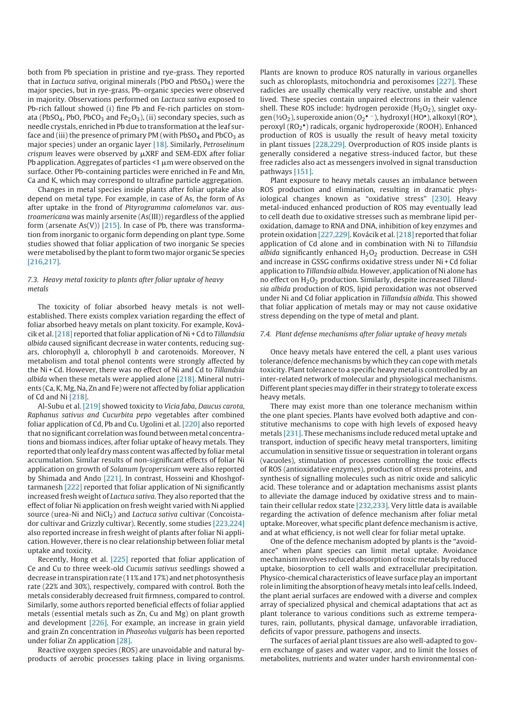both from Pb speciation in pristine and rye-grass. They reported that in *Lactuca sativa*, original minerals (PbO and $PbSO_4$) were the major species, but in rye-grass, Pb–organic species were observed in majority. Observations performed on *Lactuca sativa* exposed to Pb-rich fallout showed (i) fine Pb and Fe-rich particles on stomata ($PbSO_4$, PbO, $PbCO_3$ and $Fe_2O_3$), (ii) secondary species, such as needle crystals, enriched in Pb due to transformation at the leaf surface and (iii) the presence of primary PM (with $PbSO_4$ and $PbCO_3$ as major species) under an organic layer [18]. Similarly, *Petroselinum crispum* leaves were observed by μXRF and SEM-EDX after foliar Pb application. Aggregates of particles <1 μm were observed on the surface. Other Pb-containing particles were enriched in Fe and Mn, Ca and K, which may correspond to ultrafine particle aggregation.

Changes in metal species inside plants after foliar uptake also depend on metal type. For example, in case of As, the form of As after uptake in the frond of *Pityrogramma calomelanos* var. *austroamericana* was mainly arsenite (As(III)) regardless of the applied form (arsenate As(V)) [215]. In case of Pb, there was transformation from inorganic to organic form depending on plant type. Some studies showed that foliar application of two inorganic Se species were metabolised by the plant to form two major organic Se species [216,217].

### 7.3. Heavy metal toxicity to plants after foliar uptake of heavy metals

The toxicity of foliar absorbed heavy metals is not well-established. There exists complex variation regarding the effect of foliar absorbed heavy metals on plant toxicity. For example, Kovácik et al. [218] reported that foliar application of Ni + Cd to *Tillandsia albida* caused significant decrease in water contents, reducing sugars, chlorophyll a, chlorophyll *b* and carotenoids. Moreover, N metabolism and total phenol contents were strongly affected by the Ni + Cd. However, there was no effect of Ni and Cd to *Tillandsia albida* when these metals were applied alone [218]. Mineral nutrients (Ca, K, Mg, Na, Zn and Fe) were not affected by foliar application of Cd and Ni [218].

Al-Subu et al. [219] showed toxicity to *Vicia faba*, *Daucus carota*, *Raphanus sativus and Cucurbita pepo* vegetables after combined foliar application of Cd, Pb and Cu. Ugolini et al. [220] also reported that no significant correlation was found between metal concentrations and biomass indices, after foliar uptake of heavy metals. They reported that only leaf dry mass content was affected by foliar metal accumulation. Similar results of non-significant effects of foliar Ni application on growth of *Solanum lycopersicum* were also reported by Shimada and Ando [221]. In contrast, Hosseini and Khoshgoftarmanesh [222] reported that foliar application of Ni significantly increased fresh weight of *Lactuca sativa*. They also reported that the effect of foliar Ni application on fresh weight varied with Ni applied source (urea-Ni and $NiCl_2$) and *Lactuca sativa* cultivar (Concoistador cultivar and Grizzly cultivar). Recently, some studies [223,224] also reported increase in fresh weight of plants after foliar Ni application. However, there is no clear relationship between foliar metal uptake and toxicity.

Recently, Hong et al. [225] reported that foliar application of Ce and Cu to three week-old *Cucumis sativus* seedlings showed a decrease in transpiration rate (11% and 17%) and net photosynthesis rate (22% and 30%), respectively, compared with control. Both the metals considerably decreased fruit firmness, compared to control. Similarly, some authors reported beneficial effects of foliar applied metals (essential metals such as Zn, Cu and Mg) on plant growth and development [226]. For example, an increase in grain yield and grain Zn concentration in *Phaseolus vulgaris* has been reported under foliar Zn application [28].

Reactive oxygen species (ROS) are unavoidable and natural by-products of aerobic processes taking place in living organisms. Plants are known to produce ROS naturally in various organelles such as chloroplasts, mitochondria and peroxisomes [227]. These radicles are usually chemically very reactive, unstable and short lived. These species contain unpaired electrons in their valence shell. These ROS include: hydrogen peroxide ($H_2O_2$), singlet oxygen (½$O_2$), superoxide anion ($O_2^{\bullet -}$), hydroxyl ($HO^{\bullet}$), alkoxyl ($RO^{\bullet}$), peroxyl ($RO_2^{\bullet}$) radicals, organic hydroperoxide (ROOH). Enhanced production of ROS is usually the result of heavy metal toxicity in plant tissues [228,229]. Overproduction of ROS inside plants is generally considered a negative stress-induced factor, but these free radicles also act as messengers involved in signal transduction pathways [151].

Plant exposure to heavy metals causes an imbalance between ROS production and elimination, resulting in dramatic physiological changes known as "oxidative stress" [230]. Heavy metal-induced enhanced production of ROS may eventually lead to cell death due to oxidative stresses such as membrane lipid peroxidation, damage to RNA and DNA, inhibition of key enzymes and protein oxidation [227,229]. Kovácik et al. [218] reported that foliar application of Cd alone and in combination with Ni to *Tillandsia albida* significantly enhanced $H_2O_2$ production. Decrease in GSH and increase in GSSG confirms oxidative stress under Ni + Cd foliar application to *Tillandsia albida*. However, application of Ni alone has no effect on $H_2O_2$ production. Similarly, despite increased *Tillandsia albida* production of ROS, lipid peroxidation was not observed under Ni and Cd foliar application in *Tillandsia albida*. This showed that foliar application of metals may or may not cause oxidative stress depending on the type of metal and plant.

### 7.4. Plant defense mechanisms after foliar uptake of heavy metals

Once heavy metals have entered the cell, a plant uses various tolerance/defence mechanisms by which they can cope with metals toxicity. Plant tolerance to a specific heavy metal is controlled by an inter-related network of molecular and physiological mechanisms. Different plant species may differ in their strategy to tolerate excess heavy metals.

There may exist more than one tolerance mechanism within the one plant species. Plants have evolved both adaptive and constitutive mechanisms to cope with high levels of exposed heavy metals [231]. These mechanisms include reduced metal uptake and transport, induction of specific heavy metal transporters, limiting accumulation in sensitive tissue or sequestration in tolerant organs (vacuoles), stimulation of processes controlling the toxic effects of ROS (antioxidative enzymes), production of stress proteins, and synthesis of signalling molecules such as nitric oxide and salicylic acid. These tolerance and or adaptation mechanisms assist plants to alleviate the damage induced by oxidative stress and to maintain their cellular redox state [232,233]. Very little data is available regarding the activation of defence mechanism after foliar metal uptake. Moreover, what specific plant defence mechanism is active, and at what efficiency, is not well clear for foliar metal uptake.

One of the defence mechanism adopted by plants is the "avoidance" when plant species can limit metal uptake. Avoidance mechanism involves reduced absorption of toxic metals by reduced uptake, biosorption to cell walls and extracellular precipitation. Physico-chemical characteristics of leave surface play an important role in limiting the absorption of heavy metals into leaf cells. Indeed, the plant aerial surfaces are endowed with a diverse and complex array of specialized physical and chemical adaptations that act as plant tolerance to various conditions such as extreme temperatures, rain, pollutants, physical damage, unfavorable irradiation, deficits of vapor pressure, pathogens and insects.

The surfaces of aerial plant tissues are also well-adapted to govern exchange of gases and water vapor, and to limit the losses of metabolites, nutrients and water under harsh environmental con-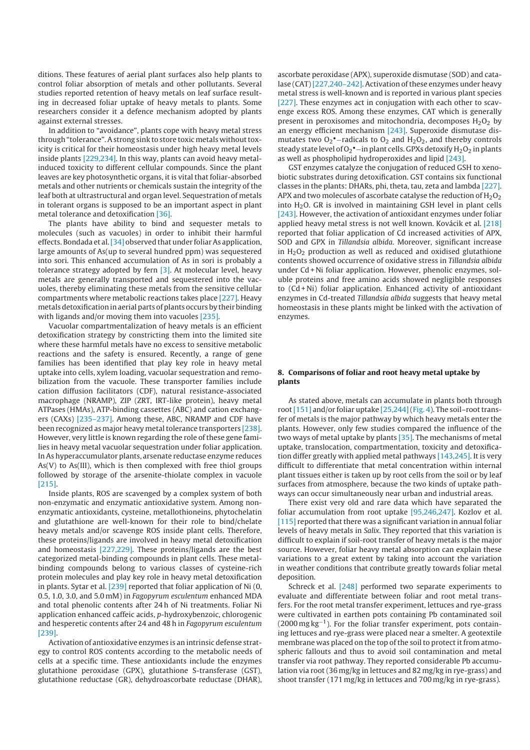ditions. These features of aerial plant surfaces also help plants to control foliar absorption of metals and other pollutants. Several studies reported retention of heavy metals on leaf surface resulting in decreased foliar uptake of heavy metals to plants. Some researchers consider it a defence mechanism adopted by plants against external stresses.

In addition to "avoidance", plants cope with heavy metal stress through "tolerance". A strong sink to store toxic metals without toxicity is critical for their homeostasis under high heavy metal levels inside plants [229,234]. In this way, plants can avoid heavy metal-induced toxicity to different cellular compounds. Since the plant leaves are key photosynthetic organs, it is vital that foliar-absorbed metals and other nutrients or chemicals sustain the integrity of the leaf both at ultrastructural and organ level. Sequestration of metals in tolerant organs is supposed to be an important aspect in plant metal tolerance and detoxification [36].

The plants have ability to bind and sequester metals to molecules (such as vacuoles) in order to inhibit their harmful effects. Bondada et al. [34] observed that under foliar As application, large amounts of As(up to several hundred ppm) was sequestered into sori. This enhanced accumulation of As in sori is probably a tolerance strategy adopted by fern [3]. At molecular level, heavy metals are generally transported and sequestered into the vacuoles, thereby eliminating these metals from the sensitive cellular compartments where metabolic reactions takes place [227]. Heavy metals detoxification in aerial parts of plants occurs by their binding with ligands and/or moving them into vacuoles [235].

Vacuolar compartmentalization of heavy metals is an efficient detoxification strategy by constricting them into the limited site where these harmful metals have no excess to sensitive metabolic reactions and the safety is ensured. Recently, a range of gene families has been identified that play key role in heavy metal uptake into cells, xylem loading, vacuolar sequestration and remobilization from the vacuole. These transporter families include cation diffusion facilitators (CDF), natural resistance-associated macrophage (NRAMP), ZIP (ZRT, IRT-like protein), heavy metal ATPases (HMAs), ATP-binding cassettes (ABC) and cation exchangers (CAXs) [235–237]. Among these, ABC, NRAMP and CDF have been recognized as major heavy metal tolerance transporters [238]. However, very little is known regarding the role of these gene families in heavy metal vacuolar sequestration under foliar application. In As hyperaccumulator plants, arsenate reductase enzyme reduces As(V) to As(III), which is then complexed with free thiol groups followed by storage of the arsenite-thiolate complex in vacuole [215].

Inside plants, ROS are scavenged by a complex system of both non-enzymatic and enzymatic antioxidative system. Among non-enzymatic antioxidants, cysteine, metallothioneins, phytochelatin and glutathione are well-known for their role to bind/chelate heavy metals and/or scavenge ROS inside plant cells. Therefore, these proteins/ligands are involved in heavy metal detoxification and homeostasis [227,229]. These proteins/ligands are the best categorized metal-binding compounds in plant cells. These metal-binding compounds belong to various classes of cysteine-rich protein molecules and play key role in heavy metal detoxification in plants. Sytar et al. [239] reported that foliar application of Ni (0, 0.5, 1.0, 3.0, and 5.0 mM) in *Fagopyrum esculentum* enhanced MDA and total phenolic contents after 24 h of Ni treatments. Foliar Ni application enhanced caffeic acids, *p*-hydroxybenzoic, chlorogenic and hesperetic contents after 24 and 48 h in *Fagopyrum esculentum* [239].

Activation of antioxidative enzymes is an intrinsic defense strategy to control ROS contents according to the metabolic needs of cells at a specific time. These antioxidants include the enzymes glutathione peroxidase (GPX), glutathione S-transferase (GST), glutathione reductase (GR), dehydroascorbate reductase (DHAR), ascorbate peroxidase (APX), superoxide dismutase (SOD) and catalase (CAT) [227,240–242]. Activation of these enzymes under heavy metal stress is well-known and is reported in various plant species [227]. These enzymes act in conjugation with each other to scavenge excess ROS. Among these enzymes, CAT which is generally present in peroxisomes and mitochondria, decomposes $H_2O_2$ by an energy efficient mechanism [243]. Superoxide dismutase dismutates two $O_2^{\bullet-}$radicals to $O_2$ and $H_2O_2$, and thereby controls steady state level of $O_2^{\bullet-}$ in plant cells. GPXs detoxify $H_2O_2$ in plants as well as phospholipid hydroperoxides and lipid [243].

GST enzymes catalyze the conjugation of reduced GSH to xenobiotic substrates during detoxification. GST contains six functional classes in the plants: DHARs, phi, theta, tau, zeta and lambda [227]. APX and two molecules of ascorbate catalyse the reduction of $H_2O_2$ into $H_2O$. GR is involved in maintaining GSH level in plant cells [243]. However, the activation of antioxidant enzymes under foliar applied heavy metal stress is not well known. Kovácik et al. [218] reported that foliar application of Cd increased activities of APX, SOD and GPX in *Tillandsia albida*. Moreover, significant increase in $H_2O_2$ production as well as reduced and oxidised glutathione contents showed occurrence of oxidative stress in *Tillandsia albida* under Cd + Ni foliar application. However, phenolic enzymes, soluble proteins and free amino acids showed negligible responses to (Cd + Ni) foliar application. Enhanced activity of antioxidant enzymes in Cd-treated *Tillandsia albida* suggests that heavy metal homeostasis in these plants might be linked with the activation of enzymes.

## 8. Comparisons of foliar and root heavy metal uptake by plants

As stated above, metals can accumulate in plants both through root [151] and/or foliar uptake [25,244] (Fig. 4). The soil–root transfer of metals is the major pathway by which heavy metals enter the plants. However, only few studies compared the influence of the two ways of metal uptake by plants [35]. The mechanisms of metal uptake, translocation, compartmentation, toxicity and detoxification differ greatly with applied metal pathways [143,245]. It is very difficult to differentiate that metal concentration within internal plant tissues either is taken up by root cells from the soil or by leaf surfaces from atmosphere, because the two kinds of uptake pathways can occur simultaneously near urban and industrial areas.

There exist very old and rare data which have separated the foliar accumulation from root uptake [95,246,247]. Kozlov et al. [115] reported that there was a significant variation in annual foliar levels of heavy metals in *Salix*. They reported that this variation is difficult to explain if soil-root transfer of heavy metals is the major source. However, foliar heavy metal absorption can explain these variations to a great extent by taking into account the variation in weather conditions that contribute greatly towards foliar metal deposition.

Schreck et al. [248] performed two separate experiments to evaluate and differentiate between foliar and root metal transfers. For the root metal transfer experiment, lettuces and rye-grass were cultivated in earthen pots containing Pb contaminated soil (2000 mg $kg^{-1}$). For the foliar transfer experiment, pots containing lettuces and rye-grass were placed near a smelter. A geotextile membrane was placed on the top of the soil to protect it from atmospheric fallouts and thus to avoid soil contamination and metal transfer via root pathway. They reported considerable Pb accumulation via root (36 mg/kg in lettuces and 82 mg/kg in rye-grass) and shoot transfer (171 mg/kg in lettuces and 700 mg/kg in rye-grass).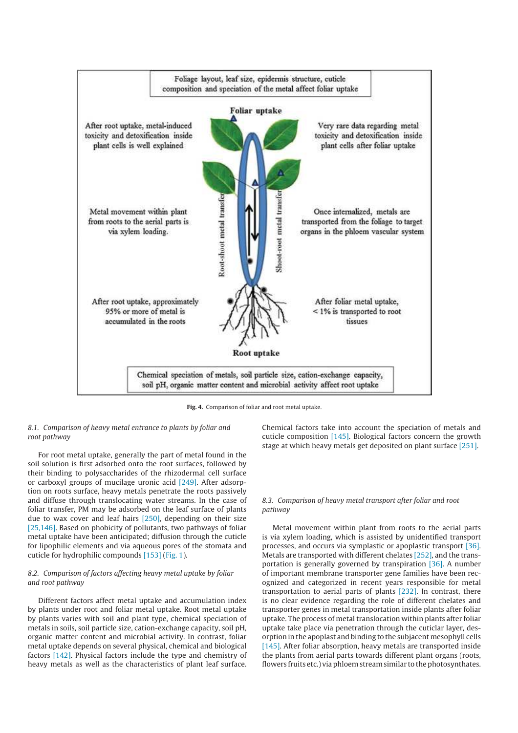Foliage layout, leaf size, epidermis structure, cuticle composition and speciation of the metal affect foliar uptake

Foliar uptake

After root uptake, metal-induced toxicity and detoxification inside plant cells is well explained

Very rare data regarding metal toxicity and detoxification inside plant cells after foliar uptake

Metal movement within plant from roots to the aerial parts is via xylem loading.

Root-shoot metal transfer

Shoot-root metal transfer

Once internalized, metals are transported from the foliage to target organs in the phloem vascular system

After root uptake, approximately 95% or more of metal is accumulated in the roots

After foliar metal uptake, < 1% is transported to root tissues

Root uptake

Chemical speciation of metals, soil particle size, cation-exchange capacity, soil pH, organic matter content and microbial activity affect root uptake

**Fig. 4.** Comparison of foliar and root metal uptake.

### *8.1. Comparison of heavy metal entrance to plants by foliar and root pathway*

For root metal uptake, generally the part of metal found in the soil solution is first adsorbed onto the root surfaces, followed by their binding to polysaccharides of the rhizodermal cell surface or carboxyl groups of mucilage uronic acid [249]. After adsorption on roots surface, heavy metals penetrate the roots passively and diffuse through translocating water streams. In the case of foliar transfer, PM may be adsorbed on the leaf surface of plants due to wax cover and leaf hairs [250], depending on their size [25,146]. Based on phobicity of pollutants, two pathways of foliar metal uptake have been anticipated; diffusion through the cuticle for lipophilic elements and via aqueous pores of the stomata and cuticle for hydrophilic compounds [153] (Fig. 1).

### *8.2. Comparison of factors affecting heavy metal uptake by foliar and root pathway*

Different factors affect metal uptake and accumulation index by plants under root and foliar metal uptake. Root metal uptake by plants varies with soil and plant type, chemical speciation of metals in soils, soil particle size, cation-exchange capacity, soil pH, organic matter content and microbial activity. In contrast, foliar metal uptake depends on several physical, chemical and biological factors [142]. Physical factors include the type and chemistry of heavy metals as well as the characteristics of plant leaf surface. Chemical factors take into account the speciation of metals and cuticle composition [145]. Biological factors concern the growth stage at which heavy metals get deposited on plant surface [251].

### *8.3. Comparison of heavy metal transport after foliar and root pathway*

Metal movement within plant from roots to the aerial parts is via xylem loading, which is assisted by unidentified transport processes, and occurs via symplastic or apoplastic transport [36]. Metals are transported with different chelates [252], and the transportation is generally governed by transpiration [36]. A number of important membrane transporter gene families have been recognized and categorized in recent years responsible for metal transportation to aerial parts of plants [232]. In contrast, there is no clear evidence regarding the role of different chelates and transporter genes in metal transportation inside plants after foliar uptake. The process of metal translocation within plants after foliar uptake take place via penetration through the cuticlar layer, desorption in the apoplast and binding to the subjacent mesophyll cells [145]. After foliar absorption, heavy metals are transported inside the plants from aerial parts towards different plant organs (roots, flowers fruits etc.) via phloem stream similar to the photosynthates.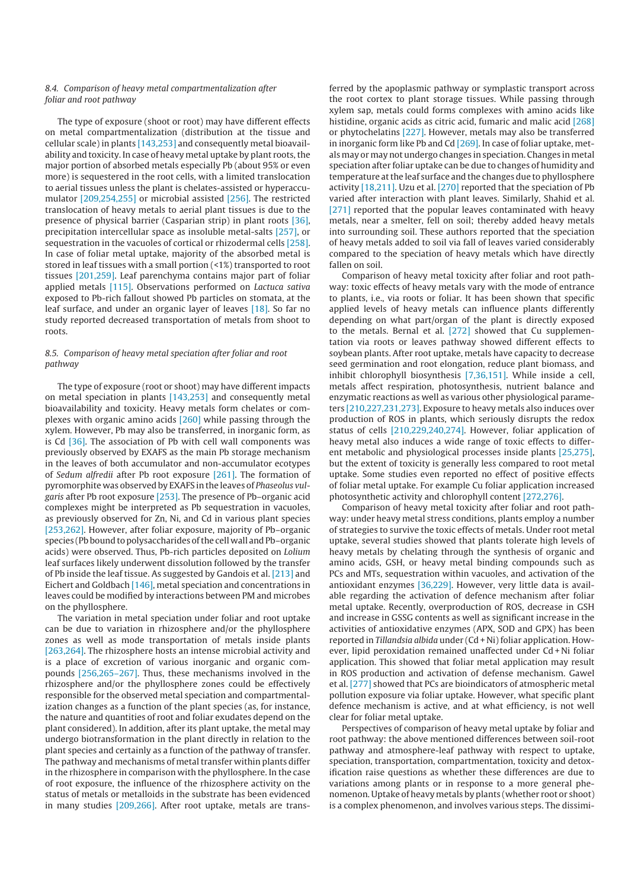### 8.4. Comparison of heavy metal compartmentalization after foliar and root pathway

The type of exposure (shoot or root) may have different effects on metal compartmentalization (distribution at the tissue and cellular scale) in plants [143,253] and consequently metal bioavailability and toxicity. In case of heavy metal uptake by plant roots, the major portion of absorbed metals especially Pb (about 95% or even more) is sequestered in the root cells, with a limited translocation to aerial tissues unless the plant is chelates-assisted or hyperaccumulator [209,254,255] or microbial assisted [256]. The restricted translocation of heavy metals to aerial plant tissues is due to the presence of physical barrier (Casparian strip) in plant roots [36], precipitation intercellular space as insoluble metal-salts [257], or sequestration in the vacuoles of cortical or rhizodermal cells [258]. In case of foliar metal uptake, majority of the absorbed metal is stored in leaf tissues with a small portion (<1%) transported to root tissues [201,259]. Leaf parenchyma contains major part of foliar applied metals [115]. Observations performed on *Lactuca sativa* exposed to Pb-rich fallout showed Pb particles on stomata, at the leaf surface, and under an organic layer of leaves [18]. So far no study reported decreased transportation of metals from shoot to roots.

### 8.5. Comparison of heavy metal speciation after foliar and root pathway

The type of exposure (root or shoot) may have different impacts on metal speciation in plants [143,253] and consequently metal bioavailability and toxicity. Heavy metals form chelates or complexes with organic amino acids [260] while passing through the xylem. However, Pb may also be transferred, in inorganic form, as is Cd [36]. The association of Pb with cell wall components was previously observed by EXAFS as the main Pb storage mechanism in the leaves of both accumulator and non-accumulator ecotypes of *Sedum alfredii* after Pb root exposure [261]. The formation of pyromorphite was observed by EXAFS in the leaves of *Phaseolus vulgaris* after Pb root exposure [253]. The presence of Pb–organic acid complexes might be interpreted as Pb sequestration in vacuoles, as previously observed for Zn, Ni, and Cd in various plant species [253,262]. However, after foliar exposure, majority of Pb–organic species (Pb bound to polysaccharides of the cell wall and Pb–organic acids) were observed. Thus, Pb-rich particles deposited on *Lolium* leaf surfaces likely underwent dissolution followed by the transfer of Pb inside the leaf tissue. As suggested by Gandois et al. [213] and Eichert and Goldbach [146], metal speciation and concentrations in leaves could be modified by interactions between PM and microbes on the phyllosphere.

The variation in metal speciation under foliar and root uptake can be due to variation in rhizosphere and/or the phyllosphere zones as well as mode transportation of metals inside plants [263,264]. The rhizosphere hosts an intense microbial activity and is a place of excretion of various inorganic and organic compounds [256,265–267]. Thus, these mechanisms involved in the rhizosphere and/or the phyllosphere zones could be effectively responsible for the observed metal speciation and compartmentalization changes as a function of the plant species (as, for instance, the nature and quantities of root and foliar exudates depend on the plant considered). In addition, after its plant uptake, the metal may undergo biotransformation in the plant directly in relation to the plant species and certainly as a function of the pathway of transfer. The pathway and mechanisms of metal transfer within plants differ in the rhizosphere in comparison with the phyllosphere. In the case of root exposure, the influence of the rhizosphere activity on the status of metals or metalloids in the substrate has been evidenced in many studies [209,266]. After root uptake, metals are transferred by the apoplasmic pathway or symplastic transport across the root cortex to plant storage tissues. While passing through xylem sap, metals could forms complexes with amino acids like histidine, organic acids as citric acid, fumaric and malic acid [268] or phytochelatins [227]. However, metals may also be transferred in inorganic form like Pb and Cd [269]. In case of foliar uptake, metals may or may not undergo changes in speciation. Changes in metal speciation after foliar uptake can be due to changes of humidity and temperature at the leaf surface and the changes due to phyllosphere activity [18,211]. Uzu et al. [270] reported that the speciation of Pb varied after interaction with plant leaves. Similarly, Shahid et al. [271] reported that the popular leaves contaminated with heavy metals, near a smelter, fell on soil; thereby added heavy metals into surrounding soil. These authors reported that the speciation of heavy metals added to soil via fall of leaves varied considerably compared to the speciation of heavy metals which have directly fallen on soil.

Comparison of heavy metal toxicity after foliar and root pathway: toxic effects of heavy metals vary with the mode of entrance to plants, i.e., via roots or foliar. It has been shown that specific applied levels of heavy metals can influence plants differently depending on what part/organ of the plant is directly exposed to the metals. Bernal et al. [272] showed that Cu supplementation via roots or leaves pathway showed different effects to soybean plants. After root uptake, metals have capacity to decrease seed germination and root elongation, reduce plant biomass, and inhibit chlorophyll biosynthesis [7,36,151]. While inside a cell, metals affect respiration, photosynthesis, nutrient balance and enzymatic reactions as well as various other physiological parameters [210,227,231,273]. Exposure to heavy metals also induces over production of ROS in plants, which seriously disrupts the redox status of cells [210,229,240,274]. However, foliar application of heavy metal also induces a wide range of toxic effects to different metabolic and physiological processes inside plants [25,275], but the extent of toxicity is generally less compared to root metal uptake. Some studies even reported no effect of positive effects of foliar metal uptake. For example Cu foliar application increased photosynthetic activity and chlorophyll content [272,276].

Comparison of heavy metal toxicity after foliar and root pathway: under heavy metal stress conditions, plants employ a number of strategies to survive the toxic effects of metals. Under root metal uptake, several studies showed that plants tolerate high levels of heavy metals by chelating through the synthesis of organic and amino acids, GSH, or heavy metal binding compounds such as PCs and MTs, sequestration within vacuoles, and activation of the antioxidant enzymes [36,229]. However, very little data is available regarding the activation of defence mechanism after foliar metal uptake. Recently, overproduction of ROS, decrease in GSH and increase in GSSG contents as well as significant increase in the activities of antioxidative enzymes (APX, SOD and GPX) has been reported in *Tillandsia albida* under (Cd + Ni) foliar application. However, lipid peroxidation remained unaffected under Cd + Ni foliar application. This showed that foliar metal application may result in ROS production and activation of defense mechanism. Gawel et al. [277] showed that PCs are bioindicators of atmospheric metal pollution exposure via foliar uptake. However, what specific plant defence mechanism is active, and at what efficiency, is not well clear for foliar metal uptake.

Perspectives of comparison of heavy metal uptake by foliar and root pathway: the above mentioned differences between soil-root pathway and atmosphere-leaf pathway with respect to uptake, speciation, transportation, compartmentation, toxicity and detoxification raise questions as whether these differences are due to variations among plants or in response to a more general phenomenon. Uptake of heavy metals by plants (whether root or shoot) is a complex phenomenon, and involves various steps. The dissimi-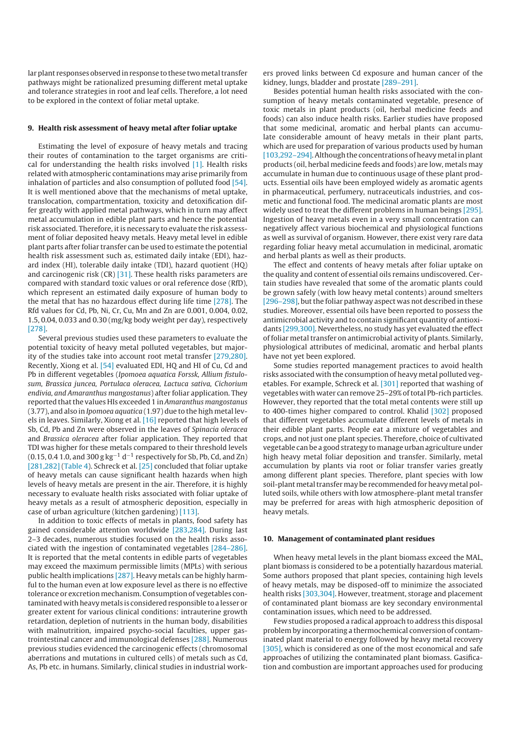lar plant responses observed in response to these two metal transfer pathways might be rationalized presuming different metal uptake and tolerance strategies in root and leaf cells. Therefore, a lot need to be explored in the context of foliar metal uptake.

## 9. Health risk assessment of heavy metal after foliar uptake

Estimating the level of exposure of heavy metals and tracing their routes of contamination to the target organisms are critical for understanding the health risks involved [1]. Health risks related with atmospheric contaminations may arise primarily from inhalation of particles and also consumption of polluted food [54]. It is well mentioned above that the mechanisms of metal uptake, translocation, compartmentation, toxicity and detoxification differ greatly with applied metal pathways, which in turn may affect metal accumulation in edible plant parts and hence the potential risk associated. Therefore, it is necessary to evaluate the risk assessment of foliar deposited heavy metals. Heavy metal level in edible plant parts after foliar transfer can be used to estimate the potential health risk assessment such as, estimated daily intake (EDI), hazard index (HI), tolerable daily intake (TDI), hazard quotient (HQ) and carcinogenic risk (CR) [31]. These health risks parameters are compared with standard toxic values or oral reference dose (RfD), which represent an estimated daily exposure of human body to the metal that has no hazardous effect during life time [278]. The Rfd values for Cd, Pb, Ni, Cr, Cu, Mn and Zn are 0.001, 0.004, 0.02, 1.5, 0.04, 0.033 and 0.30 (mg/kg body weight per day), respectively [278].

Several previous studies used these parameters to evaluate the potential toxicity of heavy metal polluted vegetables, but majority of the studies take into account root metal transfer [279,280]. Recently, Xiong et al. [54] evaluated EDI, HQ and HI of Cu, Cd and Pb in different vegetables (*Ipomoea aquatica Forssk, Allium fistulosum, Brassica juncea, Portulaca oleracea, Lactuca sativa, Cichorium endivia, and Amaranthus mangostanus*) after foliar application. They reported that the values HIs exceeded 1 in *Amaranthus mangostanus* (3.77), and also in *Ipomoea aquatica* (1.97) due to the high metal levels in leaves. Similarly, Xiong et al. [16] reported that high levels of Sb, Cd, Pb and Zn were observed in the leaves of *Spinacia oleracea* and *Brassica oleracea* after foliar application. They reported that TDI was higher for these metals compared to their threshold levels (0.15, 0.4 1.0, and 300 g kg$^{-1}$ d$^{-1}$ respectively for Sb, Pb, Cd, and Zn) [281,282] (Table 4). Schreck et al. [25] concluded that foliar uptake of heavy metals can cause significant health hazards when high levels of heavy metals are present in the air. Therefore, it is highly necessary to evaluate health risks associated with foliar uptake of heavy metals as a result of atmospheric deposition, especially in case of urban agriculture (kitchen gardening) [113].

In addition to toxic effects of metals in plants, food safety has gained considerable attention worldwide [283,284]. During last 2–3 decades, numerous studies focused on the health risks associated with the ingestion of contaminated vegetables [284–286]. It is reported that the metal contents in edible parts of vegetables may exceed the maximum permissible limits (MPLs) with serious public health implications [287]. Heavy metals can be highly harmful to the human even at low exposure level as there is no effective tolerance or excretion mechanism. Consumption of vegetables contaminated with heavy metals is considered responsible to a lesser or greater extent for various clinical conditions: intrauterine growth retardation, depletion of nutrients in the human body, disabilities with malnutrition, impaired psycho-social faculties, upper gastrointestinal cancer and immunological defenses [288]. Numerous previous studies evidenced the carcinogenic effects (chromosomal aberrations and mutations in cultured cells) of metals such as Cd, As, Pb etc. in humans. Similarly, clinical studies in industrial workers proved links between Cd exposure and human cancer of the kidney, lungs, bladder and prostate [289–291].

Besides potential human health risks associated with the consumption of heavy metals contaminated vegetable, presence of toxic metals in plant products (oil, herbal medicine feeds and foods) can also induce health risks. Earlier studies have proposed that some medicinal, aromatic and herbal plants can accumulate considerable amount of heavy metals in their plant parts, which are used for preparation of various products used by human [103,292–294]. Although the concentrations of heavy metal in plant products (oil, herbal medicine feeds and foods) are low, metals may accumulate in human due to continuous usage of these plant products. Essential oils have been employed widely as aromatic agents in pharmaceutical, perfumery, nutraceuticals industries, and cosmetic and functional food. The medicinal aromatic plants are most widely used to treat the different problems in human beings [295]. Ingestion of heavy metals even in a very small concentration can negatively affect various biochemical and physiological functions as well as survival of organism. However, there exist very rare data regarding foliar heavy metal accumulation in medicinal, aromatic and herbal plants as well as their products.

The effect and contents of heavy metals after foliar uptake on the quality and content of essential oils remains undiscovered. Certain studies have revealed that some of the aromatic plants could be grown safely (with low heavy metal contents) around smelters [296–298], but the foliar pathway aspect was not described in these studies. Moreover, essential oils have been reported to possess the antimicrobial activity and to contain significant quantity of antioxidants [299,300]. Nevertheless, no study has yet evaluated the effect of foliar metal transfer on antimicrobial activity of plants. Similarly, physiological attributes of medicinal, aromatic and herbal plants have not yet been explored.

Some studies reported management practices to avoid health risks associated with the consumption of heavy metal polluted vegetables. For example, Schreck et al. [301] reported that washing of vegetables with water can remove 25–29% of total Pb-rich particles. However, they reported that the total metal contents were still up to 400-times higher compared to control. Khalid [302] proposed that different vegetables accumulate different levels of metals in their edible plant parts. People eat a mixture of vegetables and crops, and not just one plant species. Therefore, choice of cultivated vegetable can be a good strategy to manage urban agriculture under high heavy metal foliar deposition and transfer. Similarly, metal accumulation by plants via root or foliar transfer varies greatly among different plant species. Therefore, plant species with low soil-plant metal transfer may be recommended for heavy metal polluted soils, while others with low atmosphere-plant metal transfer may be preferred for areas with high atmospheric deposition of heavy metals.

## 10. Management of contaminated plant residues

When heavy metal levels in the plant biomass exceed the MAL, plant biomass is considered to be a potentially hazardous material. Some authors proposed that plant species, containing high levels of heavy metals, may be disposed-off to minimize the associated health risks [303,304]. However, treatment, storage and placement of contaminated plant biomass are key secondary environmental contamination issues, which need to be addressed.

Few studies proposed a radical approach to address this disposal problem by incorporating a thermochemical conversion of contaminated plant material to energy followed by heavy metal recovery [305], which is considered as one of the most economical and safe approaches of utilizing the contaminated plant biomass. Gasification and combustion are important approaches used for producing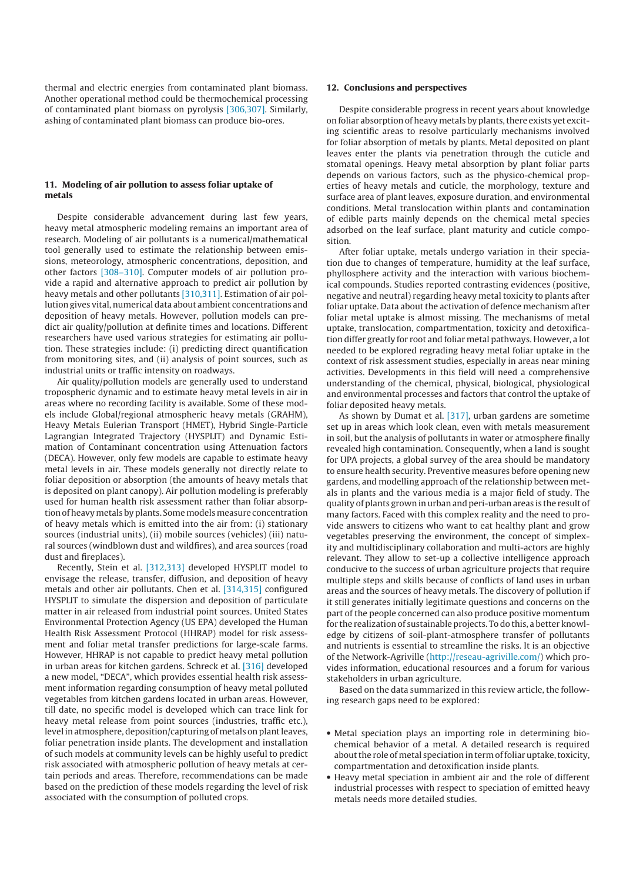thermal and electric energies from contaminated plant biomass. Another operational method could be thermochemical processing of contaminated plant biomass on pyrolysis [306,307]. Similarly, ashing of contaminated plant biomass can produce bio-ores.

## 11. Modeling of air pollution to assess foliar uptake of metals

Despite considerable advancement during last few years, heavy metal atmospheric modeling remains an important area of research. Modeling of air pollutants is a numerical/mathematical tool generally used to estimate the relationship between emissions, meteorology, atmospheric concentrations, deposition, and other factors [308–310]. Computer models of air pollution provide a rapid and alternative approach to predict air pollution by heavy metals and other pollutants [310,311]. Estimation of air pollution gives vital, numerical data about ambient concentrations and deposition of heavy metals. However, pollution models can predict air quality/pollution at definite times and locations. Different researchers have used various strategies for estimating air pollution. These strategies include: (i) predicting direct quantification from monitoring sites, and (ii) analysis of point sources, such as industrial units or traffic intensity on roadways.

Air quality/pollution models are generally used to understand tropospheric dynamic and to estimate heavy metal levels in air in areas where no recording facility is available. Some of these models include Global/regional atmospheric heavy metals (GRAHM), Heavy Metals Eulerian Transport (HMET), Hybrid Single-Particle Lagrangian Integrated Trajectory (HYSPLIT) and Dynamic Estimation of Contaminant concentration using Attenuation factors (DECA). However, only few models are capable to estimate heavy metal levels in air. These models generally not directly relate to foliar deposition or absorption (the amounts of heavy metals that is deposited on plant canopy). Air pollution modeling is preferably used for human health risk assessment rather than foliar absorption of heavy metals by plants. Some models measure concentration of heavy metals which is emitted into the air from: (i) stationary sources (industrial units), (ii) mobile sources (vehicles) (iii) natural sources (windblown dust and wildfires), and area sources (road dust and fireplaces).

Recently, Stein et al. [312,313] developed HYSPLIT model to envisage the release, transfer, diffusion, and deposition of heavy metals and other air pollutants. Chen et al. [314,315] configured HYSPLIT to simulate the dispersion and deposition of particulate matter in air released from industrial point sources. United States Environmental Protection Agency (US EPA) developed the Human Health Risk Assessment Protocol (HHRAP) model for risk assessment and foliar metal transfer predictions for large-scale farms. However, HHRAP is not capable to predict heavy metal pollution in urban areas for kitchen gardens. Schreck et al. [316] developed a new model, "DECA", which provides essential health risk assessment information regarding consumption of heavy metal polluted vegetables from kitchen gardens located in urban areas. However, till date, no specific model is developed which can trace link for heavy metal release from point sources (industries, traffic etc.), level in atmosphere, deposition/capturing of metals on plant leaves, foliar penetration inside plants. The development and installation of such models at community levels can be highly useful to predict risk associated with atmospheric pollution of heavy metals at certain periods and areas. Therefore, recommendations can be made based on the prediction of these models regarding the level of risk associated with the consumption of polluted crops.

## 12. Conclusions and perspectives

Despite considerable progress in recent years about knowledge on foliar absorption of heavy metals by plants, there exists yet exciting scientific areas to resolve particularly mechanisms involved for foliar absorption of metals by plants. Metal deposited on plant leaves enter the plants via penetration through the cuticle and stomatal openings. Heavy metal absorption by plant foliar parts depends on various factors, such as the physico-chemical properties of heavy metals and cuticle, the morphology, texture and surface area of plant leaves, exposure duration, and environmental conditions. Metal translocation within plants and contamination of edible parts mainly depends on the chemical metal species adsorbed on the leaf surface, plant maturity and cuticle composition.

After foliar uptake, metals undergo variation in their speciation due to changes of temperature, humidity at the leaf surface, phyllosphere activity and the interaction with various biochemical compounds. Studies reported contrasting evidences (positive, negative and neutral) regarding heavy metal toxicity to plants after foliar uptake. Data about the activation of defence mechanism after foliar metal uptake is almost missing. The mechanisms of metal uptake, translocation, compartmentation, toxicity and detoxification differ greatly for root and foliar metal pathways. However, a lot needed to be explored regrading heavy metal foliar uptake in the context of risk assessment studies, especially in areas near mining activities. Developments in this field will need a comprehensive understanding of the chemical, physical, biological, physiological and environmental processes and factors that control the uptake of foliar deposited heavy metals.

As shown by Dumat et al. [317], urban gardens are sometime set up in areas which look clean, even with metals measurement in soil, but the analysis of pollutants in water or atmosphere finally revealed high contamination. Consequently, when a land is sought for UPA projects, a global survey of the area should be mandatory to ensure health security. Preventive measures before opening new gardens, and modelling approach of the relationship between metals in plants and the various media is a major field of study. The quality of plants grown in urban and peri-urban areas is the result of many factors. Faced with this complex reality and the need to provide answers to citizens who want to eat healthy plant and grow vegetables preserving the environment, the concept of simplexity and multidisciplinary collaboration and multi-actors are highly relevant. They allow to set-up a collective intelligence approach conducive to the success of urban agriculture projects that require multiple steps and skills because of conflicts of land uses in urban areas and the sources of heavy metals. The discovery of pollution if it still generates initially legitimate questions and concerns on the part of the people concerned can also produce positive momentum for the realization of sustainable projects. To do this, a better knowledge by citizens of soil-plant-atmosphere transfer of pollutants and nutrients is essential to streamline the risks. It is an objective of the Network-Agriville (http://reseau-agriville.com/) which provides information, educational resources and a forum for various stakeholders in urban agriculture.

Based on the data summarized in this review article, the following research gaps need to be explored:

- Metal speciation plays an importing role in determining biochemical behavior of a metal. A detailed research is required about the role of metal speciation in term of foliar uptake, toxicity, compartmentation and detoxification inside plants.
- Heavy metal speciation in ambient air and the role of different industrial processes with respect to speciation of emitted heavy metals needs more detailed studies.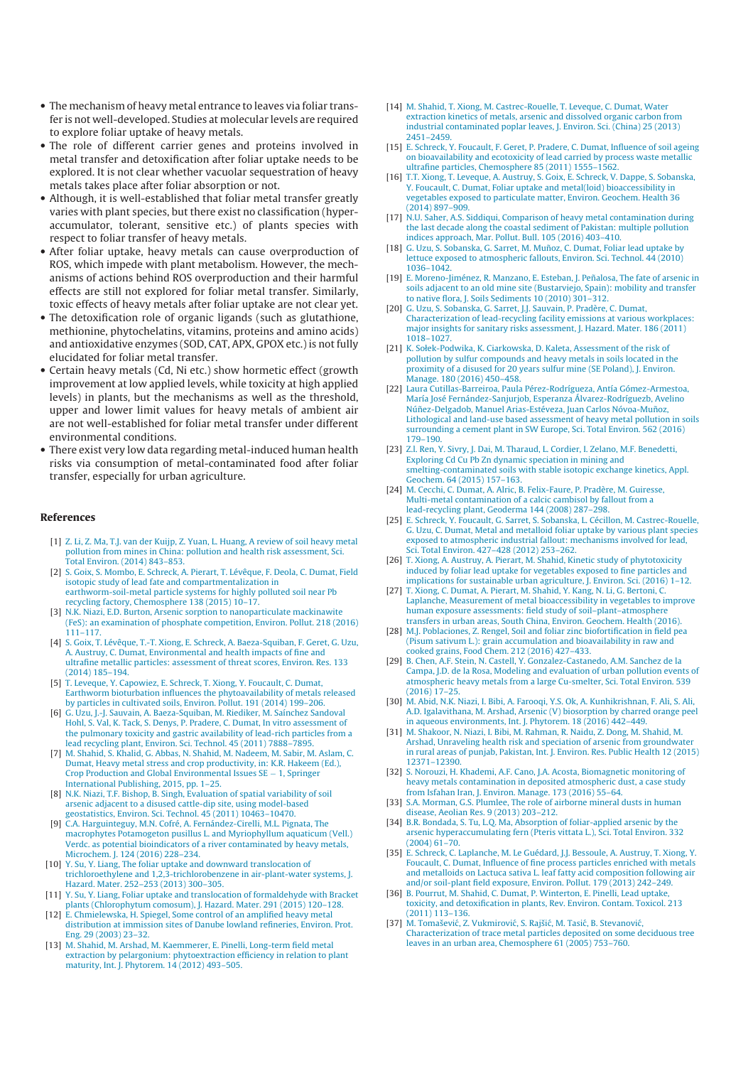- The mechanism of heavy metal entrance to leaves via foliar transfer is not well-developed. Studies at molecular levels are required to explore foliar uptake of heavy metals.
- The role of different carrier genes and proteins involved in metal transfer and detoxification after foliar uptake needs to be explored. It is not clear whether vacuolar sequestration of heavy metals takes place after foliar absorption or not.
- Although, it is well-established that foliar metal transfer greatly varies with plant species, but there exist no classification (hyper-accumulator, tolerant, sensitive etc.) of plants species with respect to foliar transfer of heavy metals.
- After foliar uptake, heavy metals can cause overproduction of ROS, which impede with plant metabolism. However, the mechanisms of actions behind ROS overproduction and their harmful effects are still not explored for foliar metal transfer. Similarly, toxic effects of heavy metals after foliar uptake are not clear yet.
- The detoxification role of organic ligands (such as glutathione, methionine, phytochelatins, vitamins, proteins and amino acids) and antioxidative enzymes (SOD, CAT, APX, GPOX etc.) is not fully elucidated for foliar metal transfer.
- Certain heavy metals (Cd, Ni etc.) show hormetic effect (growth improvement at low applied levels, while toxicity at high applied levels) in plants, but the mechanisms as well as the threshold, upper and lower limit values for heavy metals of ambient air are not well-established for foliar metal transfer under different environmental conditions.
- There exist very low data regarding metal-induced human health risks via consumption of metal-contaminated food after foliar transfer, especially for urban agriculture.

## References

[1] Z. Li, Z. Ma, T.J. van der Kuijp, Z. Yuan, L. Huang, A review of soil heavy metal pollution from mines in China: pollution and health risk assessment, Sci. Total Environ. (2014) 843–853.

[2] S. Goix, S. Mombo, E. Schreck, A. Pierart, T. Lévêque, F. Deola, C. Dumat, Field isotopic study of lead fate and compartmentalization in earthworm-soil-metal particle systems for highly polluted soil near Pb recycling factory, Chemosphere 138 (2015) 10–17.

[3] N.K. Niazi, E.D. Burton, Arsenic sorption to nanoparticulate mackinawite (FeS): an examination of phosphate competition, Environ. Pollut. 218 (2016) 111–117.

[4] S. Goix, T. Lévêque, T.-T. Xiong, E. Schreck, A. Baeza-Squiban, F. Geret, G. Uzu, A. Austruy, C. Dumat, Environmental and health impacts of fine and ultrafine metallic particles: assessment of threat scores, Environ. Res. 133 (2014) 185–194.

[5] T. Leveque, Y. Capowiez, E. Schreck, T. Xiong, Y. Foucault, C. Dumat, Earthworm bioturbation influences the phytoavailability of metals released by particles in cultivated soils, Environ. Pollut. 191 (2014) 199–206.

[6] G. Uzu, J.-J. Sauvain, A. Baeza-Squiban, M. Riediker, M. Saínchez Sandoval Hohl, S. Val, K. Tack, S. Denys, P. Pradere, C. Dumat, In vitro assessment of the pulmonary toxicity and gastric availability of lead-rich particles from a lead recycling plant, Environ. Sci. Technol. 45 (2011) 7888–7895.

[7] M. Shahid, S. Khalid, G. Abbas, N. Shahid, M. Nadeem, M. Sabir, M. Aslam, C. Dumat, Heavy metal stress and crop productivity, in: K.R. Hakeem (Ed.), Crop Production and Global Environmental Issues SE – 1, Springer International Publishing, 2015, pp. 1–25.

[8] N.K. Niazi, T.F. Bishop, B. Singh, Evaluation of spatial variability of soil arsenic adjacent to a disused cattle-dip site, using model-based geostatistics, Environ. Sci. Technol. 45 (2011) 10463–10470.

[9] C.A. Harguinteguy, M.N. Cofré, A. Fernández-Cirelli, M.L. Pignata, The macrophytes Potamogeton pusillus L. and Myriophyllum aquaticum (Vell.) Verdc. as potential bioindicators of a river contaminated by heavy metals, Microchem. J. 124 (2016) 228–234.

[10] Y. Su, Y. Liang, The foliar uptake and downward translocation of trichloroethylene and 1,2,3-trichlorobenzene in air-plant-water systems, J. Hazard. Mater. 252–253 (2013) 300–305.

[11] Y. Su, Y. Liang, Foliar uptake and translocation of formaldehyde with Bracket plants (Chlorophytum comosum), J. Hazard. Mater. 291 (2015) 120–128.

[12] E. Chmielewska, H. Spiegel, Some control of an amplified heavy metal distribution at immission sites of Danube lowland refineries, Environ. Prot. Eng. 29 (2003) 23–32.

[13] M. Shahid, M. Arshad, M. Kaemmerer, E. Pinelli, Long-term field metal extraction by pelargonium: phytoextraction efficiency in relation to plant maturity, Int. J. Phytorem. 14 (2012) 493–505.

[14] M. Shahid, T. Xiong, M. Castrec-Rouelle, T. Leveque, C. Dumat, Water extraction kinetics of metals, arsenic and dissolved organic carbon from industrial contaminated poplar leaves, J. Environ. Sci. (China) 25 (2013) 2451–2459.

[15] E. Schreck, Y. Foucault, F. Geret, P. Pradere, C. Dumat, Influence of soil ageing on bioavailability and ecotoxicity of lead carried by process waste metallic ultrafine particles, Chemosphere 85 (2011) 1555–1562.

[16] T.T. Xiong, T. Leveque, A. Austruy, S. Goix, E. Schreck, V. Dappe, S. Sobanska, Y. Foucault, C. Dumat, Foliar uptake and metal(loid) bioaccessibility in vegetables exposed to particulate matter, Environ. Geochem. Health 36 (2014) 897–909.

[17] N.U. Saher, A.S. Siddiqui, Comparison of heavy metal contamination during the last decade along the coastal sediment of Pakistan: multiple pollution indices approach, Mar. Pollut. Bull. 105 (2016) 403–410.

[18] G. Uzu, S. Sobanska, G. Sarret, M. Muñoz, C. Dumat, Foliar lead uptake by lettuce exposed to atmospheric fallouts, Environ. Sci. Technol. 44 (2010) 1036–1042.

[19] E. Moreno-Jiménez, R. Manzano, E. Esteban, J. Peñalosa, The fate of arsenic in soils adjacent to an old mine site (Bustarviejo, Spain): mobility and transfer to native flora, J. Soils Sediments 10 (2010) 301–312.

[20] G. Uzu, S. Sobanska, G. Sarret, J.J. Sauvain, P. Pradère, C. Dumat, Characterization of lead-recycling facility emissions at various workplaces: major insights for sanitary risks assessment, J. Hazard. Mater. 186 (2011) 1018–1027.

[21] K. Sołek-Podwika, K. Ciarkowska, D. Kaleta, Assessment of the risk of pollution by sulfur compounds and heavy metals in soils located in the proximity of a disused for 20 years sulfur mine (SE Poland), J. Environ. Manage. 180 (2016) 450–458.

[22] Laura Cutillas-Barreiroa, Paula Pérez-Rodrígueza, Antía Gómez-Armestoa, María José Fernández-Sanjurjob, Esperanza Álvarez-Rodríguezb, Avelino Núñez-Delgadob, Manuel Arias-Estéveza, Juan Carlos Nóvoa-Muñoz, Lithological and land-use based assessment of heavy metal pollution in soils surrounding a cement plant in SW Europe, Sci. Total Environ. 562 (2016) 179–190.

[23] Z.I. Ren, Y. Sivry, J. Dai, M. Tharaud, L. Cordier, I. Zelano, M.F. Benedetti, Exploring Cd Cu Pb Zn dynamic speciation in mining and smelting-contaminated soils with stable isotopic exchange kinetics, Appl. Geochem. 64 (2015) 157–163.

[24] M. Cecchi, C. Dumat, A. Alric, B. Felix-Faure, P. Pradère, M. Guiresse, Multi-metal contamination of a calcic cambisol by fallout from a lead-recycling plant, Geoderma 144 (2008) 287–298.

[25] E. Schreck, Y. Foucault, G. Sarret, S. Sobanska, L. Cécillon, M. Castrec-Rouelle, G. Uzu, C. Dumat, Metal and metalloid foliar uptake by various plant species exposed to atmospheric industrial fallout: mechanisms involved for lead, Sci. Total Environ. 427–428 (2012) 253–262.

[26] T. Xiong, A. Austruy, A. Pierart, M. Shahid, Kinetic study of phytotoxicity induced by foliar lead uptake for vegetables exposed to fine particles and implications for sustainable urban agriculture, J. Environ. Sci. (2016) 1–12.

[27] T. Xiong, C. Dumat, A. Pierart, M. Shahid, Y. Kang, N. Li, G. Bertoni, C. Laplanche, Measurement of metal bioaccessibility in vegetables to improve human exposure assessments: field study of soil–plant–atmosphere transfers in urban areas, South China, Environ. Geochem. Health (2016).

[28] M.J. Poblaciones, Z. Rengel, Soil and foliar zinc biofortification in field pea (Pisum sativum L.): grain accumulation and bioavailability in raw and cooked grains, Food Chem. 212 (2016) 427–433.

[29] B. Chen, A.F. Stein, N. Castell, Y. Gonzalez-Castanedo, A.M. Sanchez de la Campa, J.D. de la Rosa, Modeling and evaluation of urban pollution events of atmospheric heavy metals from a large Cu-smelter, Sci. Total Environ. 539 (2016) 17–25.

[30] M. Abid, N.K. Niazi, I. Bibi, A. Farooqi, Y.S. Ok, A. Kunhikrishnan, F. Ali, S. Ali, A.D. Igalavithana, M. Arshad, Arsenic (V) biosorption by charred orange peel in aqueous environments, Int. J. Phytorem. 18 (2016) 442–449.

[31] M. Shakoor, N. Niazi, I. Bibi, M. Rahman, R. Naidu, Z. Dong, M. Shahid, M. Arshad, Unraveling health risk and speciation of arsenic from groundwater in rural areas of punjab, Pakistan, Int. J. Environ. Res. Public Health 12 (2015) 12371–12390.

[32] S. Norouzi, H. Khademi, A.F. Cano, J.A. Acosta, Biomagnetic monitoring of heavy metals contamination in deposited atmospheric dust, a case study from Isfahan Iran, J. Environ. Manage. 173 (2016) 55–64.

[33] S.A. Morman, G.S. Plumlee, The role of airborne mineral dusts in human disease, Aeolian Res. 9 (2013) 203–212.

[34] B.R. Bondada, S. Tu, L.Q. Ma, Absorption of foliar-applied arsenic by the arsenic hyperaccumulating fern (Pteris vittata L.), Sci. Total Environ. 332 (2004) 61–70.

[35] E. Schreck, C. Laplanche, M. Le Guédard, J.J. Bessoule, A. Austruy, T. Xiong, Y. Foucault, C. Dumat, Influence of fine process particles enriched with metals and metalloids on Lactuca sativa L. leaf fatty acid composition following air and/or soil-plant field exposure, Environ. Pollut. 179 (2013) 242–249.

[36] B. Pourrut, M. Shahid, C. Dumat, P. Winterton, E. Pinelli, Lead uptake, toxicity, and detoxification in plants, Rev. Environ. Contam. Toxicol. 213 (2011) 113–136.

[37] M. Tomašević, Z. Vukmirović, S. Rajšić, M. Tasić, B. Stevanović, Characterization of trace metal particles deposited on some deciduous tree leaves in an urban area, Chemosphere 61 (2005) 753–760.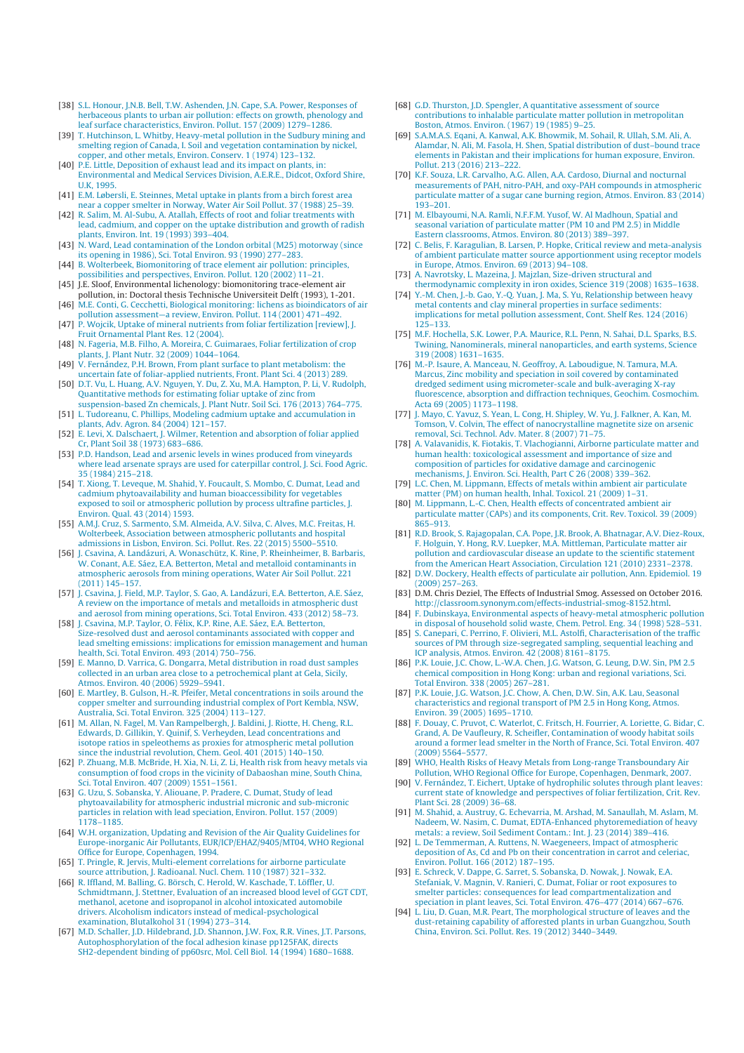[38] S.L. Honour, J.N.B. Bell, T.W. Ashenden, J.N. Cape, S.A. Power, Responses of herbaceous plants to urban air pollution: effects on growth, phenology and leaf surface characteristics, Environ. Pollut. 157 (2009) 1279–1286.

[39] T. Hutchinson, L. Whitby, Heavy-metal pollution in the Sudbury mining and smelting region of Canada, I. Soil and vegetation contamination by nickel, copper, and other metals, Environ. Conserv. 1 (1974) 123–132.

[40] P.E. Little, Deposition of exhaust lead and its impact on plants, in: Environmental and Medical Services Division, A.E.R.E., Didcot, Oxford Shire, U.K, 1995.

[41] E.M. Løbersli, E. Steinnes, Metal uptake in plants from a birch forest area near a copper smelter in Norway, Water Air Soil Pollut. 37 (1988) 25–39.

[42] R. Salim, M. Al-Subu, A. Atallah, Effects of root and foliar treatments with lead, cadmium, and copper on the uptake distribution and growth of radish plants, Environ. Int. 19 (1993) 393–404.

[43] N. Ward, Lead contamination of the London orbital (M25) motorway (since its opening in 1986), Sci. Total Environ. 93 (1990) 277–283.

[44] B. Wolterbeek, Biomonitoring of trace element air pollution: principles, possibilities and perspectives, Environ. Pollut. 120 (2002) 11–21.

[45] J.E. Sloof, Environmental lichenology: biomonitoring trace-element air pollution, in: Doctoral thesis Technische Universiteit Delft (1993), 1-201.

[46] M.E. Conti, G. Cecchetti, Biological monitoring: lichens as bioindicators of air pollution assessment—a review, Environ. Pollut. 114 (2001) 471–492.

[47] P. Wojcik, Uptake of mineral nutrients from foliar fertilization [review], J. Fruit Ornamental Plant Res. 12 (2004).

[48] N. Fageria, M.B. Filho, A. Moreira, C. Guimaraes, Foliar fertilization of crop plants, J. Plant Nutr. 32 (2009) 1044–1064.

[49] V. Fernández, P.H. Brown, From plant surface to plant metabolism: the uncertain fate of foliar-applied nutrients, Front. Plant Sci. 4 (2013) 289.

[50] D.T. Vu, L. Huang, A.V. Nguyen, Y. Du, Z. Xu, M.A. Hampton, P. Li, V. Rudolph, Quantitative methods for estimating foliar uptake of zinc from suspension-based Zn chemicals, J. Plant Nutr. Soil Sci. 176 (2013) 764–775.

[51] L. Tudoreanu, C. Phillips, Modeling cadmium uptake and accumulation in plants, Adv. Agron. 84 (2004) 121–157.

[52] E. Levi, X. Dalschaert, J. Wilmer, Retention and absorption of foliar applied Cr, Plant Soil 38 (1973) 683–686.

[53] P.D. Handson, Lead and arsenic levels in wines produced from vineyards where lead arsenate sprays are used for caterpillar control, J. Sci. Food Agric. 35 (1984) 215–218.

[54] T. Xiong, T. Leveque, M. Shahid, Y. Foucault, S. Mombo, C. Dumat, Lead and cadmium phytoavailability and human bioaccessibility for vegetables exposed to soil or atmospheric pollution by process ultrafine particles, J. Environ. Qual. 43 (2014) 1593.

[55] A.M.J. Cruz, S. Sarmento, S.M. Almeida, A.V. Silva, C. Alves, M.C. Freitas, H. Wolterbeek, Association between atmospheric pollutants and hospital admissions in Lisbon, Environ. Sci. Pollut. Res. 22 (2015) 5500–5510.

[56] J. Csavina, A. Landázuri, A. Wonaschütz, K. Rine, P. Rheinheimer, B. Barbaris, W. Conant, A.E. Sáez, E.A. Betterton, Metal and metalloid contaminants in atmospheric aerosols from mining operations, Water Air Soil Pollut. 221 (2011) 145–157.

[57] J. Csavina, J. Field, M.P. Taylor, S. Gao, A. Landázuri, E.A. Betterton, A.E. Sáez, A review on the importance of metals and metalloids in atmospheric dust and aerosol from mining operations, Sci. Total Environ. 433 (2012) 58–73.

[58] J. Csavina, M.P. Taylor, O. Félix, K.P. Rine, A.E. Sáez, E.A. Betterton, Size-resolved dust and aerosol contaminants associated with copper and lead smelting emissions: implications for emission management and human health, Sci. Total Environ. 493 (2014) 750–756.

[59] E. Manno, D. Varrica, G. Dongarra, Metal distribution in road dust samples collected in an urban area close to a petrochemical plant at Gela, Sicily, Atmos. Environ. 40 (2006) 5929–5941.

[60] E. Martley, B. Gulson, H.-R. Pfeifer, Metal concentrations in soils around the copper smelter and surrounding industrial complex of Port Kembla, NSW, Australia, Sci. Total Environ. 325 (2004) 113–127.

[61] M. Allan, N. Fagel, M. Van Rampelbergh, J. Baldini, J. Riotte, H. Cheng, R.L. Edwards, D. Gillikin, Y. Quinif, S. Verheyden, Lead concentrations and isotope ratios in speleothems as proxies for atmospheric metal pollution since the industrial revolution, Chem. Geol. 401 (2015) 140–150.

[62] P. Zhuang, M.B. McBride, H. Xia, N. Li, Z. Li, Health risk from heavy metals via consumption of food crops in the vicinity of Dabaoshan mine, South China, Sci. Total Environ. 407 (2009) 1551–1561.

[63] G. Uzu, S. Sobanska, Y. Aliouane, P. Pradere, C. Dumat, Study of lead phytoavailability for atmospheric industrial micronic and sub-micronic particles in relation with lead speciation, Environ. Pollut. 157 (2009) 1178–1185.

[64] W.H. organization, Updating and Revision of the Air Quality Guidelines for Europe-inorganic Air Pollutants, EUR/ICP/EHAZ/9405/MT04, WHO Regional Office for Europe, Copenhagen, 1994.

[65] T. Pringle, R. Jervis, Multi-element correlations for airborne particulate source attribution, J. Radioanal. Nucl. Chem. 110 (1987) 321–332.

[66] R. Iffland, M. Balling, G. Börsch, C. Herold, W. Kaschade, T. Löffler, U. Schmidtmann, J. Stettner, Evaluation of an increased blood level of GGT CDT, methanol, acetone and isopropanol in alcohol intoxicated automobile drivers. Alcoholism indicators instead of medical-psychological examination, Blutalkohol 31 (1994) 273–314.

[67] M.D. Schaller, J.D. Hildebrand, J.D. Shannon, J.W. Fox, R.R. Vines, J.T. Parsons, Autophosphorylation of the focal adhesion kinase pp125FAK, directs SH2-dependent binding of pp60src, Mol. Cell Biol. 14 (1994) 1680–1688.

[68] G.D. Thurston, J.D. Spengler, A quantitative assessment of source contributions to inhalable particulate matter pollution in metropolitan Boston, Atmos. Environ. (1967) 19 (1985) 9–25.

[69] S.A.M.A.S. Eqani, A. Kanwal, A.K. Bhowmik, M. Sohail, R. Ullah, S.M. Ali, A. Alamdar, N. Ali, M. Fasola, H. Shen, Spatial distribution of dust–bound trace elements in Pakistan and their implications for human exposure, Environ. Pollut. 213 (2016) 213–222.

[70] K.F. Souza, L.R. Carvalho, A.G. Allen, A.A. Cardoso, Diurnal and nocturnal measurements of PAH, nitro-PAH, and oxy-PAH compounds in atmospheric particulate matter of a sugar cane burning region, Atmos. Environ. 83 (2014) 193–201.

[71] M. Elbayoumi, N.A. Ramli, N.F.F.M. Yusof, W. Al Madhoun, Spatial and seasonal variation of particulate matter (PM 10 and PM 2.5) in Middle Eastern classrooms, Atmos. Environ. 80 (2013) 389–397.

[72] C. Belis, F. Karagulian, B. Larsen, P. Hopke, Critical review and meta-analysis of ambient particulate matter source apportionment using receptor models in Europe, Atmos. Environ. 69 (2013) 94–108.

[73] A. Navrotsky, L. Mazeina, J. Majzlan, Size-driven structural and thermodynamic complexity in iron oxides, Science 319 (2008) 1635–1638.

[74] Y.-M. Chen, J.-b. Gao, Y.-Q. Yuan, J. Ma, S. Yu, Relationship between heavy metal contents and clay mineral properties in surface sediments: implications for metal pollution assessment, Cont. Shelf Res. 124 (2016) 125–133.

[75] M.F. Hochella, S.K. Lower, P.A. Maurice, R.L. Penn, N. Sahai, D.L. Sparks, B.S. Twining, Nanominerals, mineral nanoparticles, and earth systems, Science 319 (2008) 1631–1635.

[76] M.-P. Isaure, A. Manceau, N. Geoffroy, A. Laboudigue, N. Tamura, M.A. Marcus, Zinc mobility and speciation in soil covered by contaminated dredged sediment using micrometer-scale and bulk-averaging X-ray fluorescence, absorption and diffraction techniques, Geochim. Cosmochim. Acta 69 (2005) 1173–1198.

[77] J. Mayo, C. Yavuz, S. Yean, L. Cong, H. Shipley, W. Yu, J. Falkner, A. Kan, M. Tomson, V. Colvin, The effect of nanocrystalline magnetite size on arsenic removal, Sci. Technol. Adv. Mater. 8 (2007) 71–75.

[78] A. Valavanidis, K. Fiotakis, T. Vlachogianni, Airborne particulate matter and human health: toxicological assessment and importance of size and composition of particles for oxidative damage and carcinogenic mechanisms, J. Environ. Sci. Health, Part C 26 (2008) 339–362.

[79] L.C. Chen, M. Lippmann, Effects of metals within ambient air particulate matter (PM) on human health, Inhal. Toxicol. 21 (2009) 1–31.

[80] M. Lippmann, L.-C. Chen, Health effects of concentrated ambient air particulate matter (CAPs) and its components, Crit. Rev. Toxicol. 39 (2009) 865–913.

[81] R.D. Brook, S. Rajagopalan, C.A. Pope, J.R. Brook, A. Bhatnagar, A.V. Diez-Roux, F. Holguin, Y. Hong, R.V. Luepker, M.A. Mittleman, Particulate matter air pollution and cardiovascular disease an update to the scientific statement from the American Heart Association, Circulation 121 (2010) 2331–2378.

[82] D.W. Dockery, Health effects of particulate air pollution, Ann. Epidemiol. 19 (2009) 257–263.

[83] D.M. Chris Deziel, The Effects of Industrial Smog. Assessed on October 2016. http://classroom.synonym.com/effects-industrial-smog-8152.html.

[84] F. Dubinskaya, Environmental aspects of heavy-metal atmospheric pollution in disposal of household solid waste, Chem. Petrol. Eng. 34 (1998) 528–531.

[85] S. Canepari, C. Perrino, F. Olivieri, M.L. Astolfi, Characterisation of the traffic sources of PM through size-segregated sampling, sequential leaching and ICP analysis, Atmos. Environ. 42 (2008) 8161–8175.

[86] P.K. Louie, J.C. Chow, L.-W.A. Chen, J.G. Watson, G. Leung, D.W. Sin, PM 2.5 chemical composition in Hong Kong: urban and regional variations, Sci. Total Environ. 338 (2005) 267–281.

[87] P.K. Louie, J.G. Watson, J.C. Chow, A. Chen, D.W. Sin, A.K. Lau, Seasonal characteristics and regional transport of PM 2.5 in Hong Kong, Atmos. Environ. 39 (2005) 1695–1710.

[88] F. Douay, C. Pruvot, C. Waterlot, C. Fritsch, H. Fourrier, A. Loriette, G. Bidar, C. Grand, A. De Vaufleury, R. Scheifler, Contamination of woody habitat soils around a former lead smelter in the North of France, Sci. Total Environ. 407 (2009) 5564–5577.

[89] WHO, Health Risks of Heavy Metals from Long-range Transboundary Air Pollution, WHO Regional Office for Europe, Copenhagen, Denmark, 2007.

[90] V. Fernández, T. Eichert, Uptake of hydrophilic solutes through plant leaves: current state of knowledge and perspectives of foliar fertilization, Crit. Rev. Plant Sci. 28 (2009) 36–68.

[91] M. Shahid, a. Austruy, G. Echevarria, M. Arshad, M. Sanaullah, M. Aslam, M. Nadeem, W. Nasim, C. Dumat, EDTA-Enhanced phytoremediation of heavy metals: a review, Soil Sediment Contam.: Int. J. 23 (2014) 389–416.

[92] L. De Temmerman, A. Ruttens, N. Waegeneers, Impact of atmospheric deposition of As, Cd and Pb on their concentration in carrot and celeriac, Environ. Pollut. 166 (2012) 187–195.

[93] E. Schreck, V. Dappe, G. Sarret, S. Sobanska, D. Nowak, J. Nowak, E.A. Stefaniak, V. Magnin, V. Ranieri, C. Dumat, Foliar or root exposures to smelter particles: consequences for lead compartmentalization and speciation in plant leaves, Sci. Total Environ. 476–477 (2014) 667–676.

[94] L. Liu, D. Guan, M.R. Peart, The morphological structure of leaves and the dust-retaining capability of afforested plants in urban Guangzhou, South China, Environ. Sci. Pollut. Res. 19 (2012) 3440–3449.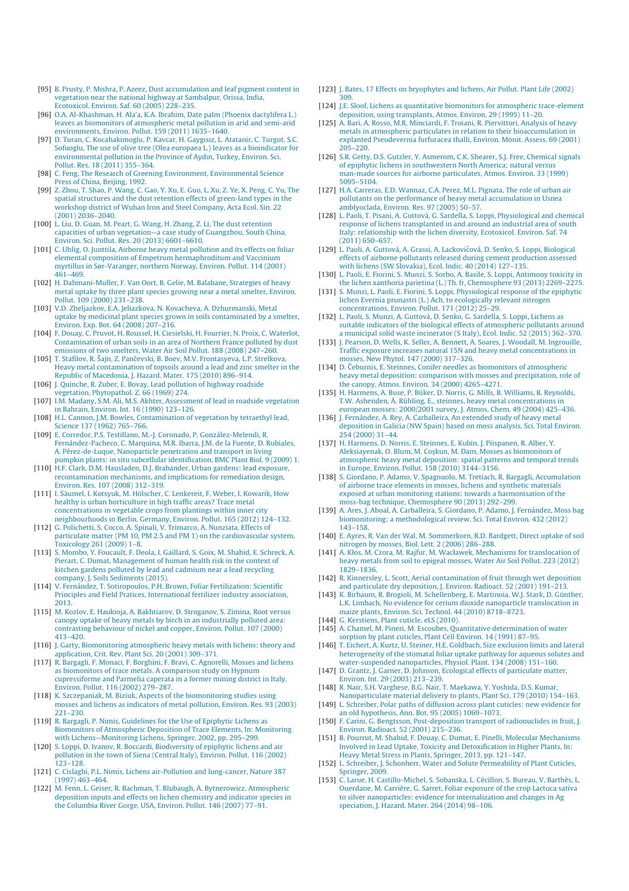[95] B. Prusty, P. Mishra, P. Azeez, Dust accumulation and leaf pigment content in vegetation near the national highway at Sambalpur, Orissa, India, Ecotoxicol. Environ. Saf. 60 (2005) 228–235.

[96] O.A. Al-Khashman, H. Ala'a, K.A. Ibrahim, Date palm (Phoenix dactylifera L.) leaves as biomonitors of atmospheric metal pollution in arid and semi-arid environments, Environ. Pollut. 159 (2011) 1635–1640.

[97] D. Turan, C. Kocahakimoglu, P. Kavcar, H. Gaygısız, L. Atatanir, C. Turgut, S.C. Sofuoglu, The use of olive tree (Olea europaea L.) leaves as a bioindicator for environmental pollution in the Province of Aydın, Turkey, Environ. Sci. Pollut. Res. 18 (2011) 355–364.

[98] C. Feng, The Research of Greening Environment, Environmental Scetnce Press of China, Beijing, 1992.

[99] Z. Zhou, T. Shao, P. Wang, C. Gao, Y. Xu, E. Guo, L. Xu, Z. Ye, X. Peng, C. Yu, The spatial structures and the dust retention effects of green-land types in the workshop district of Wuhan Iron and Steel Company, Acta Ecol. Sin. 22 (2001) 2036–2040.

[100] L. Liu, D. Guan, M. Peart, G. Wang, H. Zhang, Z. Li, The dust retention capacities of urban vegetation—a case study of Guangzhou, South China, Environ. Sci. Pollut. Res. 20 (2013) 6601–6610.

[101] C. Uhlig, O. Junttila, Airborne heavy metal pollution and its effects on foliar elemental composition of Empetrum hermaphroditum and Vaccinium myrtillus in Sør-Varanger, northern Norway, Environ. Pollut. 114 (2001) 461–469.

[102] H. Dahmani-Muller, F. Van Oort, B. Gelie, M. Balabane, Strategies of heavy metal uptake by three plant species growing near a metal smelter, Environ. Pollut. 109 (2000) 231–238.

[103] V.D. Zheljazkov, E.A. Jeliazkova, N. Kovacheva, A. Dzhurmanski, Metal uptake by medicinal plant species grown in soils contaminated by a smelter, Environ. Exp. Bot. 64 (2008) 207–216.

[104] F. Douay, C. Pruvot, H. Roussel, H. Ciesielski, H. Fourrier, N. Proix, C. Waterlot, Contamination of urban soils in an area of Northern France polluted by dust emissions of two smelters, Water Air Soil Pollut. 188 (2008) 247–260.

[105] T. Stafilov, R. Šajn, Z. Pančevski, B. Boev, M.V. Frontasyeva, L.P. Strelkova, Heavy metal contamination of topsoils around a lead and zinc smelter in the Republic of Macedonia, J. Hazard. Mater. 175 (2010) 896–914.

[106] J. Quinche, R. Zuber, E. Bovay, Lead pollution of highway roadside vegetation, Phytopathol. Z. 66 (1969) 274.

[107] I.M. Madany, S.M. Ali, M.S. Akhter, Assessment of lead in roadside vegetation in Bahrain, Environ. Int. 16 (1990) 123–126.

[108] H.L. Cannon, J.M. Bowles, Contamination of vegetation by tetraethyl lead, Science 137 (1962) 765–766.

[109] E. Corredor, P.S. Testillano, M.-J. Coronado, P. González-Melendi, R. Fernández-Pacheco, C. Marquina, M.R. Ibarra, J.M. de la Fuente, D. Rubiales, A. Pérez-de-Luque, Nanoparticle penetration and transport in living pumpkin plants: in situ subcellular identification, BMC Plant Biol. 9 (2009) 1.

[110] H.F. Clark, D.M. Hausladen, D.J. Brabander, Urban gardens: lead exposure, recontamination mechanisms, and implications for remediation design, Environ. Res. 107 (2008) 312–319.

[111] I. Säumel, I. Kotsyuk, M. Hölscher, C. Lenkereit, F. Weber, I. Kowarik, How healthy is urban horticulture in high traffic areas? Trace metal concentrations in vegetable crops from plantings within inner city neighbourhoods in Berlin, Germany, Environ. Pollut. 165 (2012) 124–132.

[112] G. Polichetti, S. Cocco, A. Spinali, V. Trimarco, A. Nunziata, Effects of particulate matter (PM 10, PM 2.5 and PM 1) on the cardiovascular system, Toxicology 261 (2009) 1–8.

[113] S. Mombo, Y. Foucault, F. Deola, I. Gaillard, S. Goix, M. Shahid, E. Schreck, A. Pierart, C. Dumat, Management of human health risk in the context of kitchen gardens polluted by lead and cadmium near a lead recycling company, J. Soils Sediments (2015).

[114] V. Fernández, T. Sotiropoulos, P.H. Brown, Foliar Fertilization: Scientific Principles and Field Pratices, International fertilizer industry association, 2013.

[115] M. Kozlov, E. Haukioja, A. Bakhtiarov, D. Stroganov, S. Zimina, Root versus canopy uptake of heavy metals by birch in an industrially polluted area: contrasting behaviour of nickel and copper, Environ. Pollut. 107 (2000) 413–420.

[116] J. Garty, Biomonitoring atmospheric heavy metals with lichens: theory and application, Crit. Rev. Plant Sci. 20 (2001) 309–371.

[117] R. Bargagli, F. Monaci, F. Borghini, F. Bravi, C. Agnorelli, Mosses and lichens as biomonitors of trace metals. A comparison study on Hypnum cupressiforme and Parmelia caperata in a former mining district in Italy, Environ. Pollut. 116 (2002) 279–287.

[118] K. Szczepaniak, M. Biziuk, Aspects of the biomonitoring studies using mosses and lichens as indicators of metal pollution, Environ. Res. 93 (2003) 221–230.

[119] R. Bargagli, P. Nimis, Guidelines for the Use of Epiphytic Lichens as Biomonitors of Atmospheric Deposition of Trace Elements, In: Monitoring with Lichens—Monitoring Lichens, Springer, 2002, pp. 295–299.

[120] S. Loppi, D. Ivanov, R. Boccardi, Biodiversity of epiphytic lichens and air pollution in the town of Siena (Central Italy), Environ. Pollut. 116 (2002) 123–128.

[121] C. Cislaghi, P.L. Nimis, Lichens air-Pollution and lung-cancer, Nature 387 (1997) 463–464.

[122] M. Fenn, L. Geiser, R. Bachman, T. Blubaugh, A. Bytnerowicz, Atmospheric deposition inputs and effects on lichen chemistry and indicator species in the Columbia River Gorge, USA, Environ. Pollut. 146 (2007) 77–91.

[123] J. Bates, 17 Effects on bryophytes and lichens, Air Pollut. Plant Life (2002) 309.

[124] J.E. Sloof, Lichens as quantitative biomonitors for atmospheric trace-element deposition, using transplants, Atmos. Environ. 29 (1995) 11–20.

[125] A. Bari, A. Rosso, M.R. Minciardi, F. Troiani, R. Piervittori, Analysis of heavy metals in atmospheric particulates in relation to their bioaccumulation in explanted Pseudevernia furfuracea thalli, Environ. Monit. Assess. 69 (2001) 205–220.

[126] S.R. Getty, D.S. Gutzler, Y. Asmerom, C.K. Shearer, S.J. Free, Chemical signals of epiphytic lichens in southwestern North America; natural versus man-made sources for airborne particulates, Atmos. Environ. 33 (1999) 5095–5104.

[127] H.A. Carreras, E.D. Wannaz, C.A. Perez, M.L. Pignata, The role of urban air pollutants on the performance of heavy metal accumulation in Usnea amblyoclada, Environ. Res. 97 (2005) 50–57.

[128] L. Paoli, T. Pisani, A. Guttová, G. Sardella, S. Loppi, Physiological and chemical response of lichens transplanted in and around an industrial area of south Italy: relationship with the lichen diversity, Ecotoxicol. Environ. Saf. 74 (2011) 650–657.

[129] L. Paoli, A. Guttová, A. Grassi, A. Lackovičová, D. Senko, S. Loppi, Biological effects of airborne pollutants released during cement production assessed with lichens (SW Slovakia), Ecol. Indic. 40 (2014) 127–135.

[130] L. Paoli, E. Fiorini, S. Munzi, S. Sorbo, A. Basile, S. Loppi, Antimony toxicity in the lichen xanthoria parietina (L.) Th. fr, Chemosphere 93 (2013) 2269–2275.

[131] S. Munzi, L. Paoli, E. Fiorini, S. Loppi, Physiological response of the epiphytic lichen Evernia prunastri (L.) Ach. to ecologically relevant nitrogen concentrations, Environ. Pollut. 171 (2012) 25–29.

[132] L. Paoli, S. Munzi, A. Guttová, D. Senko, G. Sardella, S. Loppi, Lichens as suitable indicators of the biological effects of atmospheric pollutants around a municipal solid waste incinerator (S Italy), Ecol. Indic. 52 (2015) 362–370.

[133] J. Pearson, D. Wells, K. Seller, A. Bennett, A. Soares, J. Woodall, M. Ingrouille, Traffic exposure increases natural 15N and heavy metal concentrations in mosses, New Phytol. 147 (2000) 317–326.

[134] D. Čeburnis, E. Steinnes, Conifer needles as biomonitors of atmospheric heavy metal deposition: comparison with mosses and precipitation, role of the canopy, Atmos. Environ. 34 (2000) 4265–4271.

[135] H. Harmens, A. Buse, P. Büker, D. Norris, G. Mills, B. Williams, B. Reynolds, T.W. Ashenden, Å. Rühling, E., steinnes, heavy metal concentrations in european mosses: 2000/2001 survey, J. Atmos. Chem. 49 (2004) 425–436.

[136] J. Fernández, A. Rey, A. Carballeira, An extended study of heavy metal deposition in Galicia (NW Spain) based on moss analysis, Sci. Total Environ. 254 (2000) 31–44.

[137] H. Harmens, D. Norris, E. Steinnes, E. Kubin, J. Piispanen, R. Alber, Y. Aleksiayenak, O. Blum, M. Coşkun, M. Dam, Mosses as biomonitors of atmospheric heavy metal deposition: spatial patterns and temporal trends in Europe, Environ. Pollut. 158 (2010) 3144–3156.

[138] S. Giordano, P. Adamo, V. Spagnuolo, M. Tretiach, R. Bargagli, Accumulation of airborne trace elements in mosses, lichens and synthetic materials exposed at urban monitoring stations: towards a harmonisation of the moss-bag technique, Chemosphere 90 (2013) 292–299.

[139] A. Ares, J. Aboal, A. Carballeira, S. Giordano, P. Adamo, J. Fernández, Moss bag biomonitoring: a methodological review, Sci. Total Environ. 432 (2012) 143–158.

[140] E. Ayres, R. Van der Wal, M. Sommerkorn, R.D. Bardgett, Direct uptake of soil nitrogen by mosses, Biol. Lett. 2 (2006) 286–288.

[141] A. Kłos, M. Czora, M. Rajfur, M. Wacławek, Mechanisms for translocation of heavy metals from soil to epigeal mosses, Water Air Soil Pollut. 223 (2012) 1829–1836.

[142] R. Kinnersley, L. Scott, Aerial contamination of fruit through wet deposition and particulate dry deposition, J. Environ. Radioact. 52 (2001) 191–213.

[143] K. Birbaum, R. Brogioli, M. Schellenberg, E. Martinoia, W.J. Stark, D. Günther, L.K. Limbach, No evidence for cerium dioxide nanoparticle translocation in maize plants, Environ. Sci. Technol. 44 (2010) 8718–8723.

[144] G. Kerstiens, Plant cuticle, eLS (2010).

[145] A. Chamel, M. Pineri, M. Escoubes, Quantitative determination of water sorption by plant cuticles, Plant Cell Environ. 14 (1991) 87–95.

[146] T. Eichert, A. Kurtz, U. Steiner, H.E. Goldbach, Size exclusion limits and lateral heterogeneity of the stomatal foliar uptake pathway for aqueous solutes and water-suspended nanoparticles, Physiol. Plant. 134 (2008) 151–160.

[147] D. Grantz, J. Garner, D. Johnson, Ecological effects of particulate matter, Environ. Int. 29 (2003) 213–239.

[148] R. Nair, S.H. Varghese, B.G. Nair, T. Maekawa, Y. Yoshida, D.S. Kumar, Nanoparticulate material delivery to plants, Plant Sci. 179 (2010) 154–163.

[149] L. Schreiber, Polar paths of diffusion across plant cuticles: new evidence for an old hypothesis, Ann. Bot. 95 (2005) 1069–1073.

[150] F. Carini, G. Bengtsson, Post-deposition transport of radionuclides in fruit, J. Environ. Radioact. 52 (2001) 215–236.

[151] B. Pourrut, M. Shahid, F. Douay, C. Dumat, E. Pinelli, Molecular Mechanisms Involved in Lead Uptake, Toxicity and Detoxification in Higher Plants, In: Heavy Metal Stress in Plants, Springer, 2013, pp. 121–147.

[152] L. Schreiber, J. Schonherr, Water and Solute Permeability of Plant Cuticles, Springer, 2009.

[153] C. Larue, H. Castillo-Michel, S. Sobanska, L. Cécillon, S. Bureau, V. Barthès, L. Ouerdane, M. Carrière, G. Sarret, Foliar exposure of the crop Lactuca sativa to silver nanoparticles: evidence for internalization and changes in Ag speciation, J. Hazard. Mater. 264 (2014) 98–106.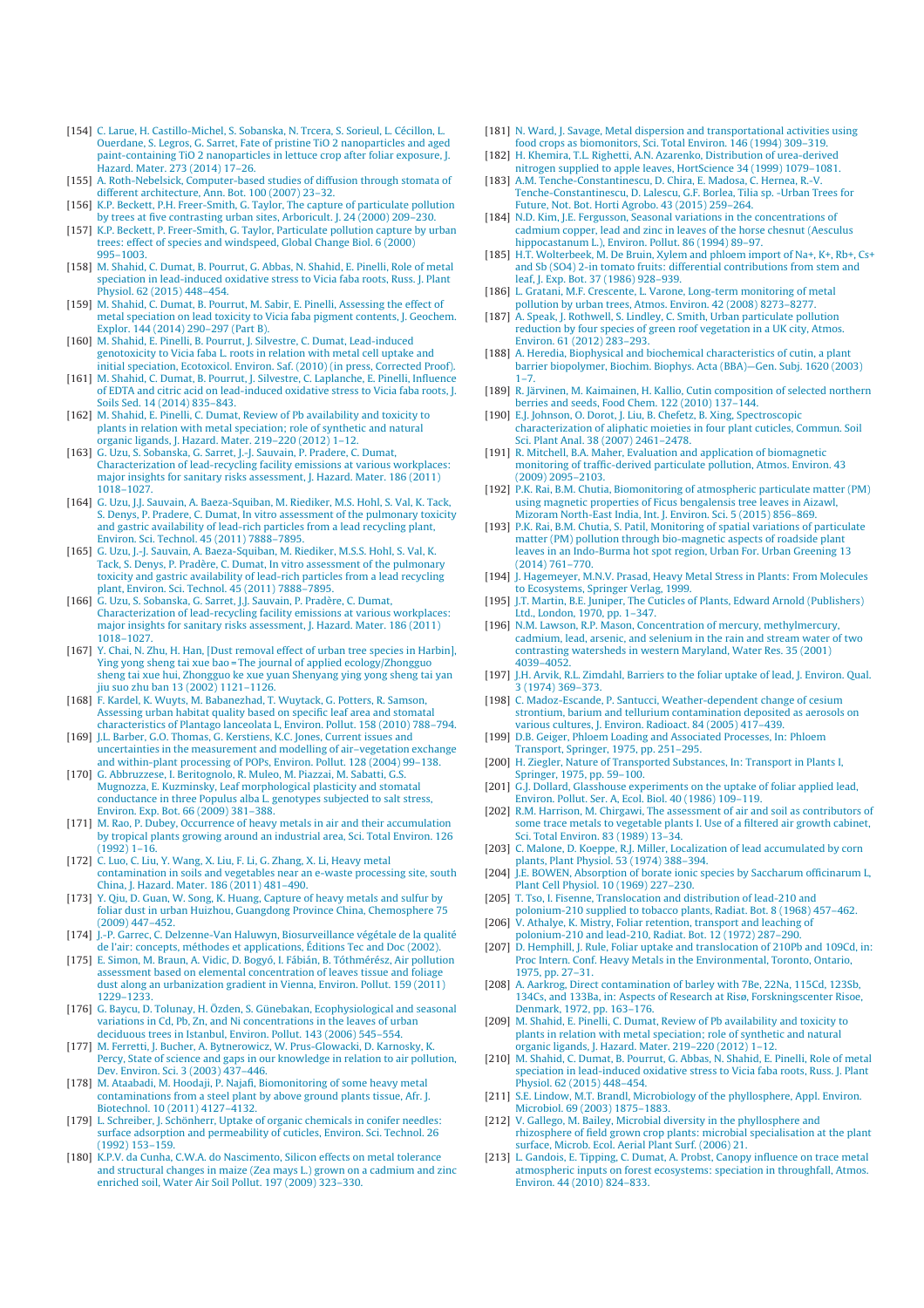[154] C. Larue, H. Castillo-Michel, S. Sobanska, N. Trcera, S. Sorieul, L. Cécillon, L. Ouerdane, S. Legros, G. Sarret, Fate of pristine TiO 2 nanoparticles and aged paint-containing TiO 2 nanoparticles in lettuce crop after foliar exposure, J. Hazard. Mater. 273 (2014) 17–26.

[155] A. Roth-Nebelsick, Computer-based studies of diffusion through stomata of different architecture, Ann. Bot. 100 (2007) 23–32.

[156] K.P. Beckett, P.H. Freer-Smith, G. Taylor, The capture of particulate pollution by trees at five contrasting urban sites, Arboricult. J. 24 (2000) 209–230.

[157] K.P. Beckett, P. Freer-Smith, G. Taylor, Particulate pollution capture by urban trees: effect of species and windspeed, Global Change Biol. 6 (2000) 995–1003.

[158] M. Shahid, C. Dumat, B. Pourrut, G. Abbas, N. Shahid, E. Pinelli, Role of metal speciation in lead-induced oxidative stress to Vicia faba roots, Russ. J. Plant Physiol. 62 (2015) 448–454.

[159] M. Shahid, C. Dumat, B. Pourrut, M. Sabir, E. Pinelli, Assessing the effect of metal speciation on lead toxicity to Vicia faba pigment contents, J. Geochem. Explor. 144 (2014) 290–297 (Part B).

[160] M. Shahid, E. Pinelli, B. Pourrut, J. Silvestre, C. Dumat, Lead-induced genotoxicity to Vicia faba L. roots in relation with metal cell uptake and initial speciation, Ecotoxicol. Environ. Saf. (2010) (in press, Corrected Proof).

[161] M. Shahid, C. Dumat, B. Pourrut, J. Silvestre, C. Laplanche, E. Pinelli, Influence of EDTA and citric acid on lead-induced oxidative stress to Vicia faba roots, J. Soils Sed. 14 (2014) 835–843.

[162] M. Shahid, E. Pinelli, C. Dumat, Review of Pb availability and toxicity to plants in relation with metal speciation; role of synthetic and natural organic ligands, J. Hazard. Mater. 219–220 (2012) 1–12.

[163] G. Uzu, S. Sobanska, G. Sarret, J.-J. Sauvain, P. Pradere, C. Dumat, Characterization of lead-recycling facility emissions at various workplaces: major insights for sanitary risks assessment, J. Hazard. Mater. 186 (2011) 1018–1027.

[164] G. Uzu, J.J. Sauvain, A. Baeza-Squiban, M. Riediker, M.S. Hohl, S. Val, K. Tack, S. Denys, P. Pradere, C. Dumat, In vitro assessment of the pulmonary toxicity and gastric availability of lead-rich particles from a lead recycling plant, Environ. Sci. Technol. 45 (2011) 7888–7895.

[165] G. Uzu, J.-J. Sauvain, A. Baeza-Squiban, M. Riediker, M.S.S. Hohl, S. Val, K. Tack, S. Denys, P. Pradère, C. Dumat, In vitro assessment of the pulmonary toxicity and gastric availability of lead-rich particles from a lead recycling plant, Environ. Sci. Technol. 45 (2011) 7888–7895.

[166] G. Uzu, S. Sobanska, G. Sarret, J.J. Sauvain, P. Pradère, C. Dumat, Characterization of lead-recycling facility emissions at various workplaces: major insights for sanitary risks assessment, J. Hazard. Mater. 186 (2011) 1018–1027.

[167] Y. Chai, N. Zhu, H. Han, [Dust removal effect of urban tree species in Harbin], Ying yong sheng tai xue bao = The journal of applied ecology/Zhongguo sheng tai xue xue hui, Zhongguo ke xue yuan Shenyang ying yong sheng tai yan jiu suo zhu ban 13 (2002) 1121–1126.

[168] F. Kardel, K. Wuyts, M. Babanezhad, T. Wuytack, G. Potters, R. Samson, Assessing urban habitat quality based on specific leaf area and stomatal characteristics of Plantago lanceolata L, Environ. Pollut. 158 (2010) 788–794.

[169] J.L. Barber, G.O. Thomas, G. Kerstiens, K.C. Jones, Current issues and uncertainties in the measurement and modelling of air–vegetation exchange and within-plant processing of POPs, Environ. Pollut. 128 (2004) 99–138.

[170] G. Abbruzzese, I. Beritognolo, R. Muleo, M. Piazzai, M. Sabatti, G.S. Mugnozza, E. Kuzminsky, Leaf morphological plasticity and stomatal conductance in three Populus alba L. genotypes subjected to salt stress, Environ. Exp. Bot. 66 (2009) 381–388.

[171] M. Rao, P. Dubey, Occurrence of heavy metals in air and their accumulation by tropical plants growing around an industrial area, Sci. Total Environ. 126 (1992) 1–16.

[172] C. Luo, C. Liu, Y. Wang, X. Liu, F. Li, G. Zhang, X. Li, Heavy metal contamination in soils and vegetables near an e-waste processing site, south China, J. Hazard. Mater. 186 (2011) 481–490.

[173] Y. Qiu, D. Guan, W. Song, K. Huang, Capture of heavy metals and sulfur by foliar dust in urban Huizhou, Guangdong Province China, Chemosphere 75 (2009) 447–452.

[174] J.-P. Garrec, C. Delzenne-Van Haluwyn, Biosurveillance végétale de la qualité de l'air: concepts, méthodes et applications, Éditions Tec and Doc (2002).

[175] E. Simon, M. Braun, A. Vidic, D. Bogyó, I. Fábián, B. Tóthmérész, Air pollution assessment based on elemental concentration of leaves tissue and foliage dust along an urbanization gradient in Vienna, Environ. Pollut. 159 (2011) 1229–1233.

[176] G. Baycu, D. Tolunay, H. Özden, S. Günebakan, Ecophysiological and seasonal variations in Cd, Pb, Zn, and Ni concentrations in the leaves of urban deciduous trees in Istanbul, Environ. Pollut. 143 (2006) 545–554.

[177] M. Ferretti, J. Bucher, A. Bytnerowicz, W. Prus-Glowacki, D. Karnosky, K. Percy, State of science and gaps in our knowledge in relation to air pollution, Dev. Environ. Sci. 3 (2003) 437–446.

[178] M. Ataabadi, M. Hoodaji, P. Najafi, Biomonitoring of some heavy metal contaminations from a steel plant by above ground plants tissue, Afr. J. Biotechnol. 10 (2011) 4127–4132.

[179] L. Schreiber, J. Schönherr, Uptake of organic chemicals in conifer needles: surface adsorption and permeability of cuticles, Environ. Sci. Technol. 26 (1992) 153–159.

[180] K.P.V. da Cunha, C.W.A. do Nascimento, Silicon effects on metal tolerance and structural changes in maize (Zea mays L.) grown on a cadmium and zinc enriched soil, Water Air Soil Pollut. 197 (2009) 323–330.

[181] N. Ward, J. Savage, Metal dispersion and transportational activities using food crops as biomonitors, Sci. Total Environ. 146 (1994) 309–319.

[182] H. Khemira, T.L. Righetti, A.N. Azarenko, Distribution of urea-derived nitrogen supplied to apple leaves, HortScience 34 (1999) 1079–1081.

[183] A.M. Tenche-Constantinescu, D. Chira, E. Madosa, C. Hernea, R.-V. Tenche-Constantinescu, D. Lalescu, G.F. Borlea, Tilia sp. -Urban Trees for Future, Not. Bot. Horti Agrobo. 43 (2015) 259–264.

[184] N.D. Kim, J.E. Fergusson, Seasonal variations in the concentrations of cadmium copper, lead and zinc in leaves of the horse chesnut (Aesculus hippocastanum L.), Environ. Pollut. 86 (1994) 89–97.

[185] H.T. Wolterbeek, M. De Bruin, Xylem and phloem import of Na+, K+, Rb+, Cs+ and Sb (SO4) 2-in tomato fruits: differential contributions from stem and leaf, J. Exp. Bot. 37 (1986) 928–939.

[186] L. Gratani, M.F. Crescente, L. Varone, Long-term monitoring of metal pollution by urban trees, Atmos. Environ. 42 (2008) 8273–8277.

[187] A. Speak, J. Rothwell, S. Lindley, C. Smith, Urban particulate pollution reduction by four species of green roof vegetation in a UK city, Atmos. Environ. 61 (2012) 283–293.

[188] A. Heredia, Biophysical and biochemical characteristics of cutin, a plant barrier biopolymer, Biochim. Biophys. Acta (BBA)—Gen. Subj. 1620 (2003) 1–7.

[189] R. Järvinen, M. Kaimainen, H. Kallio, Cutin composition of selected northern berries and seeds, Food Chem. 122 (2010) 137–144.

[190] E.J. Johnson, O. Dorot, J. Liu, B. Chefetz, B. Xing, Spectroscopic characterization of aliphatic moieties in four plant cuticles, Commun. Soil Sci. Plant Anal. 38 (2007) 2461–2478.

[191] R. Mitchell, B.A. Maher, Evaluation and application of biomagnetic monitoring of traffic-derived particulate pollution, Atmos. Environ. 43 (2009) 2095–2103.

[192] P.K. Rai, B.M. Chutia, Biomonitoring of atmospheric particulate matter (PM) using magnetic properties of Ficus bengalensis tree leaves in Aizawl, Mizoram North-East India, Int. J. Environ. Sci. 5 (2015) 856–869.

[193] P.K. Rai, B.M. Chutia, S. Patil, Monitoring of spatial variations of particulate matter (PM) pollution through bio-magnetic aspects of roadside plant leaves in an Indo-Burma hot spot region, Urban For. Urban Greening 13 (2014) 761–770.

[194] J. Hagemeyer, M.N.V. Prasad, Heavy Metal Stress in Plants: From Molecules to Ecosystems, Springer Verlag, 1999.

[195] J.T. Martin, B.E. Juniper, The Cuticles of Plants, Edward Arnold (Publishers) Ltd., London, 1970, pp. 1–347.

[196] N.M. Lawson, R.P. Mason, Concentration of mercury, methylmercury, cadmium, lead, arsenic, and selenium in the rain and stream water of two contrasting watersheds in western Maryland, Water Res. 35 (2001) 4039–4052.

[197] J.H. Arvik, R.L. Zimdahl, Barriers to the foliar uptake of lead, J. Environ. Qual. 3 (1974) 369–373.

[198] C. Madoz-Escande, P. Santucci, Weather-dependent change of cesium strontium, barium and tellurium contamination deposited as aerosols on various cultures, J. Environ. Radioact. 84 (2005) 417–439.

[199] D.B. Geiger, Phloem Loading and Associated Processes, In: Phloem Transport, Springer, 1975, pp. 251–295.

[200] H. Ziegler, Nature of Transported Substances, In: Transport in Plants I, Springer, 1975, pp. 59–100.

[201] G.J. Dollard, Glasshouse experiments on the uptake of foliar applied lead, Environ. Pollut. Ser. A, Ecol. Biol. 40 (1986) 109–119.

[202] R.M. Harrison, M. Chirgawi, The assessment of air and soil as contributors of some trace metals to vegetable plants I. Use of a filtered air growth cabinet, Sci. Total Environ. 83 (1989) 13–34.

[203] C. Malone, D. Koeppe, R.J. Miller, Localization of lead accumulated by corn plants, Plant Physiol. 53 (1974) 388–394.

[204] J.E. BOWEN, Absorption of borate ionic species by Saccharum officinarum L, Plant Cell Physiol. 10 (1969) 227–230.

[205] T. Tso, I. Fisenne, Translocation and distribution of lead-210 and polonium-210 supplied to tobacco plants, Radiat. Bot. 8 (1968) 457–462.

[206] V. Athalye, K. Mistry, Foliar retention, transport and leaching of polonium-210 and lead-210, Radiat. Bot. 12 (1972) 287–290.

[207] D. Hemphill, J. Rule, Foliar uptake and translocation of 210Pb and 109Cd, in: Proc Intern. Conf. Heavy Metals in the Environmental, Toronto, Ontario, 1975, pp. 27–31.

[208] A. Aarkrog, Direct contamination of barley with 7Be, 22Na, 115Cd, 123Sb, 134Cs, and 133Ba, in: Aspects of Research at Risø, Forskningscenter Risoe, Denmark, 1972, pp. 163–176.

[209] M. Shahid, E. Pinelli, C. Dumat, Review of Pb availability and toxicity to plants in relation with metal speciation; role of synthetic and natural organic ligands, J. Hazard. Mater. 219–220 (2012) 1–12.

[210] M. Shahid, C. Dumat, B. Pourrut, G. Abbas, N. Shahid, E. Pinelli, Role of metal speciation in lead-induced oxidative stress to Vicia faba roots, Russ. J. Plant Physiol. 62 (2015) 448–454.

[211] S.E. Lindow, M.T. Brandl, Microbiology of the phyllosphere, Appl. Environ. Microbiol. 69 (2003) 1875–1883.

[212] V. Gallego, M. Bailey, Microbial diversity in the phyllosphere and rhizosphere of field grown crop plants: microbial specialisation at the plant surface, Microb. Ecol. Aerial Plant Surf. (2006) 21.

[213] L. Gandois, E. Tipping, C. Dumat, A. Probst, Canopy influence on trace metal atmospheric inputs on forest ecosystems: speciation in throughfall, Atmos. Environ. 44 (2010) 824–833.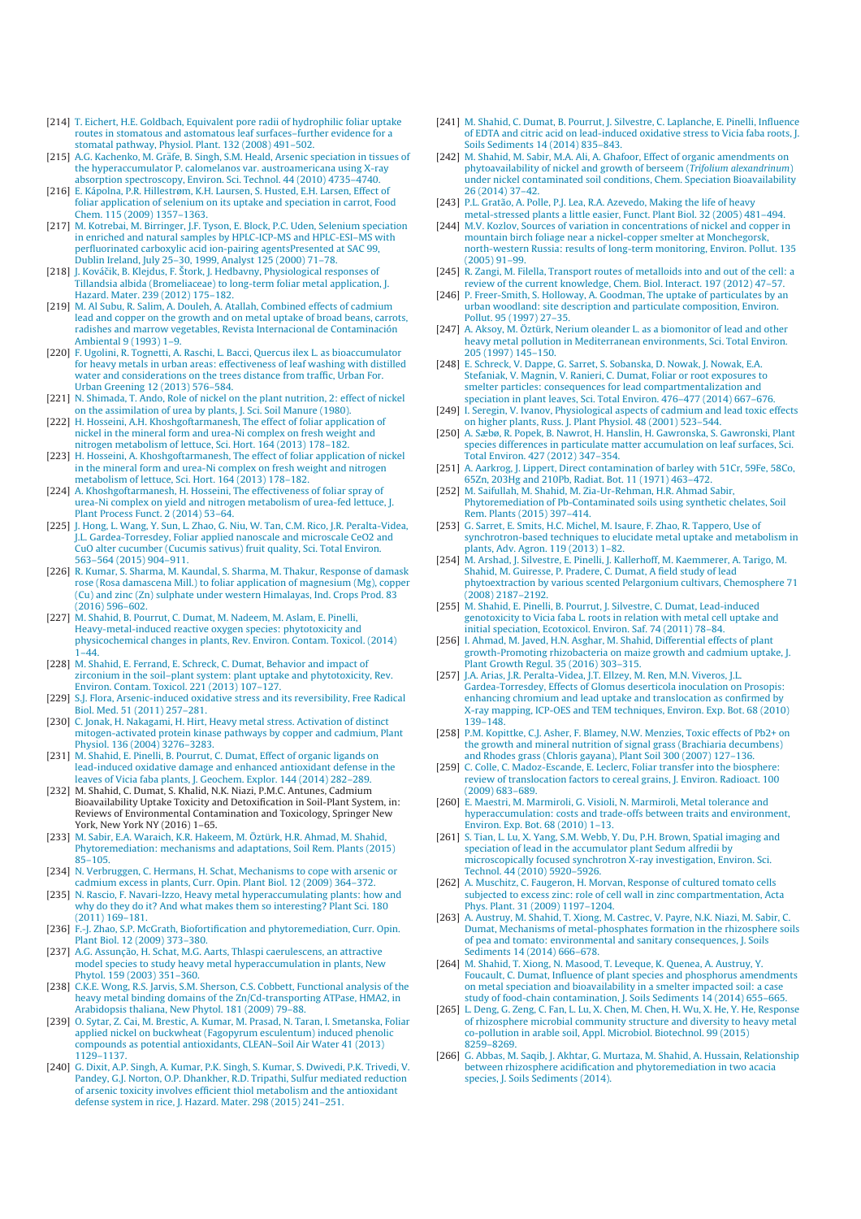[214] T. Eichert, H.E. Goldbach, Equivalent pore radii of hydrophilic foliar uptake routes in stomatous and astomatous leaf surfaces–further evidence for a stomatal pathway, Physiol. Plant. 132 (2008) 491–502.

[215] A.G. Kachenko, M. Gräfe, B. Singh, S.M. Heald, Arsenic speciation in tissues of the hyperaccumulator P. calomelanos var. austroamericana using X-ray absorption spectroscopy, Environ. Sci. Technol. 44 (2010) 4735–4740.

[216] E. Kápolna, P.R. Hillestrøm, K.H. Laursen, S. Husted, E.H. Larsen, Effect of foliar application of selenium on its uptake and speciation in carrot, Food Chem. 115 (2009) 1357–1363.

[217] M. Kotrebai, M. Birringer, J.F. Tyson, E. Block, P.C. Uden, Selenium speciation in enriched and natural samples by HPLC-ICP-MS and HPLC-ESI–MS with perfluorinated carboxylic acid ion-pairing agentsPresented at SAC 99, Dublin Ireland, July 25–30, 1999, Analyst 125 (2000) 71–78.

[218] J. Kováčik, B. Klejdus, F. Štork, J. Hedbavny, Physiological responses of Tillandsia albida (Bromeliaceae) to long-term foliar metal application, J. Hazard. Mater. 239 (2012) 175–182.

[219] M. Al Subu, R. Salim, A. Douleh, A. Atallah, Combined effects of cadmium lead and copper on the growth and on metal uptake of broad beans, carrots, radishes and marrow vegetables, Revista Internacional de Contaminación Ambiental 9 (1993) 1–9.

[220] F. Ugolini, R. Tognetti, A. Raschi, L. Bacci, Quercus ilex L. as bioaccumulator for heavy metals in urban areas: effectiveness of leaf washing with distilled water and considerations on the trees distance from traffic, Urban For. Urban Greening 12 (2013) 576–584.

[221] N. Shimada, T. Ando, Role of nickel on the plant nutrition, 2: effect of nickel on the assimilation of urea by plants, J. Sci. Soil Manure (1980).

[222] H. Hosseini, A.H. Khoshgoftarmanesh, The effect of foliar application of nickel in the mineral form and urea-Ni complex on fresh weight and nitrogen metabolism of lettuce, Sci. Hort. 164 (2013) 178–182.

[223] H. Hosseini, A. Khoshgoftarmanesh, The effect of foliar application of nickel in the mineral form and urea-Ni complex on fresh weight and nitrogen metabolism of lettuce, Sci. Hort. 164 (2013) 178–182.

[224] A. Khoshgoftarmanesh, H. Hosseini, The effectiveness of foliar spray of urea-Ni complex on yield and nitrogen metabolism of urea-fed lettuce, J. Plant Process Funct. 2 (2014) 53–64.

[225] J. Hong, L. Wang, Y. Sun, L. Zhao, G. Niu, W. Tan, C.M. Rico, J.R. Peralta-Videa, J.L. Gardea-Torresdey, Foliar applied nanoscale and microscale CeO2 and CuO alter cucumber (Cucumis sativus) fruit quality, Sci. Total Environ. 563–564 (2015) 904–911.

[226] R. Kumar, S. Sharma, M. Kaundal, S. Sharma, M. Thakur, Response of damask rose (Rosa damascena Mill.) to foliar application of magnesium (Mg), copper (Cu) and zinc (Zn) sulphate under western Himalayas, Ind. Crops Prod. 83 (2016) 596–602.

[227] M. Shahid, B. Pourrut, C. Dumat, M. Nadeem, M. Aslam, E. Pinelli, Heavy-metal-induced reactive oxygen species: phytotoxicity and physicochemical changes in plants, Rev. Environ. Contam. Toxicol. (2014) 1–44.

[228] M. Shahid, E. Ferrand, E. Schreck, C. Dumat, Behavior and impact of zirconium in the soil–plant system: plant uptake and phytotoxicity, Rev. Environ. Contam. Toxicol. 221 (2013) 107–127.

[229] S.J. Flora, Arsenic-induced oxidative stress and its reversibility, Free Radical Biol. Med. 51 (2011) 257–281.

[230] C. Jonak, H. Nakagami, H. Hirt, Heavy metal stress. Activation of distinct mitogen-activated protein kinase pathways by copper and cadmium, Plant Physiol. 136 (2004) 3276–3283.

[231] M. Shahid, E. Pinelli, B. Pourrut, C. Dumat, Effect of organic ligands on lead-induced oxidative damage and enhanced antioxidant defense in the leaves of Vicia faba plants, J. Geochem. Explor. 144 (2014) 282–289.

[232] M. Shahid, C. Dumat, S. Khalid, N.K. Niazi, P.M.C. Antunes, Cadmium Bioavailability Uptake Toxicity and Detoxification in Soil-Plant System, in: Reviews of Environmental Contamination and Toxicology, Springer New York, New York NY (2016) 1–65.

[233] M. Sabir, E.A. Waraich, K.R. Hakeem, M. Öztürk, H.R. Ahmad, M. Shahid, Phytoremediation: mechanisms and adaptations, Soil Rem. Plants (2015) 85–105.

[234] N. Verbruggen, C. Hermans, H. Schat, Mechanisms to cope with arsenic or cadmium excess in plants, Curr. Opin. Plant Biol. 12 (2009) 364–372.

[235] N. Rascio, F. Navari-Izzo, Heavy metal hyperaccumulating plants: how and why do they do it? And what makes them so interesting? Plant Sci. 180 (2011) 169–181.

[236] F.-J. Zhao, S.P. McGrath, Biofortification and phytoremediation, Curr. Opin. Plant Biol. 12 (2009) 373–380.

[237] A.G. Assunção, H. Schat, M.G. Aarts, Thlaspi caerulescens, an attractive model species to study heavy metal hyperaccumulation in plants, New Phytol. 159 (2003) 351–360.

[238] C.K.E. Wong, R.S. Jarvis, S.M. Sherson, C.S. Cobbett, Functional analysis of the heavy metal binding domains of the Zn/Cd-transporting ATPase, HMA2, in Arabidopsis thaliana, New Phytol. 181 (2009) 79–88.

[239] O. Sytar, Z. Cai, M. Brestic, A. Kumar, M. Prasad, N. Taran, I. Smetanska, Foliar applied nickel on buckwheat (Fagopyrum esculentum) induced phenolic compounds as potential antioxidants, CLEAN–Soil Air Water 41 (2013) 1129–1137.

[240] G. Dixit, A.P. Singh, A. Kumar, P.K. Singh, S. Kumar, S. Dwivedi, P.K. Trivedi, V. Pandey, G.J. Norton, O.P. Dhankher, R.D. Tripathi, Sulfur mediated reduction of arsenic toxicity involves efficient thiol metabolism and the antioxidant defense system in rice, J. Hazard. Mater. 298 (2015) 241–251.

[241] M. Shahid, C. Dumat, B. Pourrut, J. Silvestre, C. Laplanche, E. Pinelli, Influence of EDTA and citric acid on lead-induced oxidative stress to Vicia faba roots, J. Soils Sediments 14 (2014) 835–843.

[242] M. Shahid, M. Sabir, M.A. Ali, A. Ghafoor, Effect of organic amendments on phytoavailability of nickel and growth of berseem (*Trifolium alexandrinum*) under nickel contaminated soil conditions, Chem. Speciation Bioavailability 26 (2014) 37–42.

[243] P.L. Gratão, A. Polle, P.J. Lea, R.A. Azevedo, Making the life of heavy metal-stressed plants a little easier, Funct. Plant Biol. 32 (2005) 481–494.

[244] M.V. Kozlov, Sources of variation in concentrations of nickel and copper in mountain birch foliage near a nickel-copper smelter at Monchegorsk, north-western Russia: results of long-term monitoring, Environ. Pollut. 135 (2005) 91–99.

[245] R. Zangi, M. Filella, Transport routes of metalloids into and out of the cell: a review of the current knowledge, Chem. Biol. Interact. 197 (2012) 47–57.

[246] P. Freer-Smith, S. Holloway, A. Goodman, The uptake of particulates by an urban woodland: site description and particulate composition, Environ. Pollut. 95 (1997) 27–35.

[247] A. Aksoy, M. Öztürk, Nerium oleander L. as a biomonitor of lead and other heavy metal pollution in Mediterranean environments, Sci. Total Environ. 205 (1997) 145–150.

[248] E. Schreck, V. Dappe, G. Sarret, S. Sobanska, D. Nowak, J. Nowak, E.A. Stefaniak, V. Magnin, V. Ranieri, C. Dumat, Foliar or root exposures to smelter particles: consequences for lead compartmentalization and speciation in plant leaves, Sci. Total Environ. 476–477 (2014) 667–676.

[249] I. Seregin, V. Ivanov, Physiological aspects of cadmium and lead toxic effects on higher plants, Russ. J. Plant Physiol. 48 (2001) 523–544.

[250] A. Sæbø, R. Popek, B. Nawrot, H. Hanslin, H. Gawronska, S. Gawronski, Plant species differences in particulate matter accumulation on leaf surfaces, Sci. Total Environ. 427 (2012) 347–354.

[251] A. Aarkrog, J. Lippert, Direct contamination of barley with 51Cr, 59Fe, 58Co, 65Zn, 203Hg and 210Pb, Radiat. Bot. 11 (1971) 463–472.

[252] M. Saifullah, M. Shahid, M. Zia-Ur-Rehman, H.R. Ahmad Sabir, Phytoremediation of Pb-Contaminated soils using synthetic chelates, Soil Rem. Plants (2015) 397–414.

[253] G. Sarret, E. Smits, H.C. Michel, M. Isaure, F. Zhao, R. Tappero, Use of synchrotron-based techniques to elucidate metal uptake and metabolism in plants, Adv. Agron. 119 (2013) 1–82.

[254] M. Arshad, J. Silvestre, E. Pinelli, J. Kallerhoff, M. Kaemmerer, A. Tarigo, M. Shahid, M. Guiresse, P. Pradere, C. Dumat, A field study of lead phytoextraction by various scented Pelargonium cultivars, Chemosphere 71 (2008) 2187–2192.

[255] M. Shahid, E. Pinelli, B. Pourrut, J. Silvestre, C. Dumat, Lead-induced genotoxicity to Vicia faba L. roots in relation with metal cell uptake and initial speciation, Ecotoxicol. Environ. Saf. 74 (2011) 78–84.

[256] I. Ahmad, M. Javed, H.N. Asghar, M. Shahid, Differential effects of plant growth-Promoting rhizobacteria on maize growth and cadmium uptake, J. Plant Growth Regul. 35 (2016) 303–315.

[257] J.A. Arias, J.R. Peralta-Videa, J.T. Ellzey, M. Ren, M.N. Viveros, J.L. Gardea-Torresdey, Effects of Glomus deserticola inoculation on Prosopis: enhancing chromium and lead uptake and translocation as confirmed by X-ray mapping, ICP-OES and TEM techniques, Environ. Exp. Bot. 68 (2010) 139–148.

[258] P.M. Kopittke, C.J. Asher, F. Blamey, N.W. Menzies, Toxic effects of Pb2+ on the growth and mineral nutrition of signal grass (Brachiaria decumbens) and Rhodes grass (Chloris gayana), Plant Soil 300 (2007) 127–136.

[259] C. Colle, C. Madoz-Escande, E. Leclerc, Foliar transfer into the biosphere: review of translocation factors to cereal grains, J. Environ. Radioact. 100 (2009) 683–689.

[260] E. Maestri, M. Marmiroli, G. Visioli, N. Marmiroli, Metal tolerance and hyperaccumulation: costs and trade-offs between traits and environment, Environ. Exp. Bot. 68 (2010) 1–13.

[261] S. Tian, L. Lu, X. Yang, S.M. Webb, Y. Du, P.H. Brown, Spatial imaging and speciation of lead in the accumulator plant Sedum alfredii by microscopically focused synchrotron X-ray investigation, Environ. Sci. Technol. 44 (2010) 5920–5926.

[262] A. Muschitz, C. Faugeron, H. Morvan, Response of cultured tomato cells subjected to excess zinc: role of cell wall in zinc compartmentation, Acta Phys. Plant. 31 (2009) 1197–1204.

[263] A. Austruy, M. Shahid, T. Xiong, M. Castrec, V. Payre, N.K. Niazi, M. Sabir, C. Dumat, Mechanisms of metal-phosphates formation in the rhizosphere soils of pea and tomato: environmental and sanitary consequences, J. Soils Sediments 14 (2014) 666–678.

[264] M. Shahid, T. Xiong, N. Masood, T. Leveque, K. Quenea, A. Austruy, Y. Foucault, C. Dumat, Influence of plant species and phosphorus amendments on metal speciation and bioavailability in a smelter impacted soil: a case study of food-chain contamination, J. Soils Sediments 14 (2014) 655–665.

[265] L. Deng, G. Zeng, C. Fan, L. Lu, X. Chen, M. Chen, H. Wu, X. He, Y. He, Response of rhizosphere microbial community structure and diversity to heavy metal co-pollution in arable soil, Appl. Microbiol. Biotechnol. 99 (2015) 8259–8269.

[266] G. Abbas, M. Saqib, J. Akhtar, G. Murtaza, M. Shahid, A. Hussain, Relationship between rhizosphere acidification and phytoremediation in two acacia species, J. Soils Sediments (2014).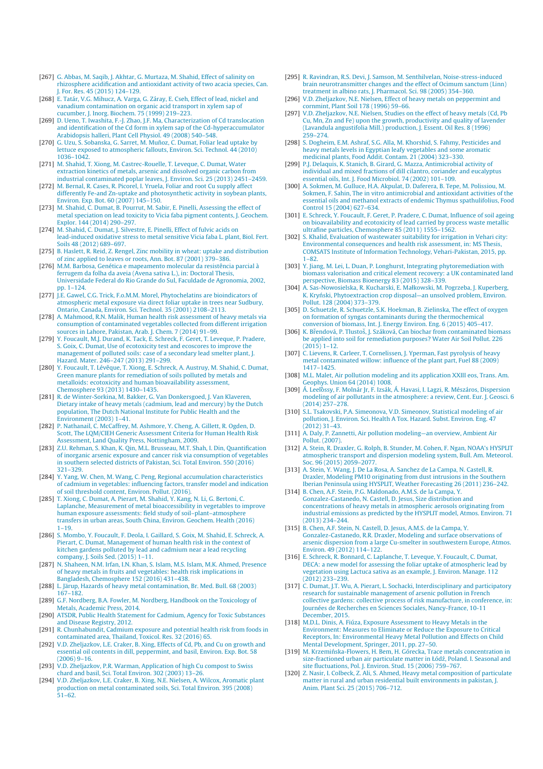[267] G. Abbas, M. Saqib, J. Akhtar, G. Murtaza, M. Shahid, Effect of salinity on rhizosphere acidification and antioxidant activity of two acacia species, Can. J. For. Res. 45 (2015) 124–129.

[268] E. Tatár, V.G. Mihucz, A. Varga, G. Záray, E. Cseh, Effect of lead, nickel and vanadium contamination on organic acid transport in xylem sap of cucumber, J. Inorg. Biochem. 75 (1999) 219–223.

[269] D. Ueno, T. Iwashita, F.-J. Zhao, J.F. Ma, Characterization of Cd translocation and identification of the Cd form in xylem sap of the Cd-hyperaccumulator Arabidopsis halleri, Plant Cell Physiol. 49 (2008) 540–548.

[270] G. Uzu, S. Sobanska, G. Sarret, M. Muñoz, C. Dumat, Foliar lead uptake by lettuce exposed to atmospheric fallouts, Environ. Sci. Technol. 44 (2010) 1036–1042.

[271] M. Shahid, T. Xiong, M. Castrec-Rouelle, T. Leveque, C. Dumat, Water extraction kinetics of metals, arsenic and dissolved organic carbon from industrial contaminated poplar leaves, J. Environ. Sci. 25 (2013) 2451–2459.

[272] M. Bernal, R. Cases, R. Picorel, I. Yruela, Foliar and root Cu supply affect differently Fe-and Zn-uptake and photosynthetic activity in soybean plants, Environ. Exp. Bot. 60 (2007) 145–150.

[273] M. Shahid, C. Dumat, B. Pourrut, M. Sabir, E. Pinelli, Assessing the effect of metal speciation on lead toxicity to Vicia faba pigment contents, J. Geochem. Explor. 144 (2014) 290–297.

[274] M. Shahid, C. Dumat, J. Silvestre, E. Pinelli, Effect of fulvic acids on lead-induced oxidative stress to metal sensitive Vicia faba L. plant, Biol. Fert. Soils 48 (2012) 689–697.

[275] B. Haslett, R. Reid, Z. Rengel, Zinc mobility in wheat: uptake and distribution of zinc applied to leaves or roots, Ann. Bot. 87 (2001) 379–386.

[276] M.M. Barbosa, Genética e mapeamento molecular da resistência parcial à ferrugem da folha da aveia (Avena sativa L.), in: Doctoral Thesis, Universidade Federal do Rio Grande do Sul, Faculdade de Agronomia, 2002, pp. 1–124.

[277] J.E. Gawel, C.G. Trick, F.o.M.M. Morel, Phytochelatins are bioindicators of atmospheric metal exposure via direct foliar uptake in trees near Sudbury, Ontario, Canada, Environ. Sci. Technol. 35 (2001) 2108–2113.

[278] A. Mahmood, R.N. Malik, Human health risk assessment of heavy metals via consumption of contaminated vegetables collected from different irrigation sources in Lahore, Pakistan, Arab. J. Chem. 7 (2014) 91–99.

[279] Y. Foucault, M.J. Durand, K. Tack, E. Schreck, F. Geret, T. Leveque, P. Pradere, S. Goix, C. Dumat, Use of ecotoxicity test and ecoscores to improve the management of polluted soils: case of a secondary lead smelter plant, J. Hazard. Mater. 246–247 (2013) 291–299.

[280] Y. Foucault, T. Lévêque, T. Xiong, E. Schreck, A. Austruy, M. Shahid, C. Dumat, Green manure plants for remediation of soils polluted by metals and metalloids: ecotoxicity and human bioavailability assessment, Chemosphere 93 (2013) 1430–1435.

[281] R. de Winter-Sorkina, M. Bakker, G. Van Donkersgoed, J. Van Klaveren, Dietary intake of heavy metals (cadmium, lead and mercury) by the Dutch population, The Dutch National Institute for Public Health and the Environment (2003) 1–41.

[282] P. Nathanail, C. McCaffrey, M. Ashmore, Y. Cheng, A. Gillett, R. Ogden, D. Scott, The LQM/CIEH Generic Assessment Criteria for Human Health Risk Assessment, Land Quality Press, Nottingham, 2009.

[283] Z.U. Rehman, S. Khan, K. Qin, M.L. Brusseau, M.T. Shah, I. Din, Quantification of inorganic arsenic exposure and cancer risk via consumption of vegetables in southern selected districts of Pakistan, Sci. Total Environ. 550 (2016) 321–329.

[284] Y. Yang, W. Chen, M. Wang, C. Peng, Regional accumulation characteristics of cadmium in vegetables: influencing factors, transfer model and indication of soil threshold content, Environ. Pollut. (2016).

[285] T. Xiong, C. Dumat, A. Pierart, M. Shahid, Y. Kang, N. Li, G. Bertoni, C. Laplanche, Measurement of metal bioaccessibility in vegetables to improve human exposure assessments: field study of soil–plant–atmosphere transfers in urban areas, South China, Environ. Geochem. Health (2016) 1–19.

[286] S. Mombo, Y. Foucault, F. Deola, I. Gaillard, S. Goix, M. Shahid, E. Schreck, A. Pierart, C. Dumat, Management of human health risk in the context of kitchen gardens polluted by lead and cadmium near a lead recycling company, J. Soils Sed. (2015) 1–11.

[287] N. Shaheen, N.M. Irfan, I.N. Khan, S. Islam, M.S. Islam, M.K. Ahmed, Presence of heavy metals in fruits and vegetables: health risk implications in Bangladesh, Chemosphere 152 (2016) 431–438.

[288] L. Järup, Hazards of heavy metal contamination, Br. Med. Bull. 68 (2003) 167–182.

[289] G.F. Nordberg, B.A. Fowler, M. Nordberg, Handbook on the Toxicology of Metals, Academic Press, 2014.

[290] ATSDR, Public Health Statement for Cadmium, Agency for Toxic Substances and Disease Registry, 2012.

[291] R. Chunhabundit, Cadmium exposure and potential health risk from foods in contaminated area, Thailand, Toxicol. Res. 32 (2016) 65.

[292] V.D. Zheljazkov, L.E. Craker, B. Xing, Effects of Cd, Pb, and Cu on growth and essential oil contents in dill, peppermint, and basil, Environ. Exp. Bot. 58 (2006) 9–16.

[293] V.D. Zheljazkov, P.R. Warman, Application of high Cu compost to Swiss chard and basil, Sci. Total Environ. 302 (2003) 13–26.

[294] V.D. Zheljazkov, L.E. Craker, B. Xing, N.E. Nielsen, A. Wilcox, Aromatic plant production on metal contaminated soils, Sci. Total Environ. 395 (2008) 51–62.

[295] R. Ravindran, R.S. Devi, J. Samson, M. Senthilvelan, Noise-stress-induced brain neurotransmitter changes and the effect of Ocimum sanctum (Linn) treatment in albino rats, J. Pharmacol. Sci. 98 (2005) 354–360.

[296] V.D. Zheljazkov, N.E. Nielsen, Effect of heavy metals on peppermint and cornmint, Plant Soil 178 (1996) 59–66.

[297] V.D. Zheljazkov, N.E. Nielsen, Studies on the effect of heavy metals (Cd, Pb Cu, Mn, Zn and Fe) upon the growth, productivity and quality of lavender (Lavandula angustifolia Mill.) production, J. Essent. Oil Res. 8 (1996) 259–274.

[298] S. Dogheim, E.M. Ashraf, S.G. Alla, M. Khorshid, S. Fahmy, Pesticides and heavy metals levels in Egyptian leafy vegetables and some aromatic medicinal plants, Food Addit. Contam. 21 (2004) 323–330.

[299] P.J. Delaquis, K. Stanich, B. Girard, G. Mazza, Antimicrobial activity of individual and mixed fractions of dill cilantro, coriander and eucalyptus essential oils, Int. J. Food Microbiol. 74 (2002) 101–109.

[300] A. Sokmen, M. Gulluce, H.A. Akpulat, D. Daferera, B. Tepe, M. Polissiou, M. Sokmen, F. Sahin, The in vitro antimicrobial and antioxidant activities of the essential oils and methanol extracts of endemic Thymus spathulifolius, Food Control 15 (2004) 627–634.

[301] E. Schreck, Y. Foucault, F. Geret, P. Pradere, C. Dumat, Influence of soil ageing on bioavailability and ecotoxicity of lead carried by process waste metallic ultrafine particles, Chemosphere 85 (2011) 1555–1562.

[302] S. Khalid, Evaluation of wastewater suitability for irrigation in Vehari city: Environmental consequences and health risk assessment, in: MS Thesis, COMSATS Institute of Information Technology, Vehari-Pakistan, 2015, pp. 1–82.

[303] Y. Jiang, M. Lei, L. Duan, P. Longhurst, Integrating phytoremediation with biomass valorisation and critical element recovery: a UK contaminated land perspective, Biomass Bioenergy 83 (2015) 328–339.

[304] A. Sas-Nowosielska, R. Kucharski, E. Małkowski, M. Pogrzeba, J. Kuperberg, K. Kryński, Phytoextraction crop disposal—an unsolved problem, Environ. Pollut. 128 (2004) 373–379.

[305] D. Schuetzle, R. Schuetzle, S.K. Hoekman, B. Zielinska, The effect of oxygen on formation of syngas contaminants during the thermochemical conversion of biomass, Int. J. Energy Environ. Eng. 6 (2015) 405–417.

[306] K. Břendová, P. Tlustoš, J. Száková, Can biochar from contaminated biomass be applied into soil for remediation purposes? Water Air Soil Pollut. 226 (2015) 1–12.

[307] C. Lievens, R. Carleer, T. Cornelissen, J. Yperman, Fast pyrolysis of heavy metal contaminated willow: influence of the plant part, Fuel 88 (2009) 1417–1425.

[308] M.L. Malet, Air pollution modeling and its application XXIII eos, Trans. Am. Geophys. Union 64 (2014) 1008.

[309] Á. Leelőssy, F. Molnár Jr, F. Izsák, Á. Havasi, I. Lagzi, R. Mészáros, Dispersion modeling of air pollutants in the atmosphere: a review, Cent. Eur. J. Geosci. 6 (2014) 257–278.

[310] S.L. Tsakovski, P.A. Simeonova, V.D. Simeonov, Statistical modeling of air pollution, J. Environ. Sci. Health A Tox. Hazard. Subst. Environ. Eng. 47 (2012) 31–43.

[311] A. Daly, P. Zannetti, Air pollution modeling—an overview, Ambient Air Pollut. (2007).

[312] A. Stein, R. Draxler, G. Rolph, B. Stunder, M. Cohen, F. Ngan, NOAA's HYSPLIT atmospheric transport and dispersion modeling system, Bull. Am. Meteorol. Soc. 96 (2015) 2059–2077.

[313] A. Stein, Y. Wang, J. De La Rosa, A. Sanchez de La Campa, N. Castell, R. Draxler, Modeling PM10 originating from dust intrusions in the Southern Iberian Peninsula using HYSPLIT, Weather Forecasting 26 (2011) 236–242.

[314] B. Chen, A.F. Stein, P.G. Maldonado, A.M.S. de la Campa, Y. Gonzalez-Castanedo, N. Castell, D. Jesus, Size distribution and concentrations of heavy metals in atmospheric aerosols originating from industrial emissions as predicted by the HYSPLIT model, Atmos. Environ. 71 (2013) 234–244.

[315] B. Chen, A.F. Stein, N. Castell, D. Jesus, A.M.S. de la Campa, Y. Gonzalez-Castanedo, R.R. Draxler, Modeling and surface observations of arsenic dispersion from a large Cu-smelter in southwestern Europe, Atmos. Environ. 49 (2012) 114–122.

[316] E. Schreck, R. Bonnard, C. Laplanche, T. Leveque, Y. Foucault, C. Dumat, DECA: a new model for assessing the foliar uptake of atmospheric lead by vegetation using Lactuca sativa as an example, J. Environ. Manage. 112 (2012) 233–239.

[317] C. Dumat, J.T. Wu, A. Pierart, L. Sochacki, Interdisciplinary and participatory research for sustainable management of arsenic pollution in French collective gardens: collective process of risk manufacture, in conference, in: Journées de Recherches en Sciences Sociales, Nancy-France, 10-11 December, 2015.

[318] M.D.L. Dinis, A. Fiúza, Exposure Assessment to Heavy Metals in the Environment: Measures to Eliminate or Reduce the Exposure to Critical Receptors, In: Environmental Heavy Metal Pollution and Effects on Child Mental Development, Springer, 2011, pp. 27–50.

[319] M. Krzemińska-Flowers, H. Bem, H. Górecka, Trace metals concentration in size-fractioned urban air particulate matter in Łódź, Poland. I. Seasonal and site fluctuations, Pol. J. Environ. Stud. 15 (2006) 759–767.

[320] Z. Nasir, I. Colbeck, S. Ali, S. Ahmed, Heavy metal composition of particulate matter in rural and urban residential built environments in pakistan, J. Anim. Plant Sci. 25 (2015) 706–712.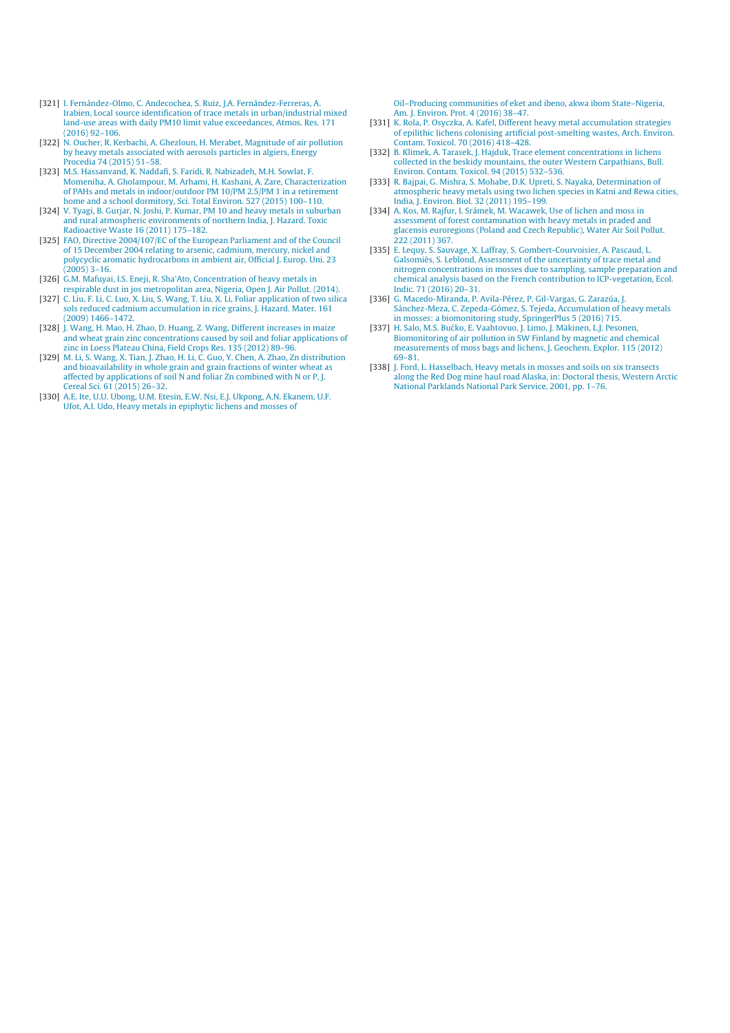[321] I. Fernández-Olmo, C. Andecochea, S. Ruiz, J.A. Fernández-Ferreras, A. Irabien, Local source identification of trace metals in urban/industrial mixed land-use areas with daily PM10 limit value exceedances, Atmos. Res. 171 (2016) 92–106.

[322] N. Oucher, R. Kerbachi, A. Ghezloun, H. Merabet, Magnitude of air pollution by heavy metals associated with aerosols particles in algiers, Energy Procedia 74 (2015) 51–58.

[323] M.S. Hassanvand, K. Naddafi, S. Faridi, R. Nabizadeh, M.H. Sowlat, F. Momeniha, A. Gholampour, M. Arhami, H. Kashani, A. Zare, Characterization of PAHs and metals in indoor/outdoor PM 10/PM 2.5/PM 1 in a retirement home and a school dormitory, Sci. Total Environ. 527 (2015) 100–110.

[324] V. Tyagi, B. Gurjar, N. Joshi, P. Kumar, PM 10 and heavy metals in suburban and rural atmospheric environments of northern India, J. Hazard. Toxic Radioactive Waste 16 (2011) 175–182.

[325] FAO, Directive 2004/107/EC of the European Parliament and of the Council of 15 December 2004 relating to arsenic, cadmium, mercury, nickel and polycyclic aromatic hydrocarbons in ambient air, Official J. Europ. Uni. 23 (2005) 3–16.

[326] G.M. Mafuyai, I.S. Eneji, R. Sha'Ato, Concentration of heavy metals in respirable dust in jos metropolitan area, Nigeria, Open J. Air Pollut. (2014).

[327] C. Liu, F. Li, C. Luo, X. Liu, S. Wang, T. Liu, X. Li, Foliar application of two silica sols reduced cadmium accumulation in rice grains, J. Hazard. Mater. 161 (2009) 1466–1472.

[328] J. Wang, H. Mao, H. Zhao, D. Huang, Z. Wang, Different increases in maize and wheat grain zinc concentrations caused by soil and foliar applications of zinc in Loess Plateau China, Field Crops Res. 135 (2012) 89–96.

[329] M. Li, S. Wang, X. Tian, J. Zhao, H. Li, C. Guo, Y. Chen, A. Zhao, Zn distribution and bioavailability in whole grain and grain fractions of winter wheat as affected by applications of soil N and foliar Zn combined with N or P, J. Cereal Sci. 61 (2015) 26–32.

[330] A.E. Ite, U.U. Ubong, U.M. Etesin, E.W. Nsi, E.J. Ukpong, A.N. Ekanem, U.F. Ufot, A.I. Udo, Heavy metals in epiphytic lichens and mosses of Oil–Producing communities of eket and ibeno, akwa ibom State–Nigeria, Am. J. Environ. Prot. 4 (2016) 38–47.

[331] K. Rola, P. Osyczka, A. Kafel, Different heavy metal accumulation strategies of epilithic lichens colonising artificial post-smelting wastes, Arch. Environ. Contam. Toxicol. 70 (2016) 418–428.

[332] B. Klimek, A. Tarasek, J. Hajduk, Trace element concentrations in lichens collected in the beskidy mountains, the outer Western Carpathians, Bull. Environ. Contam. Toxicol. 94 (2015) 532–536.

[333] R. Bajpai, G. Mishra, S. Mohabe, D.K. Upreti, S. Nayaka, Determination of atmospheric heavy metals using two lichen species in Katni and Rewa cities, India, J. Environ. Biol. 32 (2011) 195–199.

[334] A. Kos, M. Rajfur, I. Šrámek, M. Wacawek, Use of lichen and moss in assessment of forest contamination with heavy metals in praded and glacensis euroregions (Poland and Czech Republic), Water Air Soil Pollut. 222 (2011) 367.

[335] E. Lequy, S. Sauvage, X. Laffray, S. Gombert-Courvoisier, A. Pascaud, L. Galsomiès, S. Leblond, Assessment of the uncertainty of trace metal and nitrogen concentrations in mosses due to sampling, sample preparation and chemical analysis based on the French contribution to ICP-vegetation, Ecol. Indic. 71 (2016) 20–31.

[336] G. Macedo-Miranda, P. Avila-Pérez, P. Gil-Vargas, G. Zarazúa, J. Sánchez-Meza, C. Zepeda-Gómez, S. Tejeda, Accumulation of heavy metals in mosses: a biomonitoring study, SpringerPlus 5 (2016) 715.

[337] H. Salo, M.S. Bućko, E. Vaahtovuo, J. Limo, J. Mäkinen, L.J. Pesonen, Biomonitoring of air pollution in SW Finland by magnetic and chemical measurements of moss bags and lichens, J. Geochem. Explor. 115 (2012) 69–81.

[338] J. Ford, L. Hasselbach, Heavy metals in mosses and soils on six transects along the Red Dog mine haul road Alaska, in: Doctoral thesis, Western Arctic National Parklands National Park Service, 2001, pp. 1–76.